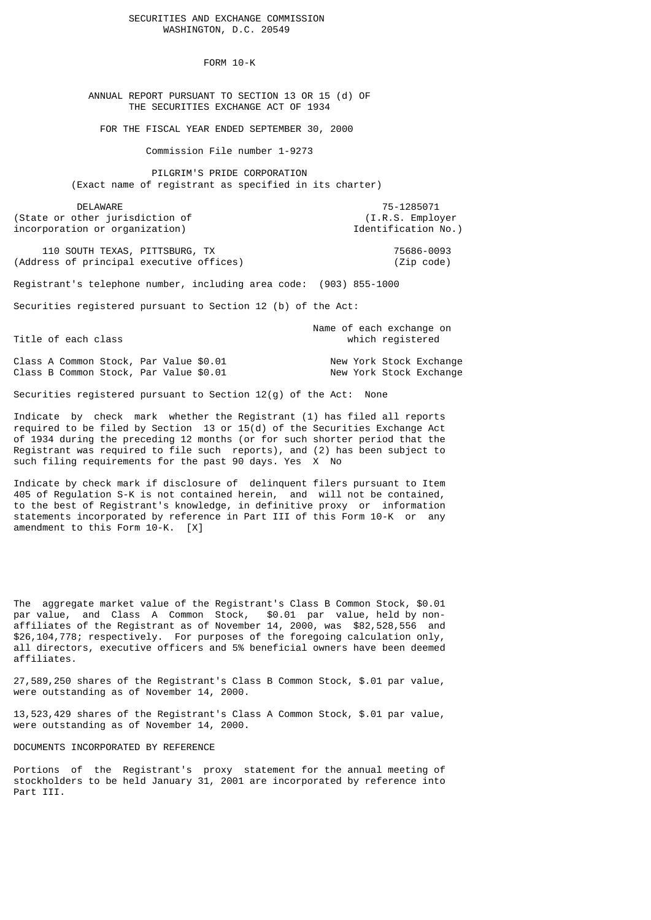SECURITIES AND EXCHANGE COMMISSION
WASHINGTON, D.C. 20549

# FORM 10-K

ANNUAL REPORT PURSUANT TO SECTION 13 OR 15 (d) OF
THE SECURITIES EXCHANGE ACT OF 1934

FOR THE FISCAL YEAR ENDED SEPTEMBER 30, 2000

Commission File number 1-9273

## PILGRIM'S PRIDE CORPORATION

(Exact name of registrant as specified in its charter)

| DELAWARE | 75-1285071 |
|---|---|
| (State or other jurisdiction of incorporation or organization) | (I.R.S. Employer Identification No.) |

| 110 SOUTH TEXAS, PITTSBURG, TX | 75686-0093 |
|---|---|
| (Address of principal executive offices) | (Zip code) |

Registrant's telephone number, including area code: (903) 855-1000

Securities registered pursuant to Section 12 (b) of the Act:

| Title of each class | Name of each exchange on which registered |
|---|---|
| Class A Common Stock, Par Value $0.01 | New York Stock Exchange |
| Class B Common Stock, Par Value $0.01 | New York Stock Exchange |

Securities registered pursuant to Section 12(g) of the Act: None

Indicate by check mark whether the Registrant (1) has filed all reports required to be filed by Section 13 or 15(d) of the Securities Exchange Act of 1934 during the preceding 12 months (or for such shorter period that the Registrant was required to file such reports), and (2) has been subject to such filing requirements for the past 90 days. Yes X No

Indicate by check mark if disclosure of delinquent filers pursuant to Item 405 of Regulation S-K is not contained herein, and will not be contained, to the best of Registrant's knowledge, in definitive proxy or information statements incorporated by reference in Part III of this Form 10-K or any amendment to this Form 10-K. [X]

The aggregate market value of the Registrant's Class B Common Stock, $0.01 par value, and Class A Common Stock, $0.01 par value, held by non-affiliates of the Registrant as of November 14, 2000, was $82,528,556 and $26,104,778; respectively. For purposes of the foregoing calculation only, all directors, executive officers and 5% beneficial owners have been deemed affiliates.

27,589,250 shares of the Registrant's Class B Common Stock, $.01 par value, were outstanding as of November 14, 2000.

13,523,429 shares of the Registrant's Class A Common Stock, $.01 par value, were outstanding as of November 14, 2000.

DOCUMENTS INCORPORATED BY REFERENCE

Portions of the Registrant's proxy statement for the annual meeting of stockholders to be held January 31, 2001 are incorporated by reference into Part III.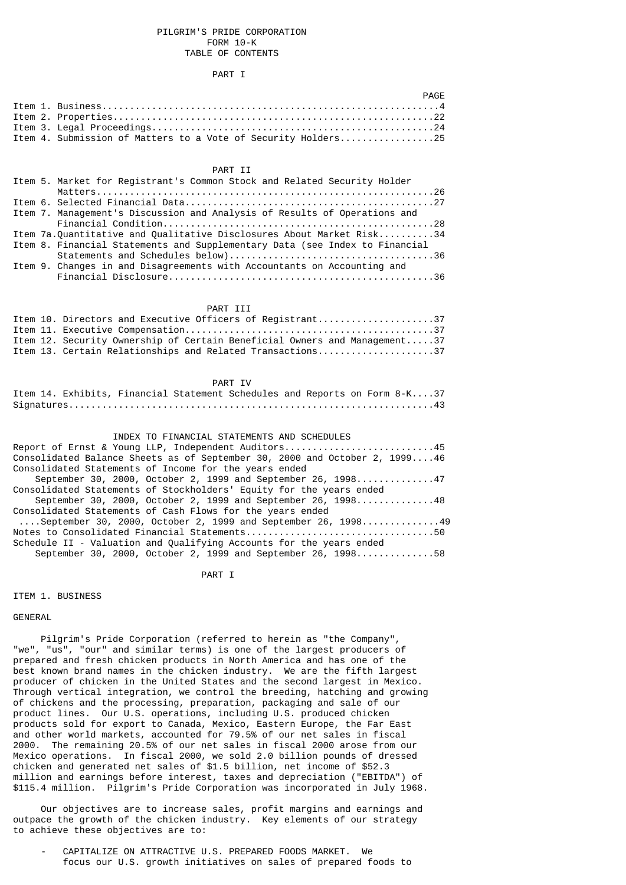# PILGRIM'S PRIDE CORPORATION
## FORM 10-K
## TABLE OF CONTENTS

### PART I

| | PAGE |
|---|---|
| Item 1. Business | 4 |
| Item 2. Properties | 22 |
| Item 3. Legal Proceedings | 24 |
| Item 4. Submission of Matters to a Vote of Security Holders | 25 |

### PART II

| | |
|---|---|
| Item 5. Market for Registrant's Common Stock and Related Security Holder Matters | 26 |
| Item 6. Selected Financial Data | 27 |
| Item 7. Management's Discussion and Analysis of Results of Operations and Financial Condition | 28 |
| Item 7a. Quantitative and Qualitative Disclosures About Market Risk | 34 |
| Item 8. Financial Statements and Supplementary Data (see Index to Financial Statements and Schedules below) | 36 |
| Item 9. Changes in and Disagreements with Accountants on Accounting and Financial Disclosure | 36 |

### PART III

| | |
|---|---|
| Item 10. Directors and Executive Officers of Registrant | 37 |
| Item 11. Executive Compensation | 37 |
| Item 12. Security Ownership of Certain Beneficial Owners and Management | 37 |
| Item 13. Certain Relationships and Related Transactions | 37 |

### PART IV

| | |
|---|---|
| Item 14. Exhibits, Financial Statement Schedules and Reports on Form 8-K | 37 |
| Signatures | 43 |

### INDEX TO FINANCIAL STATEMENTS AND SCHEDULES

| | |
|---|---|
| Report of Ernst & Young LLP, Independent Auditors | 45 |
| Consolidated Balance Sheets as of September 30, 2000 and October 2, 1999 | 46 |
| Consolidated Statements of Income for the years ended September 30, 2000, October 2, 1999 and September 26, 1998 | 47 |
| Consolidated Statements of Stockholders' Equity for the years ended September 30, 2000, October 2, 1999 and September 26, 1998 | 48 |
| Consolidated Statements of Cash Flows for the years ended September 30, 2000, October 2, 1999 and September 26, 1998 | 49 |
| Notes to Consolidated Financial Statements | 50 |
| Schedule II - Valuation and Qualifying Accounts for the years ended September 30, 2000, October 2, 1999 and September 26, 1998 | 58 |

# PART I

## ITEM 1. BUSINESS

### GENERAL

Pilgrim's Pride Corporation (referred to herein as "the Company", "we", "us", "our" and similar terms) is one of the largest producers of prepared and fresh chicken products in North America and has one of the best known brand names in the chicken industry. We are the fifth largest producer of chicken in the United States and the second largest in Mexico. Through vertical integration, we control the breeding, hatching and growing of chickens and the processing, preparation, packaging and sale of our product lines. Our U.S. operations, including U.S. produced chicken products sold for export to Canada, Mexico, Eastern Europe, the Far East and other world markets, accounted for 79.5% of our net sales in fiscal 2000. The remaining 20.5% of our net sales in fiscal 2000 arose from our Mexico operations. In fiscal 2000, we sold 2.0 billion pounds of dressed chicken and generated net sales of $1.5 billion, net income of $52.3 million and earnings before interest, taxes and depreciation ("EBITDA") of $115.4 million. Pilgrim's Pride Corporation was incorporated in July 1968.

Our objectives are to increase sales, profit margins and earnings and outpace the growth of the chicken industry. Key elements of our strategy to achieve these objectives are to:

- CAPITALIZE ON ATTRACTIVE U.S. PREPARED FOODS MARKET. We focus our U.S. growth initiatives on sales of prepared foods to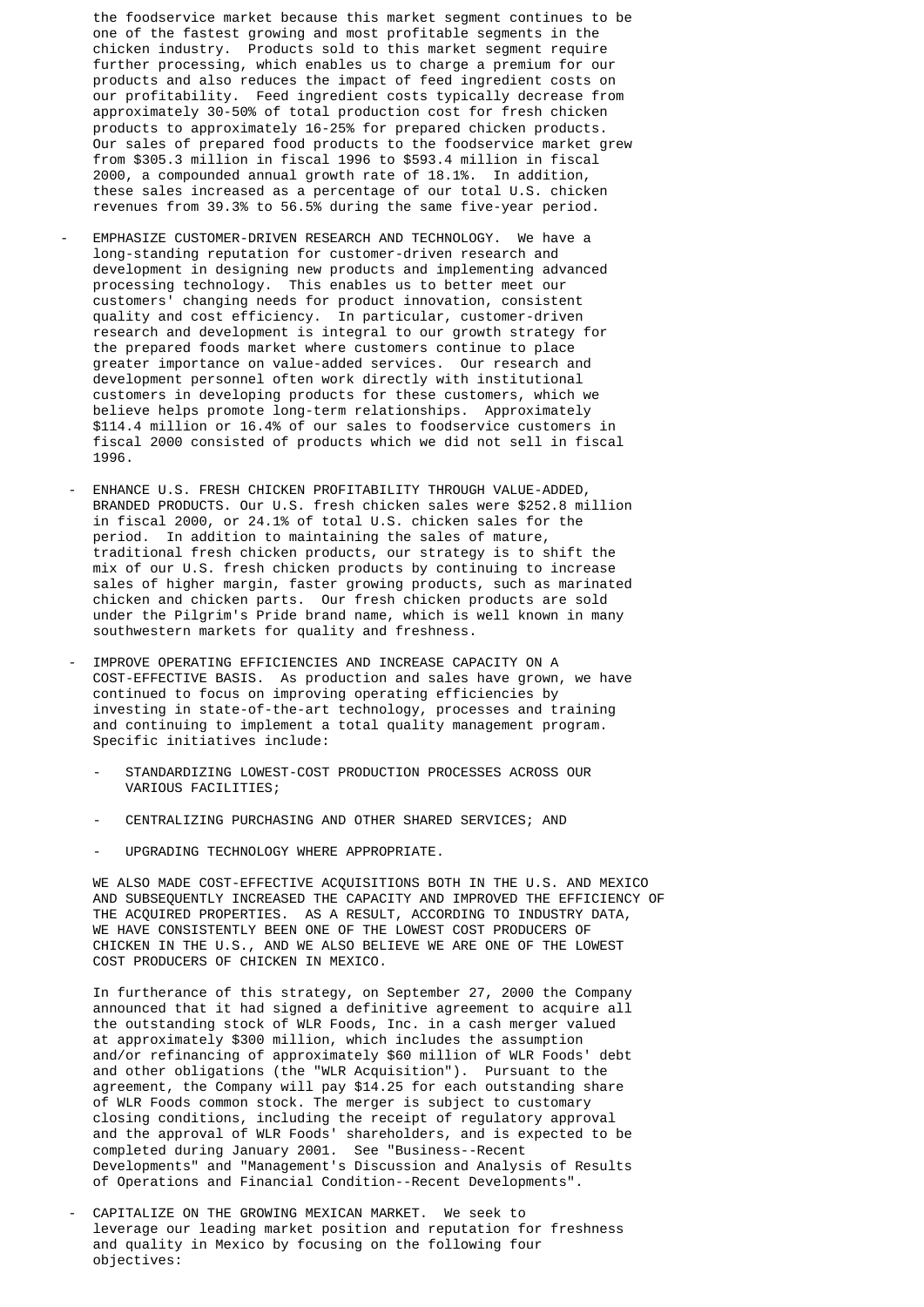the foodservice market because this market segment continues to be one of the fastest growing and most profitable segments in the chicken industry. Products sold to this market segment require further processing, which enables us to charge a premium for our products and also reduces the impact of feed ingredient costs on our profitability. Feed ingredient costs typically decrease from approximately 30-50% of total production cost for fresh chicken products to approximately 16-25% for prepared chicken products. Our sales of prepared food products to the foodservice market grew from $305.3 million in fiscal 1996 to $593.4 million in fiscal 2000, a compounded annual growth rate of 18.1%. In addition, these sales increased as a percentage of our total U.S. chicken revenues from 39.3% to 56.5% during the same five-year period.

- EMPHASIZE CUSTOMER-DRIVEN RESEARCH AND TECHNOLOGY. We have a long-standing reputation for customer-driven research and development in designing new products and implementing advanced processing technology. This enables us to better meet our customers' changing needs for product innovation, consistent quality and cost efficiency. In particular, customer-driven research and development is integral to our growth strategy for the prepared foods market where customers continue to place greater importance on value-added services. Our research and development personnel often work directly with institutional customers in developing products for these customers, which we believe helps promote long-term relationships. Approximately $114.4 million or 16.4% of our sales to foodservice customers in fiscal 2000 consisted of products which we did not sell in fiscal 1996.

- ENHANCE U.S. FRESH CHICKEN PROFITABILITY THROUGH VALUE-ADDED, BRANDED PRODUCTS. Our U.S. fresh chicken sales were $252.8 million in fiscal 2000, or 24.1% of total U.S. chicken sales for the period. In addition to maintaining the sales of mature, traditional fresh chicken products, our strategy is to shift the mix of our U.S. fresh chicken products by continuing to increase sales of higher margin, faster growing products, such as marinated chicken and chicken parts. Our fresh chicken products are sold under the Pilgrim's Pride brand name, which is well known in many southwestern markets for quality and freshness.

- IMPROVE OPERATING EFFICIENCIES AND INCREASE CAPACITY ON A COST-EFFECTIVE BASIS. As production and sales have grown, we have continued to focus on improving operating efficiencies by investing in state-of-the-art technology, processes and training and continuing to implement a total quality management program. Specific initiatives include:

  - STANDARDIZING LOWEST-COST PRODUCTION PROCESSES ACROSS OUR VARIOUS FACILITIES;

  - CENTRALIZING PURCHASING AND OTHER SHARED SERVICES; AND

  - UPGRADING TECHNOLOGY WHERE APPROPRIATE.

  WE ALSO MADE COST-EFFECTIVE ACQUISITIONS BOTH IN THE U.S. AND MEXICO AND SUBSEQUENTLY INCREASED THE CAPACITY AND IMPROVED THE EFFICIENCY OF THE ACQUIRED PROPERTIES. AS A RESULT, ACCORDING TO INDUSTRY DATA, WE HAVE CONSISTENTLY BEEN ONE OF THE LOWEST COST PRODUCERS OF CHICKEN IN THE U.S., AND WE ALSO BELIEVE WE ARE ONE OF THE LOWEST COST PRODUCERS OF CHICKEN IN MEXICO.

  In furtherance of this strategy, on September 27, 2000 the Company announced that it had signed a definitive agreement to acquire all the outstanding stock of WLR Foods, Inc. in a cash merger valued at approximately $300 million, which includes the assumption and/or refinancing of approximately $60 million of WLR Foods' debt and other obligations (the "WLR Acquisition"). Pursuant to the agreement, the Company will pay $14.25 for each outstanding share of WLR Foods common stock. The merger is subject to customary closing conditions, including the receipt of regulatory approval and the approval of WLR Foods' shareholders, and is expected to be completed during January 2001. See "Business--Recent Developments" and "Management's Discussion and Analysis of Results of Operations and Financial Condition--Recent Developments".

- CAPITALIZE ON THE GROWING MEXICAN MARKET. We seek to leverage our leading market position and reputation for freshness and quality in Mexico by focusing on the following four objectives: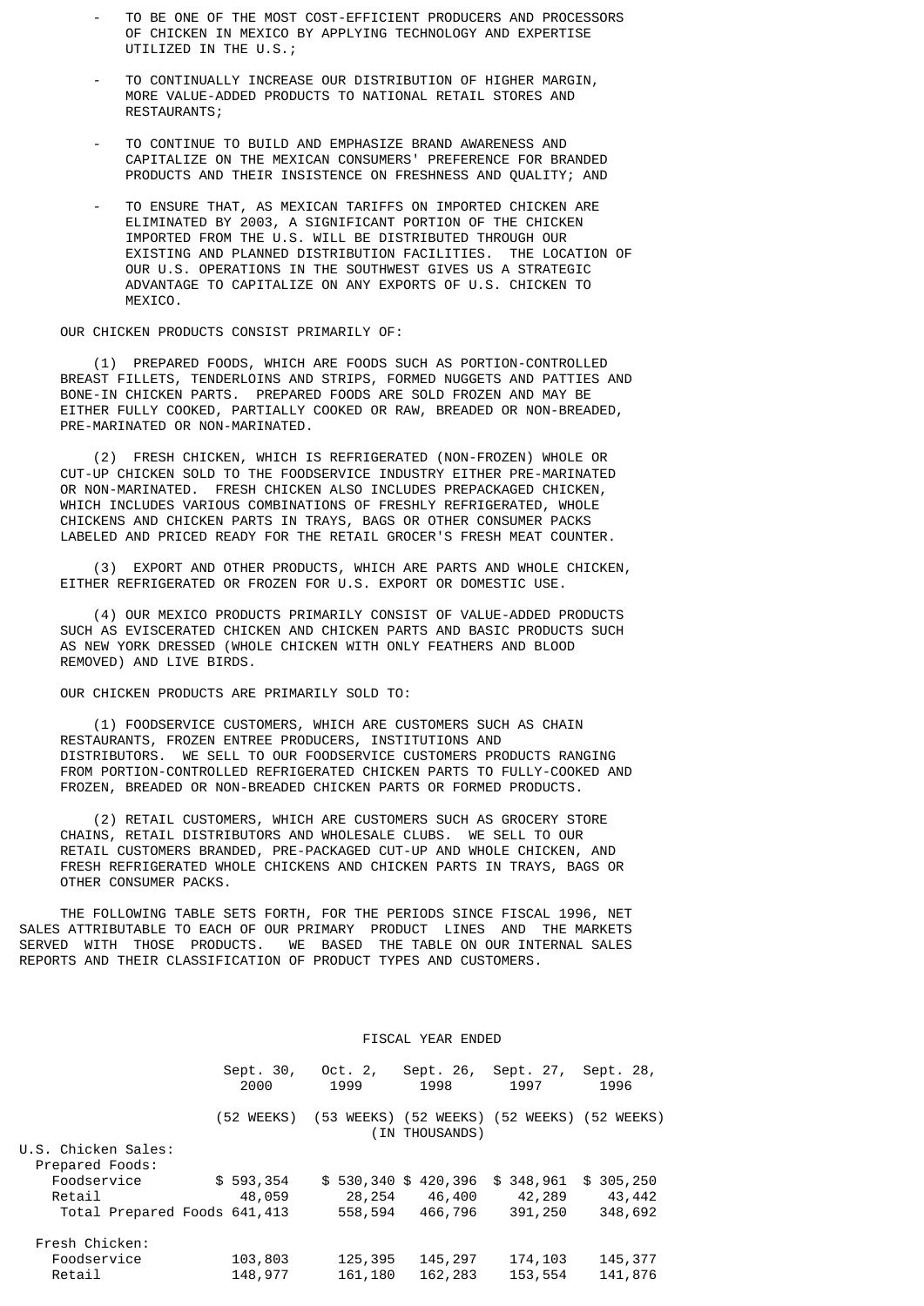- TO BE ONE OF THE MOST COST-EFFICIENT PRODUCERS AND PROCESSORS OF CHICKEN IN MEXICO BY APPLYING TECHNOLOGY AND EXPERTISE UTILIZED IN THE U.S.;

- TO CONTINUALLY INCREASE OUR DISTRIBUTION OF HIGHER MARGIN, MORE VALUE-ADDED PRODUCTS TO NATIONAL RETAIL STORES AND RESTAURANTS;

- TO CONTINUE TO BUILD AND EMPHASIZE BRAND AWARENESS AND CAPITALIZE ON THE MEXICAN CONSUMERS' PREFERENCE FOR BRANDED PRODUCTS AND THEIR INSISTENCE ON FRESHNESS AND QUALITY; AND

- TO ENSURE THAT, AS MEXICAN TARIFFS ON IMPORTED CHICKEN ARE ELIMINATED BY 2003, A SIGNIFICANT PORTION OF THE CHICKEN IMPORTED FROM THE U.S. WILL BE DISTRIBUTED THROUGH OUR EXISTING AND PLANNED DISTRIBUTION FACILITIES. THE LOCATION OF OUR U.S. OPERATIONS IN THE SOUTHWEST GIVES US A STRATEGIC ADVANTAGE TO CAPITALIZE ON ANY EXPORTS OF U.S. CHICKEN TO MEXICO.

OUR CHICKEN PRODUCTS CONSIST PRIMARILY OF:

(1) PREPARED FOODS, WHICH ARE FOODS SUCH AS PORTION-CONTROLLED BREAST FILLETS, TENDERLOINS AND STRIPS, FORMED NUGGETS AND PATTIES AND BONE-IN CHICKEN PARTS. PREPARED FOODS ARE SOLD FROZEN AND MAY BE EITHER FULLY COOKED, PARTIALLY COOKED OR RAW, BREADED OR NON-BREADED, PRE-MARINATED OR NON-MARINATED.

(2) FRESH CHICKEN, WHICH IS REFRIGERATED (NON-FROZEN) WHOLE OR CUT-UP CHICKEN SOLD TO THE FOODSERVICE INDUSTRY EITHER PRE-MARINATED OR NON-MARINATED. FRESH CHICKEN ALSO INCLUDES PREPACKAGED CHICKEN, WHICH INCLUDES VARIOUS COMBINATIONS OF FRESHLY REFRIGERATED, WHOLE CHICKENS AND CHICKEN PARTS IN TRAYS, BAGS OR OTHER CONSUMER PACKS LABELED AND PRICED READY FOR THE RETAIL GROCER'S FRESH MEAT COUNTER.

(3) EXPORT AND OTHER PRODUCTS, WHICH ARE PARTS AND WHOLE CHICKEN, EITHER REFRIGERATED OR FROZEN FOR U.S. EXPORT OR DOMESTIC USE.

(4) OUR MEXICO PRODUCTS PRIMARILY CONSIST OF VALUE-ADDED PRODUCTS SUCH AS EVISCERATED CHICKEN AND CHICKEN PARTS AND BASIC PRODUCTS SUCH AS NEW YORK DRESSED (WHOLE CHICKEN WITH ONLY FEATHERS AND BLOOD REMOVED) AND LIVE BIRDS.

OUR CHICKEN PRODUCTS ARE PRIMARILY SOLD TO:

(1) FOODSERVICE CUSTOMERS, WHICH ARE CUSTOMERS SUCH AS CHAIN RESTAURANTS, FROZEN ENTREE PRODUCERS, INSTITUTIONS AND DISTRIBUTORS. WE SELL TO OUR FOODSERVICE CUSTOMERS PRODUCTS RANGING FROM PORTION-CONTROLLED REFRIGERATED CHICKEN PARTS TO FULLY-COOKED AND FROZEN, BREADED OR NON-BREADED CHICKEN PARTS OR FORMED PRODUCTS.

(2) RETAIL CUSTOMERS, WHICH ARE CUSTOMERS SUCH AS GROCERY STORE CHAINS, RETAIL DISTRIBUTORS AND WHOLESALE CLUBS. WE SELL TO OUR RETAIL CUSTOMERS BRANDED, PRE-PACKAGED CUT-UP AND WHOLE CHICKEN, AND FRESH REFRIGERATED WHOLE CHICKENS AND CHICKEN PARTS IN TRAYS, BAGS OR OTHER CONSUMER PACKS.

THE FOLLOWING TABLE SETS FORTH, FOR THE PERIODS SINCE FISCAL 1996, NET SALES ATTRIBUTABLE TO EACH OF OUR PRIMARY PRODUCT LINES AND THE MARKETS SERVED WITH THOSE PRODUCTS. WE BASED THE TABLE ON OUR INTERNAL SALES REPORTS AND THEIR CLASSIFICATION OF PRODUCT TYPES AND CUSTOMERS.

| | FISCAL YEAR ENDED | | | | |
|---|---|---|---|---|---|
| | Sept. 30, 2000 | Oct. 2, 1999 | Sept. 26, 1998 | Sept. 27, 1997 | Sept. 28, 1996 |
| | (52 WEEKS) | (53 WEEKS) | (52 WEEKS) | (52 WEEKS) | (52 WEEKS) |
| | | | (IN THOUSANDS) | | |
| U.S. Chicken Sales: | | | | | |
| Prepared Foods: | | | | | |
| Foodservice | $ 593,354 | $ 530,340 | $ 420,396 | $ 348,961 | $ 305,250 |
| Retail | 48,059 | 28,254 | 46,400 | 42,289 | 43,442 |
| Total Prepared Foods | 641,413 | 558,594 | 466,796 | 391,250 | 348,692 |
| Fresh Chicken: | | | | | |
| Foodservice | 103,803 | 125,395 | 145,297 | 174,103 | 145,377 |
| Retail | 148,977 | 161,180 | 162,283 | 153,554 | 141,876 |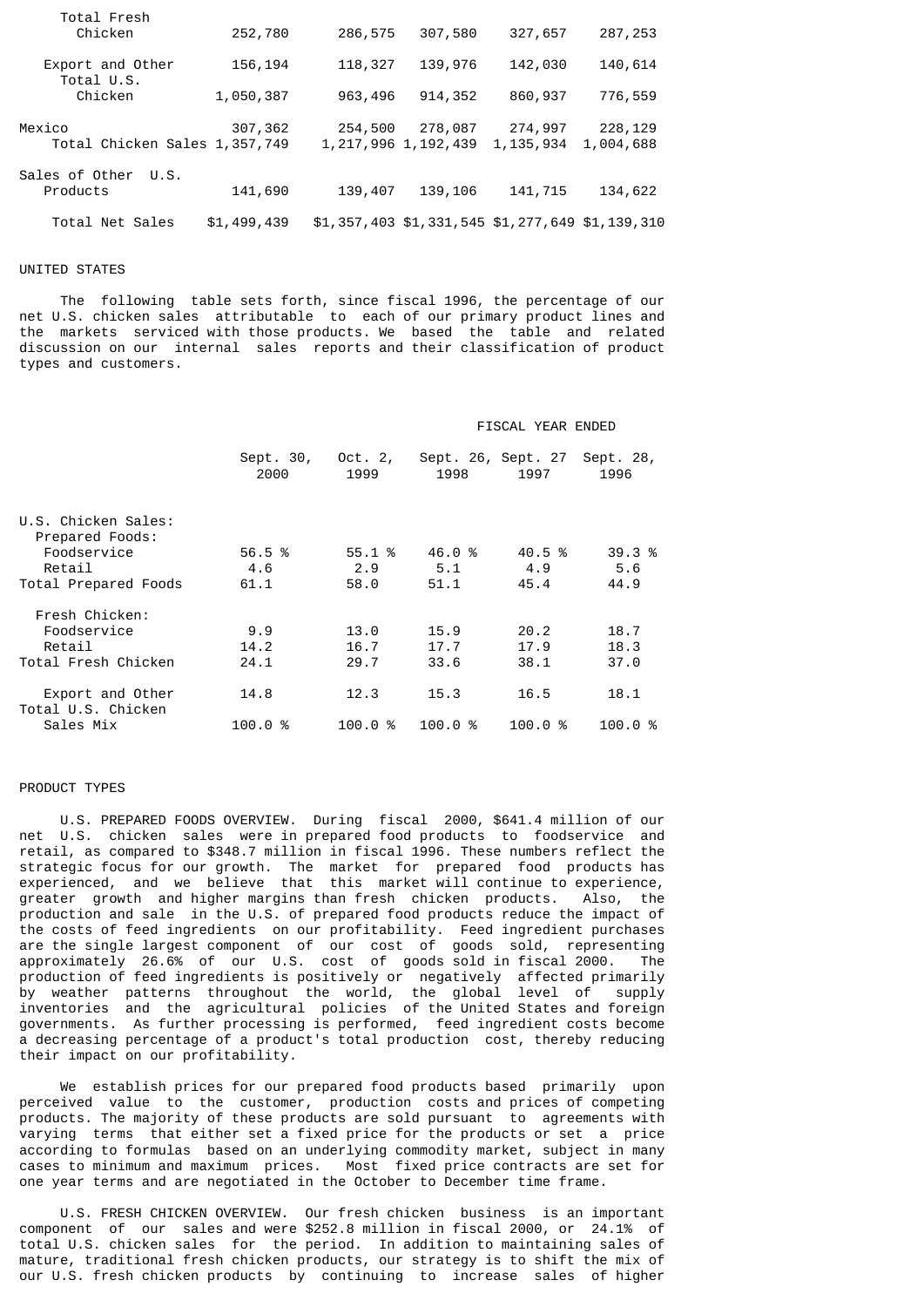| | | | | | |
|---|---|---|---|---|---|
| Total Fresh Chicken | 252,780 | 286,575 | 307,580 | 327,657 | 287,253 |
| Export and Other | 156,194 | 118,327 | 139,976 | 142,030 | 140,614 |
| Total U.S. Chicken | 1,050,387 | 963,496 | 914,352 | 860,937 | 776,559 |
| Mexico | 307,362 | 254,500 | 278,087 | 274,997 | 228,129 |
| Total Chicken Sales | 1,357,749 | 1,217,996 | 1,192,439 | 1,135,934 | 1,004,688 |
| Sales of Other U.S. Products | 141,690 | 139,407 | 139,106 | 141,715 | 134,622 |
| Total Net Sales | $1,499,439 | $1,357,403 | $1,331,545 | $1,277,649 | $1,139,310 |

UNITED STATES

The following table sets forth, since fiscal 1996, the percentage of our net U.S. chicken sales attributable to each of our primary product lines and the markets serviced with those products. We based the table and related discussion on our internal sales reports and their classification of product types and customers.

| | FISCAL YEAR ENDED | | | | |
|---|---|---|---|---|---|
| | Sept. 30, 2000 | Oct. 2, 1999 | Sept. 26, 1998 | Sept. 27 1997 | Sept. 28, 1996 |
| U.S. Chicken Sales: | | | | | |
| Prepared Foods: | | | | | |
| Foodservice | 56.5 % | 55.1 % | 46.0 % | 40.5 % | 39.3 % |
| Retail | 4.6 | 2.9 | 5.1 | 4.9 | 5.6 |
| Total Prepared Foods | 61.1 | 58.0 | 51.1 | 45.4 | 44.9 |
| Fresh Chicken: | | | | | |
| Foodservice | 9.9 | 13.0 | 15.9 | 20.2 | 18.7 |
| Retail | 14.2 | 16.7 | 17.7 | 17.9 | 18.3 |
| Total Fresh Chicken | 24.1 | 29.7 | 33.6 | 38.1 | 37.0 |
| Export and Other | 14.8 | 12.3 | 15.3 | 16.5 | 18.1 |
| Total U.S. Chicken Sales Mix | 100.0 % | 100.0 % | 100.0 % | 100.0 % | 100.0 % |

PRODUCT TYPES

U.S. PREPARED FOODS OVERVIEW. During fiscal 2000, $641.4 million of our net U.S. chicken sales were in prepared food products to foodservice and retail, as compared to $348.7 million in fiscal 1996. These numbers reflect the strategic focus for our growth. The market for prepared food products has experienced, and we believe that this market will continue to experience, greater growth and higher margins than fresh chicken products. Also, the production and sale in the U.S. of prepared food products reduce the impact of the costs of feed ingredients on our profitability. Feed ingredient purchases are the single largest component of our cost of goods sold, representing approximately 26.6% of our U.S. cost of goods sold in fiscal 2000. The production of feed ingredients is positively or negatively affected primarily by weather patterns throughout the world, the global level of supply inventories and the agricultural policies of the United States and foreign governments. As further processing is performed, feed ingredient costs become a decreasing percentage of a product's total production cost, thereby reducing their impact on our profitability.

We establish prices for our prepared food products based primarily upon perceived value to the customer, production costs and prices of competing products. The majority of these products are sold pursuant to agreements with varying terms that either set a fixed price for the products or set a price according to formulas based on an underlying commodity market, subject in many cases to minimum and maximum prices. Most fixed price contracts are set for one year terms and are negotiated in the October to December time frame.

U.S. FRESH CHICKEN OVERVIEW. Our fresh chicken business is an important component of our sales and were $252.8 million in fiscal 2000, or 24.1% of total U.S. chicken sales for the period. In addition to maintaining sales of mature, traditional fresh chicken products, our strategy is to shift the mix of our U.S. fresh chicken products by continuing to increase sales of higher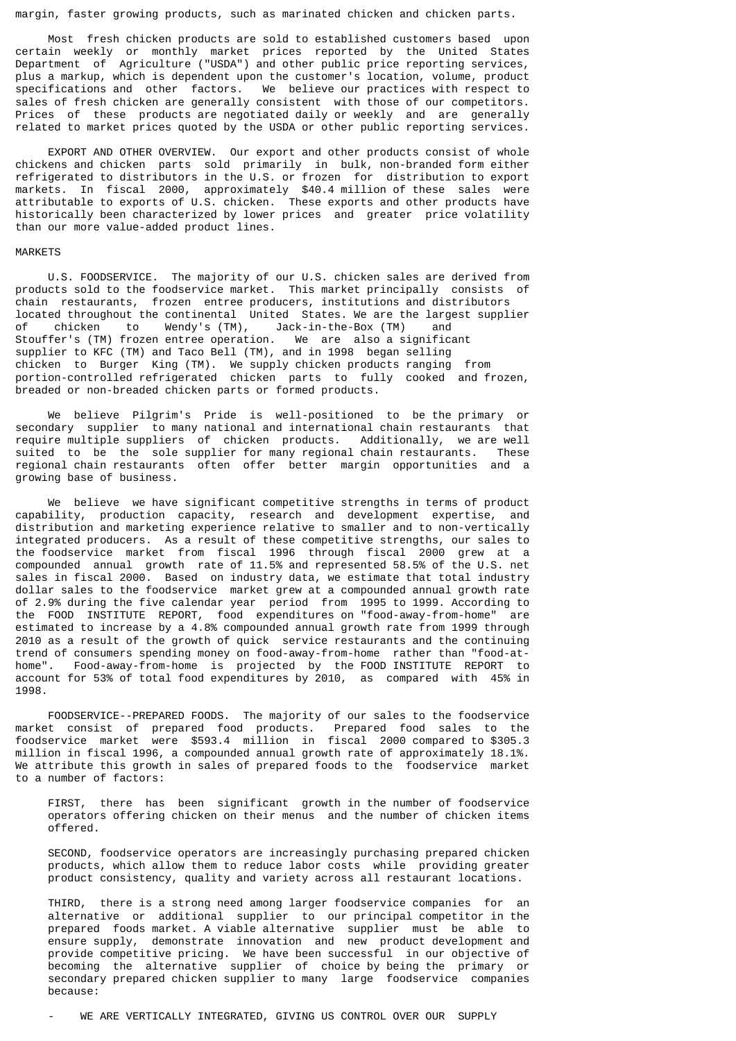margin, faster growing products, such as marinated chicken and chicken parts.

Most fresh chicken products are sold to established customers based upon certain weekly or monthly market prices reported by the United States Department of Agriculture ("USDA") and other public price reporting services, plus a markup, which is dependent upon the customer's location, volume, product specifications and other factors. We believe our practices with respect to sales of fresh chicken are generally consistent with those of our competitors. Prices of these products are negotiated daily or weekly and are generally related to market prices quoted by the USDA or other public reporting services.

EXPORT AND OTHER OVERVIEW. Our export and other products consist of whole chickens and chicken parts sold primarily in bulk, non-branded form either refrigerated to distributors in the U.S. or frozen for distribution to export markets. In fiscal 2000, approximately $40.4 million of these sales were attributable to exports of U.S. chicken. These exports and other products have historically been characterized by lower prices and greater price volatility than our more value-added product lines.

MARKETS

U.S. FOODSERVICE. The majority of our U.S. chicken sales are derived from products sold to the foodservice market. This market principally consists of chain restaurants, frozen entree producers, institutions and distributors located throughout the continental United States. We are the largest supplier of chicken to Wendy's (TM), Jack-in-the-Box (TM) and Stouffer's (TM) frozen entree operation. We are also a significant supplier to KFC (TM) and Taco Bell (TM), and in 1998 began selling chicken to Burger King (TM). We supply chicken products ranging from portion-controlled refrigerated chicken parts to fully cooked and frozen, breaded or non-breaded chicken parts or formed products.

We believe Pilgrim's Pride is well-positioned to be the primary or secondary supplier to many national and international chain restaurants that require multiple suppliers of chicken products. Additionally, we are well suited to be the sole supplier for many regional chain restaurants. These regional chain restaurants often offer better margin opportunities and a growing base of business.

We believe we have significant competitive strengths in terms of product capability, production capacity, research and development expertise, and distribution and marketing experience relative to smaller and to non-vertically integrated producers. As a result of these competitive strengths, our sales to the foodservice market from fiscal 1996 through fiscal 2000 grew at a compounded annual growth rate of 11.5% and represented 58.5% of the U.S. net sales in fiscal 2000. Based on industry data, we estimate that total industry dollar sales to the foodservice market grew at a compounded annual growth rate of 2.9% during the five calendar year period from 1995 to 1999. According to the FOOD INSTITUTE REPORT, food expenditures on "food-away-from-home" are estimated to increase by a 4.8% compounded annual growth rate from 1999 through 2010 as a result of the growth of quick service restaurants and the continuing trend of consumers spending money on food-away-from-home rather than "food-at-home". Food-away-from-home is projected by the FOOD INSTITUTE REPORT to account for 53% of total food expenditures by 2010, as compared with 45% in 1998.

FOODSERVICE--PREPARED FOODS. The majority of our sales to the foodservice market consist of prepared food products. Prepared food sales to the foodservice market were $593.4 million in fiscal 2000 compared to $305.3 million in fiscal 1996, a compounded annual growth rate of approximately 18.1%. We attribute this growth in sales of prepared foods to the foodservice market to a number of factors:

FIRST, there has been significant growth in the number of foodservice operators offering chicken on their menus and the number of chicken items offered.

SECOND, foodservice operators are increasingly purchasing prepared chicken products, which allow them to reduce labor costs while providing greater product consistency, quality and variety across all restaurant locations.

THIRD, there is a strong need among larger foodservice companies for an alternative or additional supplier to our principal competitor in the prepared foods market. A viable alternative supplier must be able to ensure supply, demonstrate innovation and new product development and provide competitive pricing. We have been successful in our objective of becoming the alternative supplier of choice by being the primary or secondary prepared chicken supplier to many large foodservice companies because:

- WE ARE VERTICALLY INTEGRATED, GIVING US CONTROL OVER OUR SUPPLY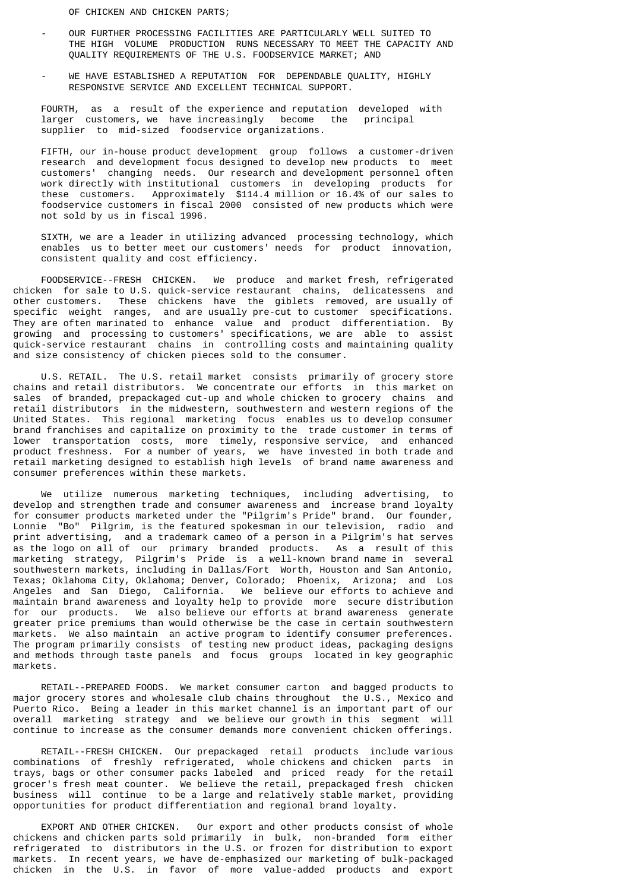OF CHICKEN AND CHICKEN PARTS;

- OUR FURTHER PROCESSING FACILITIES ARE PARTICULARLY WELL SUITED TO THE HIGH VOLUME PRODUCTION RUNS NECESSARY TO MEET THE CAPACITY AND QUALITY REQUIREMENTS OF THE U.S. FOODSERVICE MARKET; AND

- WE HAVE ESTABLISHED A REPUTATION FOR DEPENDABLE QUALITY, HIGHLY RESPONSIVE SERVICE AND EXCELLENT TECHNICAL SUPPORT.

FOURTH, as a result of the experience and reputation developed with larger customers, we have increasingly become the principal supplier to mid-sized foodservice organizations.

FIFTH, our in-house product development group follows a customer-driven research and development focus designed to develop new products to meet customers' changing needs. Our research and development personnel often work directly with institutional customers in developing products for these customers. Approximately $114.4 million or 16.4% of our sales to foodservice customers in fiscal 2000 consisted of new products which were not sold by us in fiscal 1996.

SIXTH, we are a leader in utilizing advanced processing technology, which enables us to better meet our customers' needs for product innovation, consistent quality and cost efficiency.

FOODSERVICE--FRESH CHICKEN. We produce and market fresh, refrigerated chicken for sale to U.S. quick-service restaurant chains, delicatessens and other customers. These chickens have the giblets removed, are usually of specific weight ranges, and are usually pre-cut to customer specifications. They are often marinated to enhance value and product differentiation. By growing and processing to customers' specifications, we are able to assist quick-service restaurant chains in controlling costs and maintaining quality and size consistency of chicken pieces sold to the consumer.

U.S. RETAIL. The U.S. retail market consists primarily of grocery store chains and retail distributors. We concentrate our efforts in this market on sales of branded, prepackaged cut-up and whole chicken to grocery chains and retail distributors in the midwestern, southwestern and western regions of the United States. This regional marketing focus enables us to develop consumer brand franchises and capitalize on proximity to the trade customer in terms of lower transportation costs, more timely, responsive service, and enhanced product freshness. For a number of years, we have invested in both trade and retail marketing designed to establish high levels of brand name awareness and consumer preferences within these markets.

We utilize numerous marketing techniques, including advertising, to develop and strengthen trade and consumer awareness and increase brand loyalty for consumer products marketed under the "Pilgrim's Pride" brand. Our founder, Lonnie "Bo" Pilgrim, is the featured spokesman in our television, radio and print advertising, and a trademark cameo of a person in a Pilgrim's hat serves as the logo on all of our primary branded products. As a result of this marketing strategy, Pilgrim's Pride is a well-known brand name in several southwestern markets, including in Dallas/Fort Worth, Houston and San Antonio, Texas; Oklahoma City, Oklahoma; Denver, Colorado; Phoenix, Arizona; and Los Angeles and San Diego, California. We believe our efforts to achieve and maintain brand awareness and loyalty help to provide more secure distribution for our products. We also believe our efforts at brand awareness generate greater price premiums than would otherwise be the case in certain southwestern markets. We also maintain an active program to identify consumer preferences. The program primarily consists of testing new product ideas, packaging designs and methods through taste panels and focus groups located in key geographic markets.

RETAIL--PREPARED FOODS. We market consumer carton and bagged products to major grocery stores and wholesale club chains throughout the U.S., Mexico and Puerto Rico. Being a leader in this market channel is an important part of our overall marketing strategy and we believe our growth in this segment will continue to increase as the consumer demands more convenient chicken offerings.

RETAIL--FRESH CHICKEN. Our prepackaged retail products include various combinations of freshly refrigerated, whole chickens and chicken parts in trays, bags or other consumer packs labeled and priced ready for the retail grocer's fresh meat counter. We believe the retail, prepackaged fresh chicken business will continue to be a large and relatively stable market, providing opportunities for product differentiation and regional brand loyalty.

EXPORT AND OTHER CHICKEN. Our export and other products consist of whole chickens and chicken parts sold primarily in bulk, non-branded form either refrigerated to distributors in the U.S. or frozen for distribution to export markets. In recent years, we have de-emphasized our marketing of bulk-packaged chicken in the U.S. in favor of more value-added products and export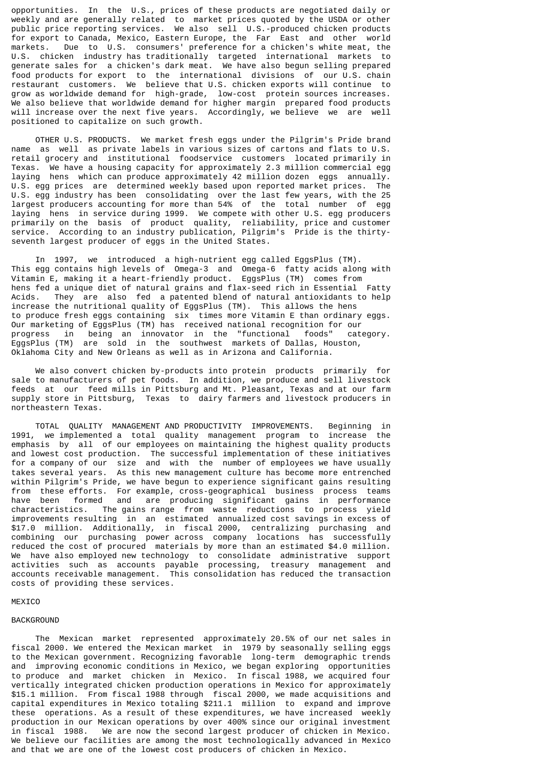opportunities. In the U.S., prices of these products are negotiated daily or weekly and are generally related to market prices quoted by the USDA or other public price reporting services. We also sell U.S.-produced chicken products for export to Canada, Mexico, Eastern Europe, the Far East and other world markets. Due to U.S. consumers' preference for a chicken's white meat, the U.S. chicken industry has traditionally targeted international markets to generate sales for a chicken's dark meat. We have also begun selling prepared food products for export to the international divisions of our U.S. chain restaurant customers. We believe that U.S. chicken exports will continue to grow as worldwide demand for high-grade, low-cost protein sources increases. We also believe that worldwide demand for higher margin prepared food products will increase over the next five years. Accordingly, we believe we are well positioned to capitalize on such growth.

OTHER U.S. PRODUCTS. We market fresh eggs under the Pilgrim's Pride brand name as well as private labels in various sizes of cartons and flats to U.S. retail grocery and institutional foodservice customers located primarily in Texas. We have a housing capacity for approximately 2.3 million commercial egg laying hens which can produce approximately 42 million dozen eggs annually. U.S. egg prices are determined weekly based upon reported market prices. The U.S. egg industry has been consolidating over the last few years, with the 25 largest producers accounting for more than 54% of the total number of egg laying hens in service during 1999. We compete with other U.S. egg producers primarily on the basis of product quality, reliability, price and customer service. According to an industry publication, Pilgrim's Pride is the thirty-seventh largest producer of eggs in the United States.

In 1997, we introduced a high-nutrient egg called EggsPlus (TM). This egg contains high levels of Omega-3 and Omega-6 fatty acids along with Vitamin E, making it a heart-friendly product. EggsPlus (TM) comes from hens fed a unique diet of natural grains and flax-seed rich in Essential Fatty Acids. They are also fed a patented blend of natural antioxidants to help increase the nutritional quality of EggsPlus (TM). This allows the hens to produce fresh eggs containing six times more Vitamin E than ordinary eggs. Our marketing of EggsPlus (TM) has received national recognition for our progress in being an innovator in the "functional foods" category. EggsPlus (TM) are sold in the southwest markets of Dallas, Houston, Oklahoma City and New Orleans as well as in Arizona and California.

We also convert chicken by-products into protein products primarily for sale to manufacturers of pet foods. In addition, we produce and sell livestock feeds at our feed mills in Pittsburg and Mt. Pleasant, Texas and at our farm supply store in Pittsburg, Texas to dairy farmers and livestock producers in northeastern Texas.

TOTAL QUALITY MANAGEMENT AND PRODUCTIVITY IMPROVEMENTS. Beginning in 1991, we implemented a total quality management program to increase the emphasis by all of our employees on maintaining the highest quality products and lowest cost production. The successful implementation of these initiatives for a company of our size and with the number of employees we have usually takes several years. As this new management culture has become more entrenched within Pilgrim's Pride, we have begun to experience significant gains resulting from these efforts. For example, cross-geographical business process teams have been formed and are producing significant gains in performance characteristics. The gains range from waste reductions to process yield improvements resulting in an estimated annualized cost savings in excess of $17.0 million. Additionally, in fiscal 2000, centralizing purchasing and combining our purchasing power across company locations has successfully reduced the cost of procured materials by more than an estimated $4.0 million. We have also employed new technology to consolidate administrative support activities such as accounts payable processing, treasury management and accounts receivable management. This consolidation has reduced the transaction costs of providing these services.

## MEXICO

### BACKGROUND

The Mexican market represented approximately 20.5% of our net sales in fiscal 2000. We entered the Mexican market in 1979 by seasonally selling eggs to the Mexican government. Recognizing favorable long-term demographic trends and improving economic conditions in Mexico, we began exploring opportunities to produce and market chicken in Mexico. In fiscal 1988, we acquired four vertically integrated chicken production operations in Mexico for approximately $15.1 million. From fiscal 1988 through fiscal 2000, we made acquisitions and capital expenditures in Mexico totaling $211.1 million to expand and improve these operations. As a result of these expenditures, we have increased weekly production in our Mexican operations by over 400% since our original investment in fiscal 1988. We are now the second largest producer of chicken in Mexico. We believe our facilities are among the most technologically advanced in Mexico and that we are one of the lowest cost producers of chicken in Mexico.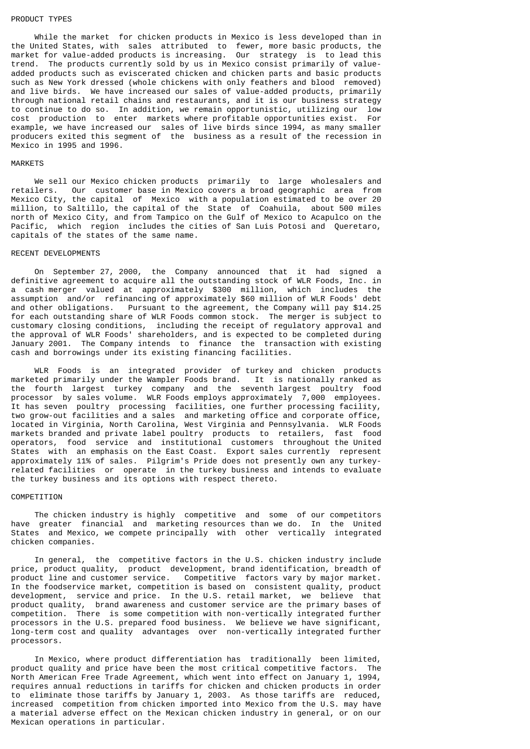## PRODUCT TYPES

While the market for chicken products in Mexico is less developed than in the United States, with sales attributed to fewer, more basic products, the market for value-added products is increasing. Our strategy is to lead this trend. The products currently sold by us in Mexico consist primarily of value-added products such as eviscerated chicken and chicken parts and basic products such as New York dressed (whole chickens with only feathers and blood removed) and live birds. We have increased our sales of value-added products, primarily through national retail chains and restaurants, and it is our business strategy to continue to do so. In addition, we remain opportunistic, utilizing our low cost production to enter markets where profitable opportunities exist. For example, we have increased our sales of live birds since 1994, as many smaller producers exited this segment of the business as a result of the recession in Mexico in 1995 and 1996.

## MARKETS

We sell our Mexico chicken products primarily to large wholesalers and retailers. Our customer base in Mexico covers a broad geographic area from Mexico City, the capital of Mexico with a population estimated to be over 20 million, to Saltillo, the capital of the State of Coahuila, about 500 miles north of Mexico City, and from Tampico on the Gulf of Mexico to Acapulco on the Pacific, which region includes the cities of San Luis Potosi and Queretaro, capitals of the states of the same name.

## RECENT DEVELOPMENTS

On September 27, 2000, the Company announced that it had signed a definitive agreement to acquire all the outstanding stock of WLR Foods, Inc. in a cash merger valued at approximately $300 million, which includes the assumption and/or refinancing of approximately $60 million of WLR Foods' debt and other obligations. Pursuant to the agreement, the Company will pay $14.25 for each outstanding share of WLR Foods common stock. The merger is subject to customary closing conditions, including the receipt of regulatory approval and the approval of WLR Foods' shareholders, and is expected to be completed during January 2001. The Company intends to finance the transaction with existing cash and borrowings under its existing financing facilities.

WLR Foods is an integrated provider of turkey and chicken products marketed primarily under the Wampler Foods brand. It is nationally ranked as the fourth largest turkey company and the seventh largest poultry food processor by sales volume. WLR Foods employs approximately 7,000 employees. It has seven poultry processing facilities, one further processing facility, two grow-out facilities and a sales and marketing office and corporate office, located in Virginia, North Carolina, West Virginia and Pennsylvania. WLR Foods markets branded and private label poultry products to retailers, fast food operators, food service and institutional customers throughout the United States with an emphasis on the East Coast. Export sales currently represent approximately 11% of sales. Pilgrim's Pride does not presently own any turkey-related facilities or operate in the turkey business and intends to evaluate the turkey business and its options with respect thereto.

## COMPETITION

The chicken industry is highly competitive and some of our competitors have greater financial and marketing resources than we do. In the United States and Mexico, we compete principally with other vertically integrated chicken companies.

In general, the competitive factors in the U.S. chicken industry include price, product quality, product development, brand identification, breadth of product line and customer service. Competitive factors vary by major market. In the foodservice market, competition is based on consistent quality, product development, service and price. In the U.S. retail market, we believe that product quality, brand awareness and customer service are the primary bases of competition. There is some competition with non-vertically integrated further processors in the U.S. prepared food business. We believe we have significant, long-term cost and quality advantages over non-vertically integrated further processors.

In Mexico, where product differentiation has traditionally been limited, product quality and price have been the most critical competitive factors. The North American Free Trade Agreement, which went into effect on January 1, 1994, requires annual reductions in tariffs for chicken and chicken products in order to eliminate those tariffs by January 1, 2003. As those tariffs are reduced, increased competition from chicken imported into Mexico from the U.S. may have a material adverse effect on the Mexican chicken industry in general, or on our Mexican operations in particular.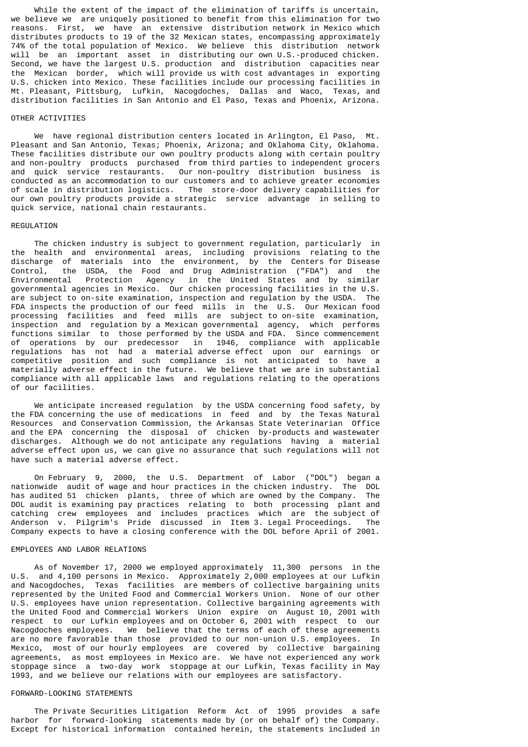While the extent of the impact of the elimination of tariffs is uncertain, we believe we are uniquely positioned to benefit from this elimination for two reasons. First, we have an extensive distribution network in Mexico which distributes products to 19 of the 32 Mexican states, encompassing approximately 74% of the total population of Mexico. We believe this distribution network will be an important asset in distributing our own U.S.-produced chicken. Second, we have the largest U.S. production and distribution capacities near the Mexican border, which will provide us with cost advantages in exporting U.S. chicken into Mexico. These facilities include our processing facilities in Mt. Pleasant, Pittsburg, Lufkin, Nacogdoches, Dallas and Waco, Texas, and distribution facilities in San Antonio and El Paso, Texas and Phoenix, Arizona.

## OTHER ACTIVITIES

We have regional distribution centers located in Arlington, El Paso, Mt. Pleasant and San Antonio, Texas; Phoenix, Arizona; and Oklahoma City, Oklahoma. These facilities distribute our own poultry products along with certain poultry and non-poultry products purchased from third parties to independent grocers and quick service restaurants. Our non-poultry distribution business is conducted as an accommodation to our customers and to achieve greater economies of scale in distribution logistics. The store-door delivery capabilities for our own poultry products provide a strategic service advantage in selling to quick service, national chain restaurants.

## REGULATION

The chicken industry is subject to government regulation, particularly in the health and environmental areas, including provisions relating to the discharge of materials into the environment, by the Centers for Disease Control, the USDA, the Food and Drug Administration ("FDA") and the Environmental Protection Agency in the United States and by similar governmental agencies in Mexico. Our chicken processing facilities in the U.S. are subject to on-site examination, inspection and regulation by the USDA. The FDA inspects the production of our feed mills in the U.S. Our Mexican food processing facilities and feed mills are subject to on-site examination, inspection and regulation by a Mexican governmental agency, which performs functions similar to those performed by the USDA and FDA. Since commencement of operations by our predecessor in 1946, compliance with applicable regulations has not had a material adverse effect upon our earnings or competitive position and such compliance is not anticipated to have a materially adverse effect in the future. We believe that we are in substantial compliance with all applicable laws and regulations relating to the operations of our facilities.

We anticipate increased regulation by the USDA concerning food safety, by the FDA concerning the use of medications in feed and by the Texas Natural Resources and Conservation Commission, the Arkansas State Veterinarian Office and the EPA concerning the disposal of chicken by-products and wastewater discharges. Although we do not anticipate any regulations having a material adverse effect upon us, we can give no assurance that such regulations will not have such a material adverse effect.

On February 9, 2000, the U.S. Department of Labor ("DOL") began a nationwide audit of wage and hour practices in the chicken industry. The DOL has audited 51 chicken plants, three of which are owned by the Company. The DOL audit is examining pay practices relating to both processing plant and catching crew employees and includes practices which are the subject of Anderson v. Pilgrim's Pride discussed in Item 3. Legal Proceedings. The Company expects to have a closing conference with the DOL before April of 2001.

## EMPLOYEES AND LABOR RELATIONS

As of November 17, 2000 we employed approximately 11,300 persons in the U.S. and 4,100 persons in Mexico. Approximately 2,000 employees at our Lufkin and Nacogdoches, Texas facilities are members of collective bargaining units represented by the United Food and Commercial Workers Union. None of our other U.S. employees have union representation. Collective bargaining agreements with the United Food and Commercial Workers Union expire on August 10, 2001 with respect to our Lufkin employees and on October 6, 2001 with respect to our Nacogdoches employees. We believe that the terms of each of these agreements are no more favorable than those provided to our non-union U.S. employees. In Mexico, most of our hourly employees are covered by collective bargaining agreements, as most employees in Mexico are. We have not experienced any work stoppage since a two-day work stoppage at our Lufkin, Texas facility in May 1993, and we believe our relations with our employees are satisfactory.

## FORWARD-LOOKING STATEMENTS

The Private Securities Litigation Reform Act of 1995 provides a safe harbor for forward-looking statements made by (or on behalf of) the Company. Except for historical information contained herein, the statements included in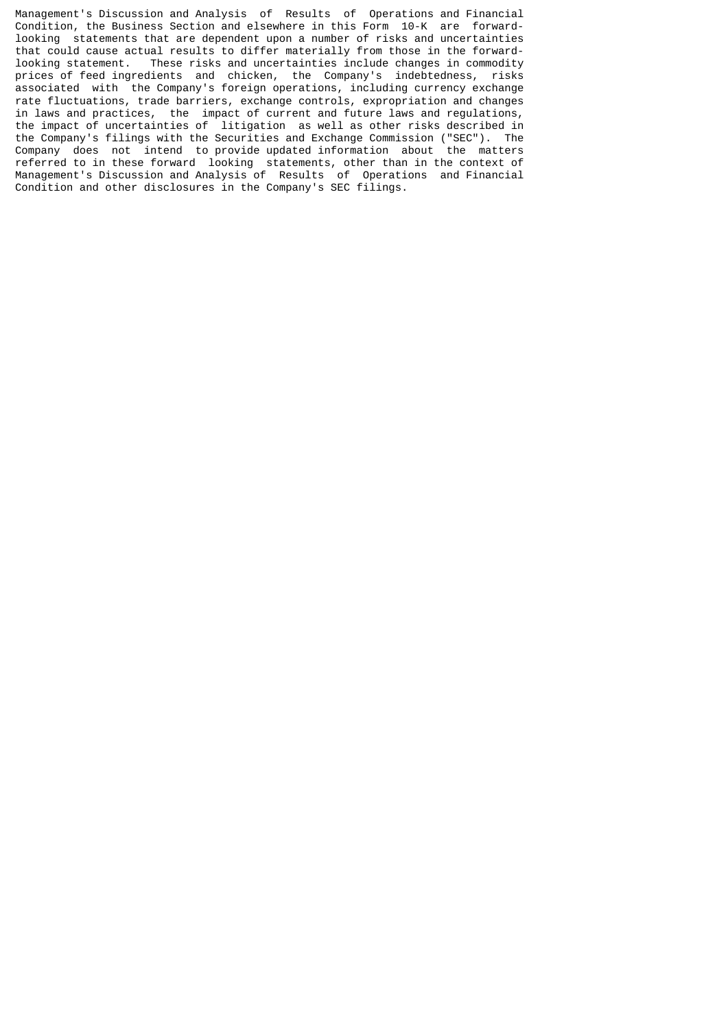Management's Discussion and Analysis of Results of Operations and Financial Condition, the Business Section and elsewhere in this Form 10-K are forward-looking statements that are dependent upon a number of risks and uncertainties that could cause actual results to differ materially from those in the forward-looking statement. These risks and uncertainties include changes in commodity prices of feed ingredients and chicken, the Company's indebtedness, risks associated with the Company's foreign operations, including currency exchange rate fluctuations, trade barriers, exchange controls, expropriation and changes in laws and practices, the impact of current and future laws and regulations, the impact of uncertainties of litigation as well as other risks described in the Company's filings with the Securities and Exchange Commission ("SEC"). The Company does not intend to provide updated information about the matters referred to in these forward looking statements, other than in the context of Management's Discussion and Analysis of Results of Operations and Financial Condition and other disclosures in the Company's SEC filings.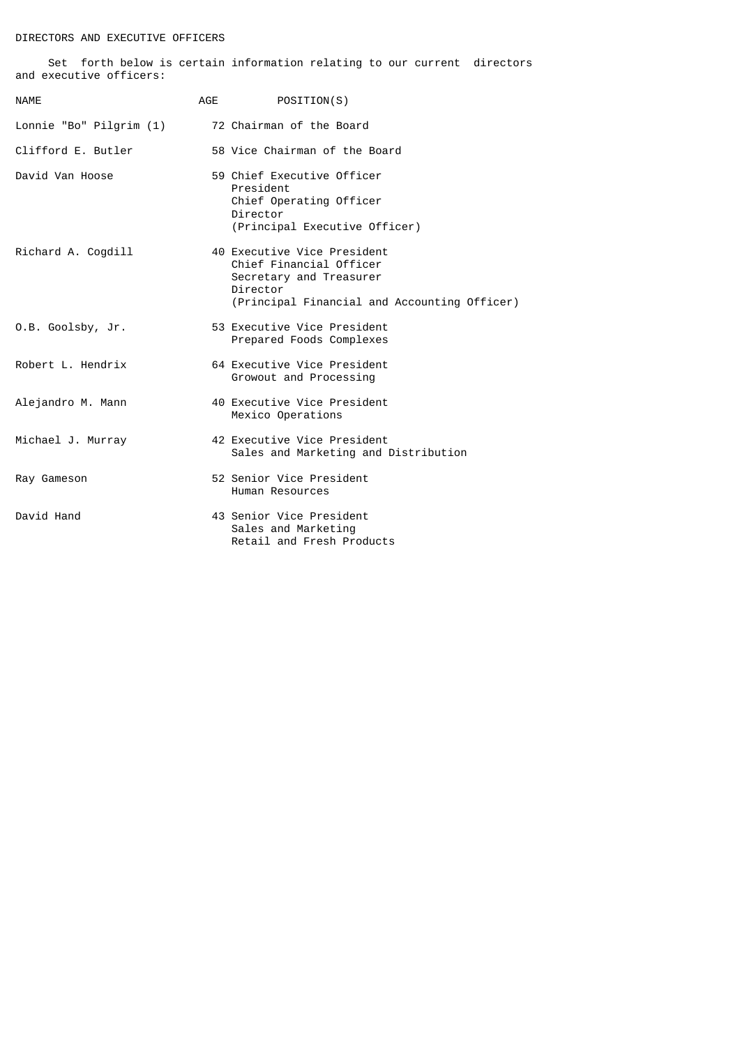## DIRECTORS AND EXECUTIVE OFFICERS

Set forth below is certain information relating to our current directors and executive officers:

| NAME | AGE | POSITION(S) |
|---|---|---|
| Lonnie "Bo" Pilgrim (1) | 72 | Chairman of the Board |
| Clifford E. Butler | 58 | Vice Chairman of the Board |
| David Van Hoose | 59 | Chief Executive Officer<br>President<br>Chief Operating Officer<br>Director<br>(Principal Executive Officer) |
| Richard A. Cogdill | 40 | Executive Vice President<br>Chief Financial Officer<br>Secretary and Treasurer<br>Director<br>(Principal Financial and Accounting Officer) |
| O.B. Goolsby, Jr. | 53 | Executive Vice President<br>Prepared Foods Complexes |
| Robert L. Hendrix | 64 | Executive Vice President<br>Growout and Processing |
| Alejandro M. Mann | 40 | Executive Vice President<br>Mexico Operations |
| Michael J. Murray | 42 | Executive Vice President<br>Sales and Marketing and Distribution |
| Ray Gameson | 52 | Senior Vice President<br>Human Resources |
| David Hand | 43 | Senior Vice President<br>Sales and Marketing<br>Retail and Fresh Products |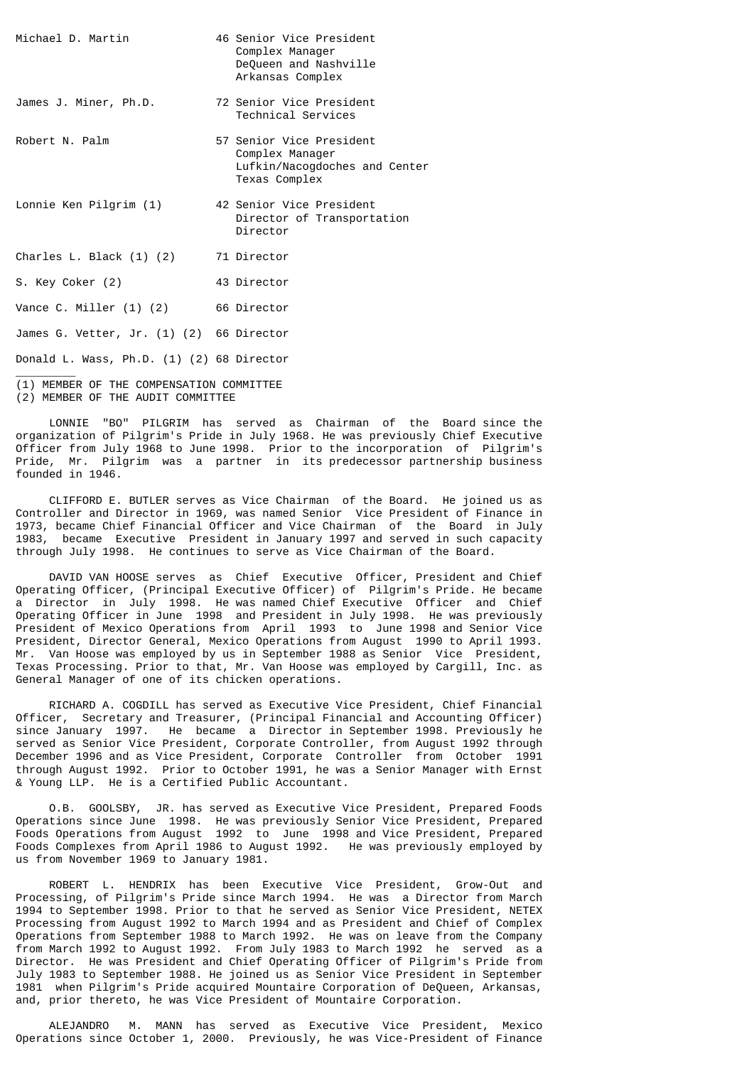| Name | Age | Position |
|---|---|---|
| Michael D. Martin | 46 | Senior Vice President<br>Complex Manager<br>DeQueen and Nashville<br>Arkansas Complex |
| James J. Miner, Ph.D. | 72 | Senior Vice President<br>Technical Services |
| Robert N. Palm | 57 | Senior Vice President<br>Complex Manager<br>Lufkin/Nacogdoches and Center<br>Texas Complex |
| Lonnie Ken Pilgrim (1) | 42 | Senior Vice President<br>Director of Transportation<br>Director |
| Charles L. Black (1) (2) | 71 | Director |
| S. Key Coker (2) | 43 | Director |
| Vance C. Miller (1) (2) | 66 | Director |
| James G. Vetter, Jr. (1) (2) | 66 | Director |
| Donald L. Wass, Ph.D. (1) (2) | 68 | Director |

(1) MEMBER OF THE COMPENSATION COMMITTEE
(2) MEMBER OF THE AUDIT COMMITTEE

LONNIE "BO" PILGRIM has served as Chairman of the Board since the organization of Pilgrim's Pride in July 1968. He was previously Chief Executive Officer from July 1968 to June 1998. Prior to the incorporation of Pilgrim's Pride, Mr. Pilgrim was a partner in its predecessor partnership business founded in 1946.

CLIFFORD E. BUTLER serves as Vice Chairman of the Board. He joined us as Controller and Director in 1969, was named Senior Vice President of Finance in 1973, became Chief Financial Officer and Vice Chairman of the Board in July 1983, became Executive President in January 1997 and served in such capacity through July 1998. He continues to serve as Vice Chairman of the Board.

DAVID VAN HOOSE serves as Chief Executive Officer, President and Chief Operating Officer, (Principal Executive Officer) of Pilgrim's Pride. He became a Director in July 1998. He was named Chief Executive Officer and Chief Operating Officer in June 1998 and President in July 1998. He was previously President of Mexico Operations from April 1993 to June 1998 and Senior Vice President, Director General, Mexico Operations from August 1990 to April 1993. Mr. Van Hoose was employed by us in September 1988 as Senior Vice President, Texas Processing. Prior to that, Mr. Van Hoose was employed by Cargill, Inc. as General Manager of one of its chicken operations.

RICHARD A. COGDILL has served as Executive Vice President, Chief Financial Officer, Secretary and Treasurer, (Principal Financial and Accounting Officer) since January 1997. He became a Director in September 1998. Previously he served as Senior Vice President, Corporate Controller, from August 1992 through December 1996 and as Vice President, Corporate Controller from October 1991 through August 1992. Prior to October 1991, he was a Senior Manager with Ernst & Young LLP. He is a Certified Public Accountant.

O.B. GOOLSBY, JR. has served as Executive Vice President, Prepared Foods Operations since June 1998. He was previously Senior Vice President, Prepared Foods Operations from August 1992 to June 1998 and Vice President, Prepared Foods Complexes from April 1986 to August 1992. He was previously employed by us from November 1969 to January 1981.

ROBERT L. HENDRIX has been Executive Vice President, Grow-Out and Processing, of Pilgrim's Pride since March 1994. He was a Director from March 1994 to September 1998. Prior to that he served as Senior Vice President, NETEX Processing from August 1992 to March 1994 and as President and Chief of Complex Operations from September 1988 to March 1992. He was on leave from the Company from March 1992 to August 1992. From July 1983 to March 1992 he served as a Director. He was President and Chief Operating Officer of Pilgrim's Pride from July 1983 to September 1988. He joined us as Senior Vice President in September 1981 when Pilgrim's Pride acquired Mountaire Corporation of DeQueen, Arkansas, and, prior thereto, he was Vice President of Mountaire Corporation.

ALEJANDRO M. MANN has served as Executive Vice President, Mexico Operations since October 1, 2000. Previously, he was Vice-President of Finance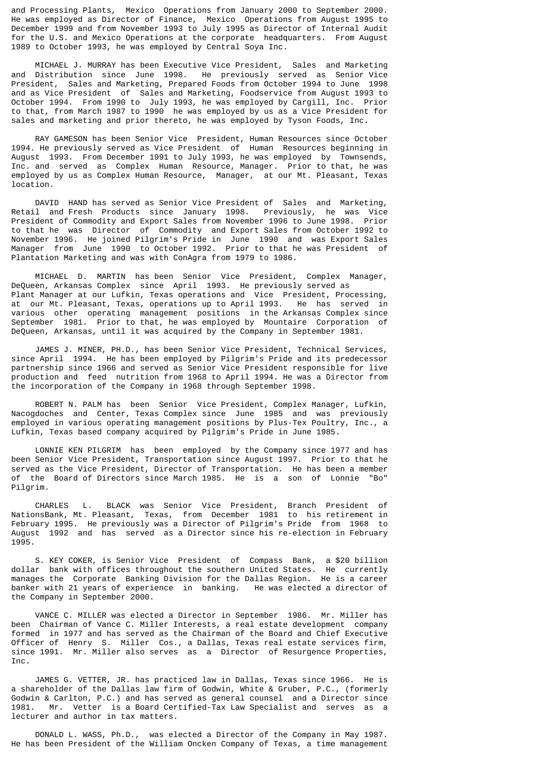and Processing Plants, Mexico Operations from January 2000 to September 2000. He was employed as Director of Finance, Mexico Operations from August 1995 to December 1999 and from November 1993 to July 1995 as Director of Internal Audit for the U.S. and Mexico Operations at the corporate headquarters. From August 1989 to October 1993, he was employed by Central Soya Inc.

MICHAEL J. MURRAY has been Executive Vice President, Sales and Marketing and Distribution since June 1998. He previously served as Senior Vice President, Sales and Marketing, Prepared Foods from October 1994 to June 1998 and as Vice President of Sales and Marketing, Foodservice from August 1993 to October 1994. From 1990 to July 1993, he was employed by Cargill, Inc. Prior to that, from March 1987 to 1990 he was employed by us as a Vice President for sales and marketing and prior thereto, he was employed by Tyson Foods, Inc.

RAY GAMESON has been Senior Vice President, Human Resources since October 1994. He previously served as Vice President of Human Resources beginning in August 1993. From December 1991 to July 1993, he was employed by Townsends, Inc. and served as Complex Human Resource, Manager. Prior to that, he was employed by us as Complex Human Resource, Manager, at our Mt. Pleasant, Texas location.

DAVID HAND has served as Senior Vice President of Sales and Marketing, Retail and Fresh Products since January 1998. Previously, he was Vice President of Commodity and Export Sales from November 1996 to June 1998. Prior to that he was Director of Commodity and Export Sales from October 1992 to November 1996. He joined Pilgrim's Pride in June 1990 and was Export Sales Manager from June 1990 to October 1992. Prior to that he was President of Plantation Marketing and was with ConAgra from 1979 to 1986.

MICHAEL D. MARTIN has been Senior Vice President, Complex Manager, DeQueen, Arkansas Complex since April 1993. He previously served as Plant Manager at our Lufkin, Texas operations and Vice President, Processing, at our Mt. Pleasant, Texas, operations up to April 1993. He has served in various other operating management positions in the Arkansas Complex since September 1981. Prior to that, he was employed by Mountaire Corporation of DeQueen, Arkansas, until it was acquired by the Company in September 1981.

JAMES J. MINER, PH.D., has been Senior Vice President, Technical Services, since April 1994. He has been employed by Pilgrim's Pride and its predecessor partnership since 1966 and served as Senior Vice President responsible for live production and feed nutrition from 1968 to April 1994. He was a Director from the incorporation of the Company in 1968 through September 1998.

ROBERT N. PALM has been Senior Vice President, Complex Manager, Lufkin, Nacogdoches and Center, Texas Complex since June 1985 and was previously employed in various operating management positions by Plus-Tex Poultry, Inc., a Lufkin, Texas based company acquired by Pilgrim's Pride in June 1985.

LONNIE KEN PILGRIM has been employed by the Company since 1977 and has been Senior Vice President, Transportation since August 1997. Prior to that he served as the Vice President, Director of Transportation. He has been a member of the Board of Directors since March 1985. He is a son of Lonnie "Bo" Pilgrim.

CHARLES L. BLACK was Senior Vice President, Branch President of NationsBank, Mt. Pleasant, Texas, from December 1981 to his retirement in February 1995. He previously was a Director of Pilgrim's Pride from 1968 to August 1992 and has served as a Director since his re-election in February 1995.

S. KEY COKER, is Senior Vice President of Compass Bank, a $20 billion dollar bank with offices throughout the southern United States. He currently manages the Corporate Banking Division for the Dallas Region. He is a career banker with 21 years of experience in banking. He was elected a director of the Company in September 2000.

VANCE C. MILLER was elected a Director in September 1986. Mr. Miller has been Chairman of Vance C. Miller Interests, a real estate development company formed in 1977 and has served as the Chairman of the Board and Chief Executive Officer of Henry S. Miller Cos., a Dallas, Texas real estate services firm, since 1991. Mr. Miller also serves as a Director of Resurgence Properties, Inc.

JAMES G. VETTER, JR. has practiced law in Dallas, Texas since 1966. He is a shareholder of the Dallas law firm of Godwin, White & Gruber, P.C., (formerly Godwin & Carlton, P.C.) and has served as general counsel and a Director since 1981. Mr. Vetter is a Board Certified-Tax Law Specialist and serves as a lecturer and author in tax matters.

DONALD L. WASS, Ph.D., was elected a Director of the Company in May 1987. He has been President of the William Oncken Company of Texas, a time management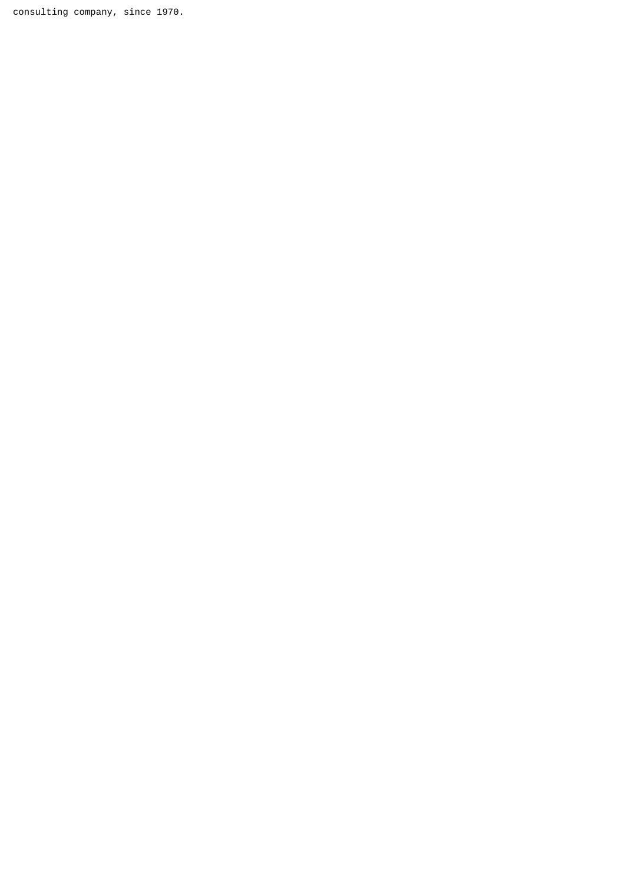consulting company, since 1970.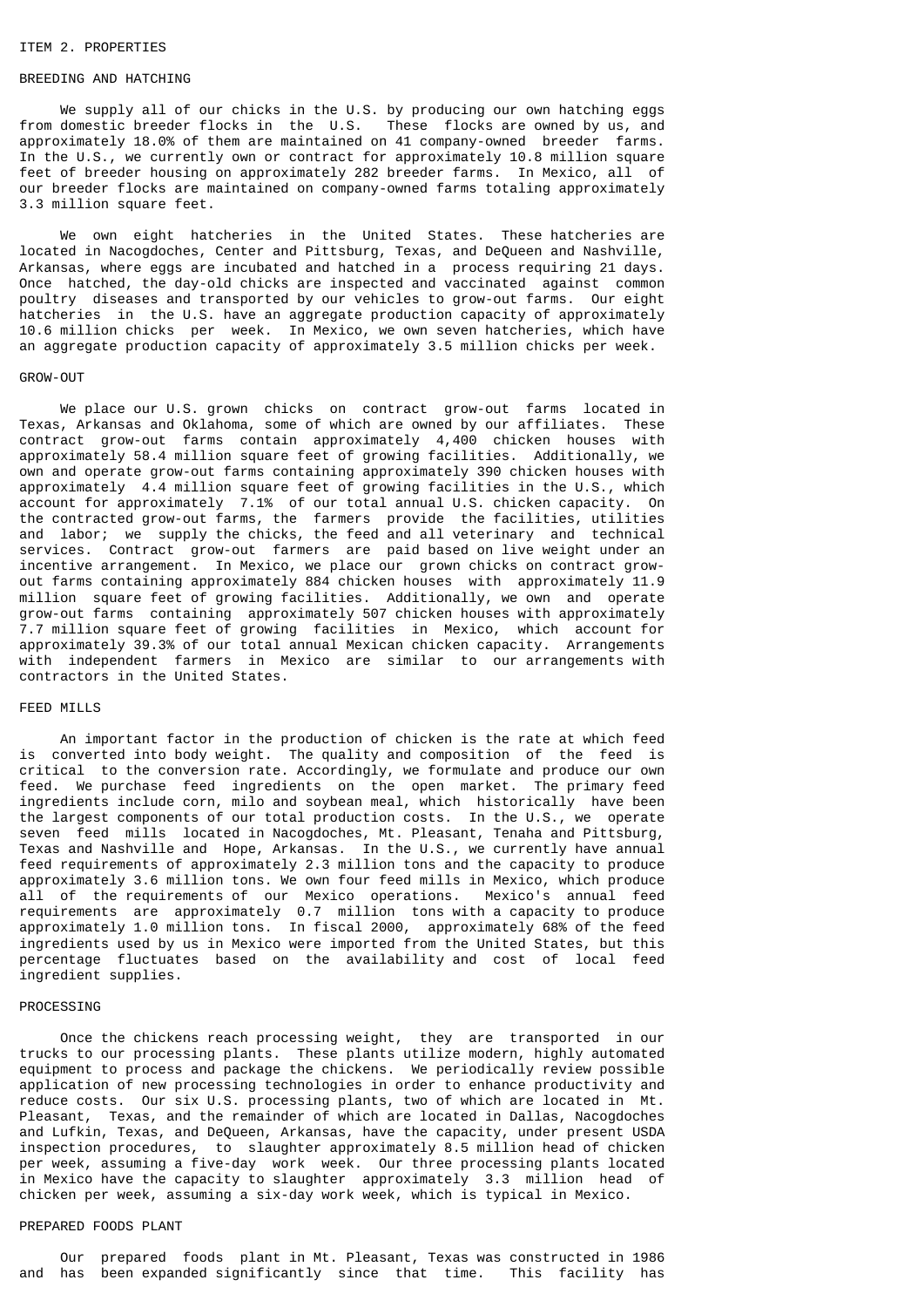## ITEM 2. PROPERTIES

### BREEDING AND HATCHING

We supply all of our chicks in the U.S. by producing our own hatching eggs from domestic breeder flocks in the U.S. These flocks are owned by us, and approximately 18.0% of them are maintained on 41 company-owned breeder farms. In the U.S., we currently own or contract for approximately 10.8 million square feet of breeder housing on approximately 282 breeder farms. In Mexico, all of our breeder flocks are maintained on company-owned farms totaling approximately 3.3 million square feet.

We own eight hatcheries in the United States. These hatcheries are located in Nacogdoches, Center and Pittsburg, Texas, and DeQueen and Nashville, Arkansas, where eggs are incubated and hatched in a process requiring 21 days. Once hatched, the day-old chicks are inspected and vaccinated against common poultry diseases and transported by our vehicles to grow-out farms. Our eight hatcheries in the U.S. have an aggregate production capacity of approximately 10.6 million chicks per week. In Mexico, we own seven hatcheries, which have an aggregate production capacity of approximately 3.5 million chicks per week.

### GROW-OUT

We place our U.S. grown chicks on contract grow-out farms located in Texas, Arkansas and Oklahoma, some of which are owned by our affiliates. These contract grow-out farms contain approximately 4,400 chicken houses with approximately 58.4 million square feet of growing facilities. Additionally, we own and operate grow-out farms containing approximately 390 chicken houses with approximately 4.4 million square feet of growing facilities in the U.S., which account for approximately 7.1% of our total annual U.S. chicken capacity. On the contracted grow-out farms, the farmers provide the facilities, utilities and labor; we supply the chicks, the feed and all veterinary and technical services. Contract grow-out farmers are paid based on live weight under an incentive arrangement. In Mexico, we place our grown chicks on contract grow-out farms containing approximately 884 chicken houses with approximately 11.9 million square feet of growing facilities. Additionally, we own and operate grow-out farms containing approximately 507 chicken houses with approximately 7.7 million square feet of growing facilities in Mexico, which account for approximately 39.3% of our total annual Mexican chicken capacity. Arrangements with independent farmers in Mexico are similar to our arrangements with contractors in the United States.

### FEED MILLS

An important factor in the production of chicken is the rate at which feed is converted into body weight. The quality and composition of the feed is critical to the conversion rate. Accordingly, we formulate and produce our own feed. We purchase feed ingredients on the open market. The primary feed ingredients include corn, milo and soybean meal, which historically have been the largest components of our total production costs. In the U.S., we operate seven feed mills located in Nacogdoches, Mt. Pleasant, Tenaha and Pittsburg, Texas and Nashville and Hope, Arkansas. In the U.S., we currently have annual feed requirements of approximately 2.3 million tons and the capacity to produce approximately 3.6 million tons. We own four feed mills in Mexico, which produce all of the requirements of our Mexico operations. Mexico's annual feed requirements are approximately 0.7 million tons with a capacity to produce approximately 1.0 million tons. In fiscal 2000, approximately 68% of the feed ingredients used by us in Mexico were imported from the United States, but this percentage fluctuates based on the availability and cost of local feed ingredient supplies.

### PROCESSING

Once the chickens reach processing weight, they are transported in our trucks to our processing plants. These plants utilize modern, highly automated equipment to process and package the chickens. We periodically review possible application of new processing technologies in order to enhance productivity and reduce costs. Our six U.S. processing plants, two of which are located in Mt. Pleasant, Texas, and the remainder of which are located in Dallas, Nacogdoches and Lufkin, Texas, and DeQueen, Arkansas, have the capacity, under present USDA inspection procedures, to slaughter approximately 8.5 million head of chicken per week, assuming a five-day work week. Our three processing plants located in Mexico have the capacity to slaughter approximately 3.3 million head of chicken per week, assuming a six-day work week, which is typical in Mexico.

### PREPARED FOODS PLANT

Our prepared foods plant in Mt. Pleasant, Texas was constructed in 1986 and has been expanded significantly since that time. This facility has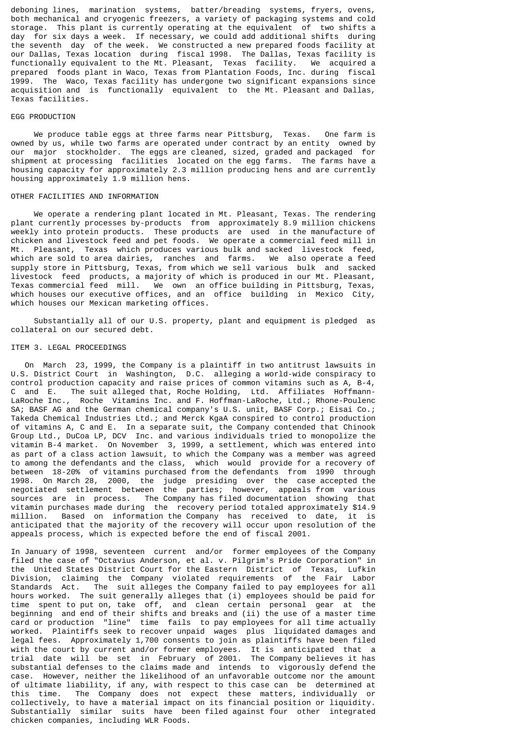deboning lines, marination systems, batter/breading systems, fryers, ovens, both mechanical and cryogenic freezers, a variety of packaging systems and cold storage. This plant is currently operating at the equivalent of two shifts a day for six days a week. If necessary, we could add additional shifts during the seventh day of the week. We constructed a new prepared foods facility at our Dallas, Texas location during fiscal 1998. The Dallas, Texas facility is functionally equivalent to the Mt. Pleasant, Texas facility. We acquired a prepared foods plant in Waco, Texas from Plantation Foods, Inc. during fiscal 1999. The Waco, Texas facility has undergone two significant expansions since acquisition and is functionally equivalent to the Mt. Pleasant and Dallas, Texas facilities.

## EGG PRODUCTION

We produce table eggs at three farms near Pittsburg, Texas. One farm is owned by us, while two farms are operated under contract by an entity owned by our major stockholder. The eggs are cleaned, sized, graded and packaged for shipment at processing facilities located on the egg farms. The farms have a housing capacity for approximately 2.3 million producing hens and are currently housing approximately 1.9 million hens.

## OTHER FACILITIES AND INFORMATION

We operate a rendering plant located in Mt. Pleasant, Texas. The rendering plant currently processes by-products from approximately 8.9 million chickens weekly into protein products. These products are used in the manufacture of chicken and livestock feed and pet foods. We operate a commercial feed mill in Mt. Pleasant, Texas which produces various bulk and sacked livestock feed, which are sold to area dairies, ranches and farms. We also operate a feed supply store in Pittsburg, Texas, from which we sell various bulk and sacked livestock feed products, a majority of which is produced in our Mt. Pleasant, Texas commercial feed mill. We own an office building in Pittsburg, Texas, which houses our executive offices, and an office building in Mexico City, which houses our Mexican marketing offices.

Substantially all of our U.S. property, plant and equipment is pledged as collateral on our secured debt.

## ITEM 3. LEGAL PROCEEDINGS

On March 23, 1999, the Company is a plaintiff in two antitrust lawsuits in U.S. District Court in Washington, D.C. alleging a world-wide conspiracy to control production capacity and raise prices of common vitamins such as A, B-4, C and E. The suit alleged that, Roche Holding, Ltd. Affiliates Hoffmann-LaRoche Inc., Roche Vitamins Inc. and F. Hoffman-LaRoche, Ltd.; Rhone-Poulenc SA; BASF AG and the German chemical company's U.S. unit, BASF Corp.; Eisai Co.; Takeda Chemical Industries Ltd.; and Merck KgaA conspired to control production of vitamins A, C and E. In a separate suit, the Company contended that Chinook Group Ltd., DuCoa LP, DCV Inc. and various individuals tried to monopolize the vitamin B-4 market. On November 3, 1999, a settlement, which was entered into as part of a class action lawsuit, to which the Company was a member was agreed to among the defendants and the class, which would provide for a recovery of between 18-20% of vitamins purchased from the defendants from 1990 through 1998. On March 28, 2000, the judge presiding over the case accepted the negotiated settlement between the parties; however, appeals from various sources are in process. The Company has filed documentation showing that vitamin purchases made during the recovery period totaled approximately $14.9 million. Based on information the Company has received to date, it is anticipated that the majority of the recovery will occur upon resolution of the appeals process, which is expected before the end of fiscal 2001.

In January of 1998, seventeen current and/or former employees of the Company filed the case of "Octavius Anderson, et al. v. Pilgrim's Pride Corporation" in the United States District Court for the Eastern District of Texas, Lufkin Division, claiming the Company violated requirements of the Fair Labor Standards Act. The suit alleges the Company failed to pay employees for all hours worked. The suit generally alleges that (i) employees should be paid for time spent to put on, take off, and clean certain personal gear at the beginning and end of their shifts and breaks and (ii) the use of a master time card or production "line" time fails to pay employees for all time actually worked. Plaintiffs seek to recover unpaid wages plus liquidated damages and legal fees. Approximately 1,700 consents to join as plaintiffs have been filed with the court by current and/or former employees. It is anticipated that a trial date will be set in February of 2001. The Company believes it has substantial defenses to the claims made and intends to vigorously defend the case. However, neither the likelihood of an unfavorable outcome nor the amount of ultimate liability, if any, with respect to this case can be determined at this time. The Company does not expect these matters, individually or collectively, to have a material impact on its financial position or liquidity. Substantially similar suits have been filed against four other integrated chicken companies, including WLR Foods.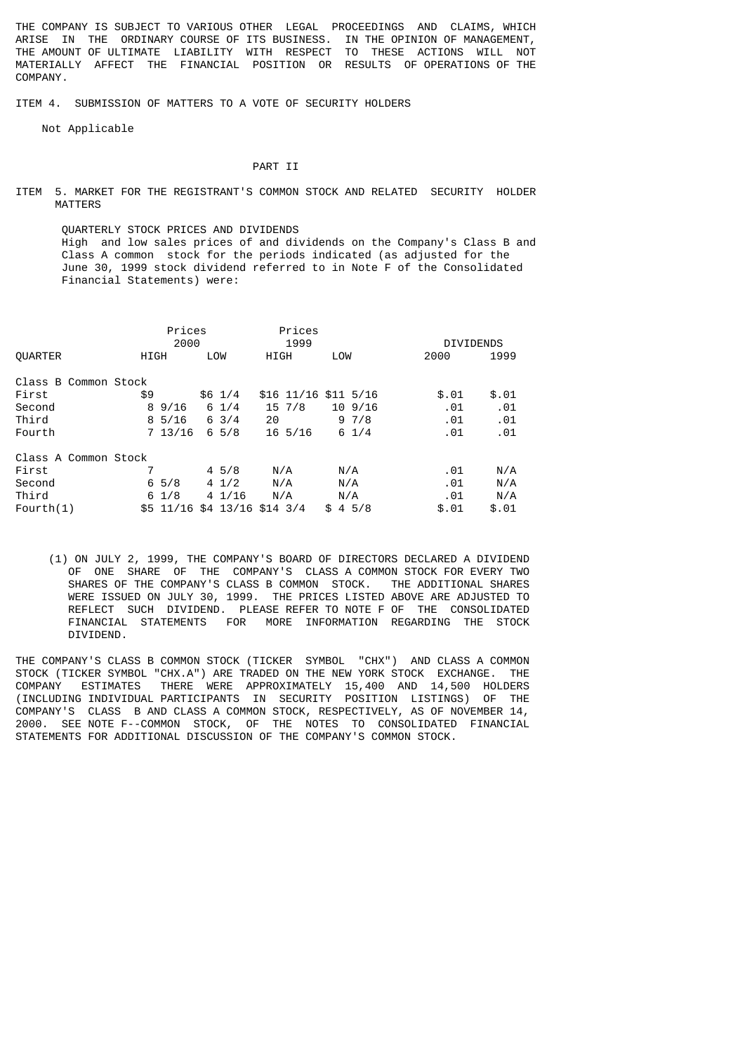THE COMPANY IS SUBJECT TO VARIOUS OTHER LEGAL PROCEEDINGS AND CLAIMS, WHICH ARISE IN THE ORDINARY COURSE OF ITS BUSINESS. IN THE OPINION OF MANAGEMENT, THE AMOUNT OF ULTIMATE LIABILITY WITH RESPECT TO THESE ACTIONS WILL NOT MATERIALLY AFFECT THE FINANCIAL POSITION OR RESULTS OF OPERATIONS OF THE COMPANY.

ITEM 4. SUBMISSION OF MATTERS TO A VOTE OF SECURITY HOLDERS

Not Applicable

# PART II

## ITEM 5. MARKET FOR THE REGISTRANT'S COMMON STOCK AND RELATED SECURITY HOLDER MATTERS

QUARTERLY STOCK PRICES AND DIVIDENDS

High and low sales prices of and dividends on the Company's Class B and Class A common stock for the periods indicated (as adjusted for the June 30, 1999 stock dividend referred to in Note F of the Consolidated Financial Statements) were:

| | Prices 2000 | | Prices 1999 | | DIVIDENDS | |
|---|---|---|---|---|---|---|
| QUARTER | HIGH | LOW | HIGH | LOW | 2000 | 1999 |
| Class B Common Stock | | | | | | |
| First | $9 | $6 1/4 | $16 11/16 | $11 5/16 | $.01 | $.01 |
| Second | 8 9/16 | 6 1/4 | 15 7/8 | 10 9/16 | .01 | .01 |
| Third | 8 5/16 | 6 3/4 | 20 | 9 7/8 | .01 | .01 |
| Fourth | 7 13/16 | 6 5/8 | 16 5/16 | 6 1/4 | .01 | .01 |
| Class A Common Stock | | | | | | |
| First | 7 | 4 5/8 | N/A | N/A | .01 | N/A |
| Second | 6 5/8 | 4 1/2 | N/A | N/A | .01 | N/A |
| Third | 6 1/8 | 4 1/16 | N/A | N/A | .01 | N/A |
| Fourth(1) | $5 11/16 | $4 13/16 | $14 3/4 | $ 4 5/8 | $.01 | $.01 |

(1) ON JULY 2, 1999, THE COMPANY'S BOARD OF DIRECTORS DECLARED A DIVIDEND OF ONE SHARE OF THE COMPANY'S CLASS A COMMON STOCK FOR EVERY TWO SHARES OF THE COMPANY'S CLASS B COMMON STOCK. THE ADDITIONAL SHARES WERE ISSUED ON JULY 30, 1999. THE PRICES LISTED ABOVE ARE ADJUSTED TO REFLECT SUCH DIVIDEND. PLEASE REFER TO NOTE F OF THE CONSOLIDATED FINANCIAL STATEMENTS FOR MORE INFORMATION REGARDING THE STOCK DIVIDEND.

THE COMPANY'S CLASS B COMMON STOCK (TICKER SYMBOL "CHX") AND CLASS A COMMON STOCK (TICKER SYMBOL "CHX.A") ARE TRADED ON THE NEW YORK STOCK EXCHANGE. THE COMPANY ESTIMATES THERE WERE APPROXIMATELY 15,400 AND 14,500 HOLDERS (INCLUDING INDIVIDUAL PARTICIPANTS IN SECURITY POSITION LISTINGS) OF THE COMPANY'S CLASS B AND CLASS A COMMON STOCK, RESPECTIVELY, AS OF NOVEMBER 14, 2000. SEE NOTE F--COMMON STOCK, OF THE NOTES TO CONSOLIDATED FINANCIAL STATEMENTS FOR ADDITIONAL DISCUSSION OF THE COMPANY'S COMMON STOCK.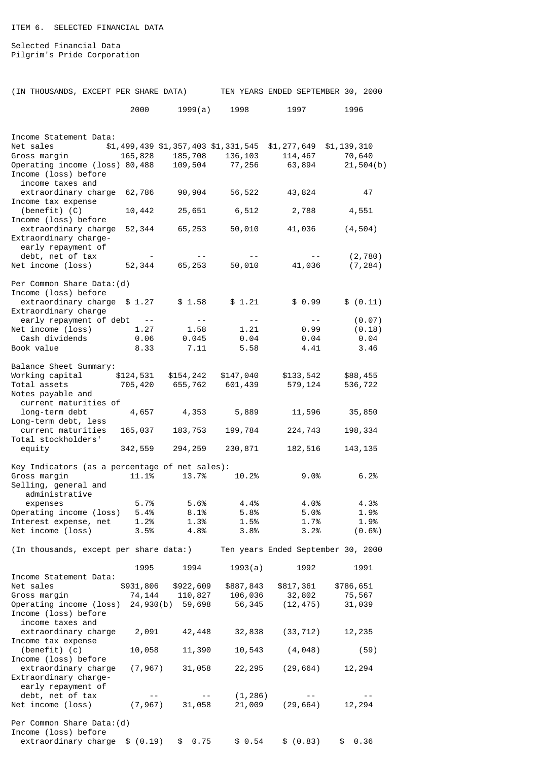ITEM 6. SELECTED FINANCIAL DATA

Selected Financial Data
Pilgrim's Pride Corporation

| (IN THOUSANDS, EXCEPT PER SHARE DATA) | TEN YEARS ENDED SEPTEMBER 30, 2000 | | | | |
|---|---|---|---|---|---|
| | 2000 | 1999(a) | 1998 | 1997 | 1996 |
| **Income Statement Data:** | | | | | |
| Net sales | $1,499,439 | $1,357,403 | $1,331,545 | $1,277,649 | $1,139,310 |
| Gross margin | 165,828 | 185,708 | 136,103 | 114,467 | 70,640 |
| Operating income (loss) | 80,488 | 109,504 | 77,256 | 63,894 | 21,504(b) |
| Income (loss) before income taxes and extraordinary charge | 62,786 | 90,904 | 56,522 | 43,824 | 47 |
| Income tax expense (benefit) (C) | 10,442 | 25,651 | 6,512 | 2,788 | 4,551 |
| Income (loss) before extraordinary charge | 52,344 | 65,253 | 50,010 | 41,036 | (4,504) |
| Extraordinary charge-early repayment of debt, net of tax | - | -- | -- | -- | (2,780) |
| Net income (loss) | 52,344 | 65,253 | 50,010 | 41,036 | (7,284) |
| **Per Common Share Data:(d)** | | | | | |
| Income (loss) before extraordinary charge | $ 1.27 | $ 1.58 | $ 1.21 | $ 0.99 | $ (0.11) |
| Extraordinary charge early repayment of debt | -- | -- | -- | -- | (0.07) |
| Net income (loss) | 1.27 | 1.58 | 1.21 | 0.99 | (0.18) |
| Cash dividends | 0.06 | 0.045 | 0.04 | 0.04 | 0.04 |
| Book value | 8.33 | 7.11 | 5.58 | 4.41 | 3.46 |
| **Balance Sheet Summary:** | | | | | |
| Working capital | $124,531 | $154,242 | $147,040 | $133,542 | $88,455 |
| Total assets | 705,420 | 655,762 | 601,439 | 579,124 | 536,722 |
| Notes payable and current maturities of long-term debt | 4,657 | 4,353 | 5,889 | 11,596 | 35,850 |
| Long-term debt, less current maturities | 165,037 | 183,753 | 199,784 | 224,743 | 198,334 |
| Total stockholders' equity | 342,559 | 294,259 | 230,871 | 182,516 | 143,135 |
| **Key Indicators (as a percentage of net sales):** | | | | | |
| Gross margin | 11.1% | 13.7% | 10.2% | 9.0% | 6.2% |
| Selling, general and administrative expenses | 5.7% | 5.6% | 4.4% | 4.0% | 4.3% |
| Operating income (loss) | 5.4% | 8.1% | 5.8% | 5.0% | 1.9% |
| Interest expense, net | 1.2% | 1.3% | 1.5% | 1.7% | 1.9% |
| Net income (loss) | 3.5% | 4.8% | 3.8% | 3.2% | (0.6%) |

| (In thousands, except per share data:) | Ten years Ended September 30, 2000 | | | | |
|---|---|---|---|---|---|
| | 1995 | 1994 | 1993(a) | 1992 | 1991 |
| **Income Statement Data:** | | | | | |
| Net sales | $931,806 | $922,609 | $887,843 | $817,361 | $786,651 |
| Gross margin | 74,144 | 110,827 | 106,036 | 32,802 | 75,567 |
| Operating income (loss) | 24,930(b) | 59,698 | 56,345 | (12,475) | 31,039 |
| Income (loss) before income taxes and extraordinary charge | 2,091 | 42,448 | 32,838 | (33,712) | 12,235 |
| Income tax expense (benefit) (c) | 10,058 | 11,390 | 10,543 | (4,048) | (59) |
| Income (loss) before extraordinary charge | (7,967) | 31,058 | 22,295 | (29,664) | 12,294 |
| Extraordinary charge-early repayment of debt, net of tax | -- | -- | (1,286) | -- | -- |
| Net income (loss) | (7,967) | 31,058 | 21,009 | (29,664) | 12,294 |
| **Per Common Share Data:(d)** | | | | | |
| Income (loss) before extraordinary charge | $ (0.19) | $ 0.75 | $ 0.54 | $ (0.83) | $ 0.36 |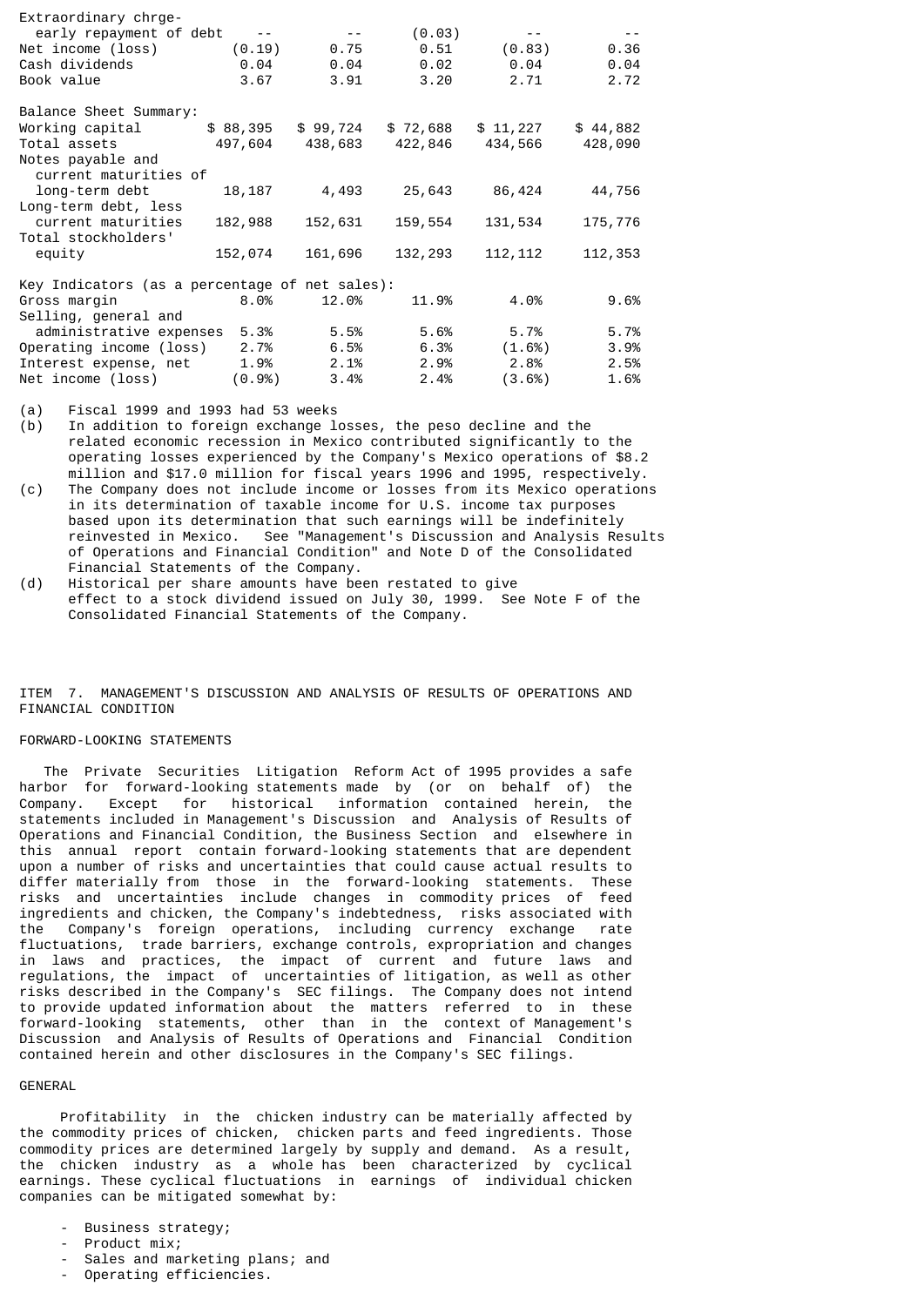| | | | | | |
|---|---|---|---|---|---|
| Extraordinary chrge-early repayment of debt | -- | -- | (0.03) | -- | -- |
| Net income (loss) | (0.19) | 0.75 | 0.51 | (0.83) | 0.36 |
| Cash dividends | 0.04 | 0.04 | 0.02 | 0.04 | 0.04 |
| Book value | 3.67 | 3.91 | 3.20 | 2.71 | 2.72 |
| **Balance Sheet Summary:** | | | | | |
| Working capital | $ 88,395 | $ 99,724 | $ 72,688 | $ 11,227 | $ 44,882 |
| Total assets | 497,604 | 438,683 | 422,846 | 434,566 | 428,090 |
| Notes payable and current maturities of long-term debt | 18,187 | 4,493 | 25,643 | 86,424 | 44,756 |
| Long-term debt, less current maturities | 182,988 | 152,631 | 159,554 | 131,534 | 175,776 |
| Total stockholders' equity | 152,074 | 161,696 | 132,293 | 112,112 | 112,353 |
| **Key Indicators (as a percentage of net sales):** | | | | | |
| Gross margin | 8.0% | 12.0% | 11.9% | 4.0% | 9.6% |
| Selling, general and administrative expenses | 5.3% | 5.5% | 5.6% | 5.7% | 5.7% |
| Operating income (loss) | 2.7% | 6.5% | 6.3% | (1.6%) | 3.9% |
| Interest expense, net | 1.9% | 2.1% | 2.9% | 2.8% | 2.5% |
| Net income (loss) | (0.9%) | 3.4% | 2.4% | (3.6%) | 1.6% |

(a) Fiscal 1999 and 1993 had 53 weeks

(b) In addition to foreign exchange losses, the peso decline and the related economic recession in Mexico contributed significantly to the operating losses experienced by the Company's Mexico operations of $8.2 million and $17.0 million for fiscal years 1996 and 1995, respectively.

(c) The Company does not include income or losses from its Mexico operations in its determination of taxable income for U.S. income tax purposes based upon its determination that such earnings will be indefinitely reinvested in Mexico. See "Management's Discussion and Analysis Results of Operations and Financial Condition" and Note D of the Consolidated Financial Statements of the Company.

(d) Historical per share amounts have been restated to give effect to a stock dividend issued on July 30, 1999. See Note F of the Consolidated Financial Statements of the Company.

## ITEM 7. MANAGEMENT'S DISCUSSION AND ANALYSIS OF RESULTS OF OPERATIONS AND FINANCIAL CONDITION

### FORWARD-LOOKING STATEMENTS

The Private Securities Litigation Reform Act of 1995 provides a safe harbor for forward-looking statements made by (or on behalf of) the Company. Except for historical information contained herein, the statements included in Management's Discussion and Analysis of Results of Operations and Financial Condition, the Business Section and elsewhere in this annual report contain forward-looking statements that are dependent upon a number of risks and uncertainties that could cause actual results to differ materially from those in the forward-looking statements. These risks and uncertainties include changes in commodity prices of feed ingredients and chicken, the Company's indebtedness, risks associated with the Company's foreign operations, including currency exchange rate fluctuations, trade barriers, exchange controls, expropriation and changes in laws and practices, the impact of current and future laws and regulations, the impact of uncertainties of litigation, as well as other risks described in the Company's SEC filings. The Company does not intend to provide updated information about the matters referred to in these forward-looking statements, other than in the context of Management's Discussion and Analysis of Results of Operations and Financial Condition contained herein and other disclosures in the Company's SEC filings.

### GENERAL

Profitability in the chicken industry can be materially affected by the commodity prices of chicken, chicken parts and feed ingredients. Those commodity prices are determined largely by supply and demand. As a result, the chicken industry as a whole has been characterized by cyclical earnings. These cyclical fluctuations in earnings of individual chicken companies can be mitigated somewhat by:

- Business strategy;
- Product mix;
- Sales and marketing plans; and
- Operating efficiencies.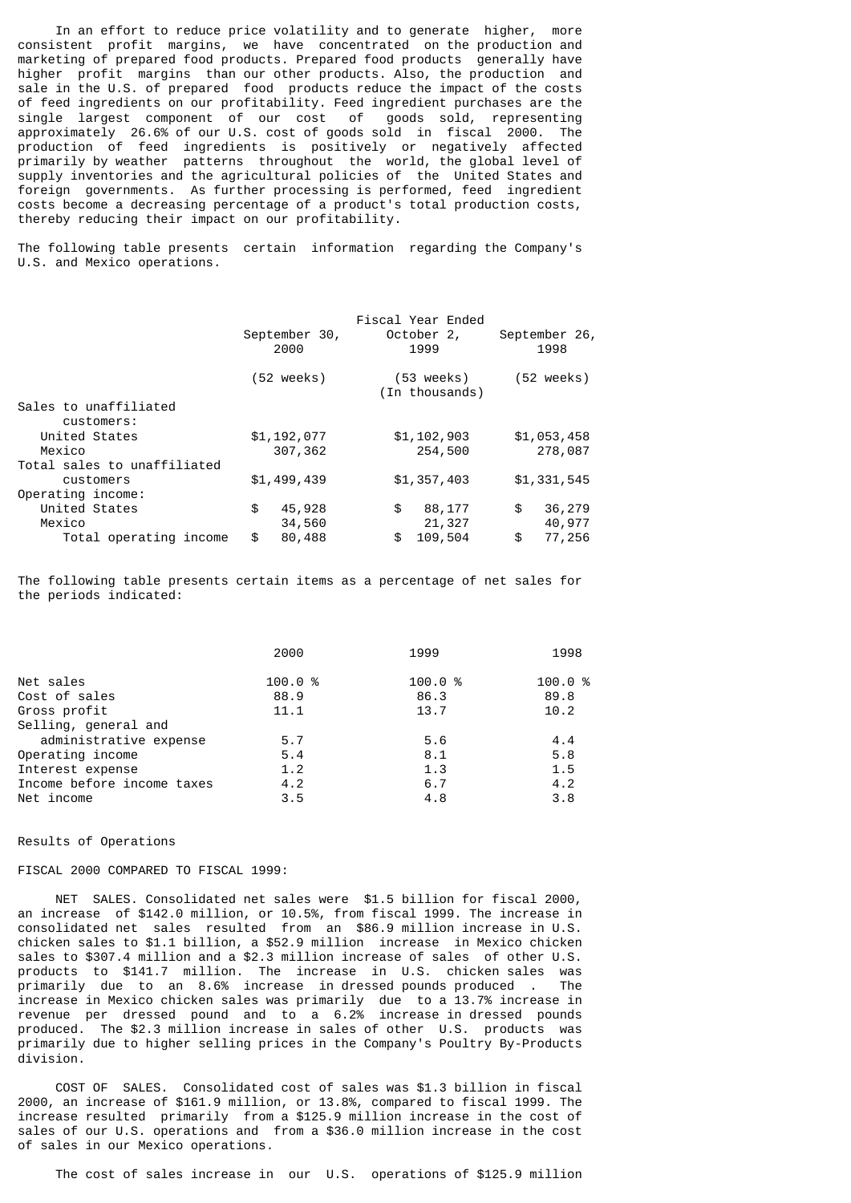In an effort to reduce price volatility and to generate higher, more consistent profit margins, we have concentrated on the production and marketing of prepared food products. Prepared food products generally have higher profit margins than our other products. Also, the production and sale in the U.S. of prepared food products reduce the impact of the costs of feed ingredients on our profitability. Feed ingredient purchases are the single largest component of our cost of goods sold, representing approximately 26.6% of our U.S. cost of goods sold in fiscal 2000. The production of feed ingredients is positively or negatively affected primarily by weather patterns throughout the world, the global level of supply inventories and the agricultural policies of the United States and foreign governments. As further processing is performed, feed ingredient costs become a decreasing percentage of a product's total production costs, thereby reducing their impact on our profitability.

The following table presents certain information regarding the Company's U.S. and Mexico operations.

| | Fiscal Year Ended | | |
|---|---|---|---|
| | September 30, 2000 | October 2, 1999 | September 26, 1998 |
| | (52 weeks) | (53 weeks) (In thousands) | (52 weeks) |
| Sales to unaffiliated customers: | | | |
| United States | $1,192,077 | $1,102,903 | $1,053,458 |
| Mexico | 307,362 | 254,500 | 278,087 |
| Total sales to unaffiliated customers | $1,499,439 | $1,357,403 | $1,331,545 |
| Operating income: | | | |
| United States | $ 45,928 | $ 88,177 | $ 36,279 |
| Mexico | 34,560 | 21,327 | 40,977 |
| Total operating income | $ 80,488 | $ 109,504 | $ 77,256 |

The following table presents certain items as a percentage of net sales for the periods indicated:

| | 2000 | 1999 | 1998 |
|---|---|---|---|
| Net sales | 100.0 % | 100.0 % | 100.0 % |
| Cost of sales | 88.9 | 86.3 | 89.8 |
| Gross profit | 11.1 | 13.7 | 10.2 |
| Selling, general and administrative expense | 5.7 | 5.6 | 4.4 |
| Operating income | 5.4 | 8.1 | 5.8 |
| Interest expense | 1.2 | 1.3 | 1.5 |
| Income before income taxes | 4.2 | 6.7 | 4.2 |
| Net income | 3.5 | 4.8 | 3.8 |

Results of Operations

FISCAL 2000 COMPARED TO FISCAL 1999:

NET SALES. Consolidated net sales were $1.5 billion for fiscal 2000, an increase of $142.0 million, or 10.5%, from fiscal 1999. The increase in consolidated net sales resulted from an $86.9 million increase in U.S. chicken sales to $1.1 billion, a $52.9 million increase in Mexico chicken sales to $307.4 million and a $2.3 million increase of sales of other U.S. products to $141.7 million. The increase in U.S. chicken sales was primarily due to an 8.6% increase in dressed pounds produced . The increase in Mexico chicken sales was primarily due to a 13.7% increase in revenue per dressed pound and to a 6.2% increase in dressed pounds produced. The $2.3 million increase in sales of other U.S. products was primarily due to higher selling prices in the Company's Poultry By-Products division.

COST OF SALES. Consolidated cost of sales was $1.3 billion in fiscal 2000, an increase of $161.9 million, or 13.8%, compared to fiscal 1999. The increase resulted primarily from a $125.9 million increase in the cost of sales of our U.S. operations and from a $36.0 million increase in the cost of sales in our Mexico operations.

The cost of sales increase in our U.S. operations of $125.9 million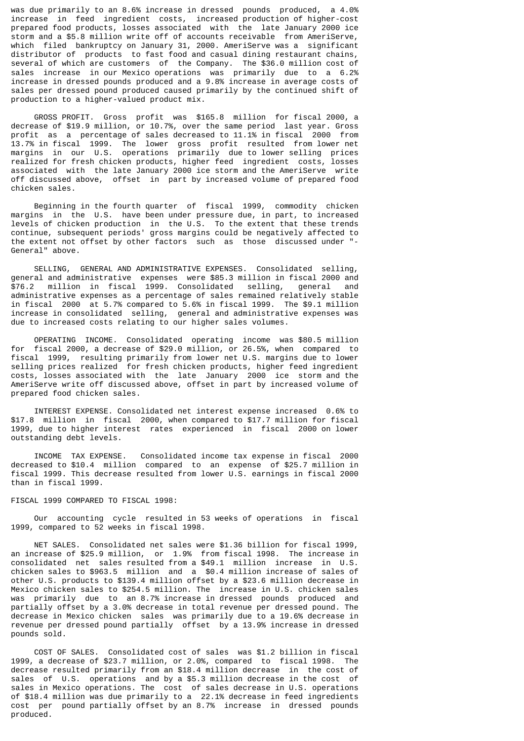was due primarily to an 8.6% increase in dressed pounds produced, a 4.0% increase in feed ingredient costs, increased production of higher-cost prepared food products, losses associated with the late January 2000 ice storm and a $5.8 million write off of accounts receivable from AmeriServe, which filed bankruptcy on January 31, 2000. AmeriServe was a significant distributor of products to fast food and casual dining restaurant chains, several of which are customers of the Company. The $36.0 million cost of sales increase in our Mexico operations was primarily due to a 6.2% increase in dressed pounds produced and a 9.8% increase in average costs of sales per dressed pound produced caused primarily by the continued shift of production to a higher-valued product mix.

GROSS PROFIT. Gross profit was $165.8 million for fiscal 2000, a decrease of $19.9 million, or 10.7%, over the same period last year. Gross profit as a percentage of sales decreased to 11.1% in fiscal 2000 from 13.7% in fiscal 1999. The lower gross profit resulted from lower net margins in our U.S. operations primarily due to lower selling prices realized for fresh chicken products, higher feed ingredient costs, losses associated with the late January 2000 ice storm and the AmeriServe write off discussed above, offset in part by increased volume of prepared food chicken sales.

Beginning in the fourth quarter of fiscal 1999, commodity chicken margins in the U.S. have been under pressure due, in part, to increased levels of chicken production in the U.S. To the extent that these trends continue, subsequent periods' gross margins could be negatively affected to the extent not offset by other factors such as those discussed under "-General" above.

SELLING, GENERAL AND ADMINISTRATIVE EXPENSES. Consolidated selling, general and administrative expenses were $85.3 million in fiscal 2000 and $76.2 million in fiscal 1999. Consolidated selling, general and administrative expenses as a percentage of sales remained relatively stable in fiscal 2000 at 5.7% compared to 5.6% in fiscal 1999. The $9.1 million increase in consolidated selling, general and administrative expenses was due to increased costs relating to our higher sales volumes.

OPERATING INCOME. Consolidated operating income was $80.5 million for fiscal 2000, a decrease of $29.0 million, or 26.5%, when compared to fiscal 1999, resulting primarily from lower net U.S. margins due to lower selling prices realized for fresh chicken products, higher feed ingredient costs, losses associated with the late January 2000 ice storm and the AmeriServe write off discussed above, offset in part by increased volume of prepared food chicken sales.

INTEREST EXPENSE. Consolidated net interest expense increased 0.6% to $17.8 million in fiscal 2000, when compared to $17.7 million for fiscal 1999, due to higher interest rates experienced in fiscal 2000 on lower outstanding debt levels.

INCOME TAX EXPENSE. Consolidated income tax expense in fiscal 2000 decreased to $10.4 million compared to an expense of $25.7 million in fiscal 1999. This decrease resulted from lower U.S. earnings in fiscal 2000 than in fiscal 1999.

FISCAL 1999 COMPARED TO FISCAL 1998:

Our accounting cycle resulted in 53 weeks of operations in fiscal 1999, compared to 52 weeks in fiscal 1998.

NET SALES. Consolidated net sales were $1.36 billion for fiscal 1999, an increase of $25.9 million, or 1.9% from fiscal 1998. The increase in consolidated net sales resulted from a $49.1 million increase in U.S. chicken sales to $963.5 million and a $0.4 million increase of sales of other U.S. products to $139.4 million offset by a $23.6 million decrease in Mexico chicken sales to $254.5 million. The increase in U.S. chicken sales was primarily due to an 8.7% increase in dressed pounds produced and partially offset by a 3.0% decrease in total revenue per dressed pound. The decrease in Mexico chicken sales was primarily due to a 19.6% decrease in revenue per dressed pound partially offset by a 13.9% increase in dressed pounds sold.

COST OF SALES. Consolidated cost of sales was $1.2 billion in fiscal 1999, a decrease of $23.7 million, or 2.0%, compared to fiscal 1998. The decrease resulted primarily from an $18.4 million decrease in the cost of sales of U.S. operations and by a $5.3 million decrease in the cost of sales in Mexico operations. The cost of sales decrease in U.S. operations of $18.4 million was due primarily to a 22.1% decrease in feed ingredients cost per pound partially offset by an 8.7% increase in dressed pounds produced.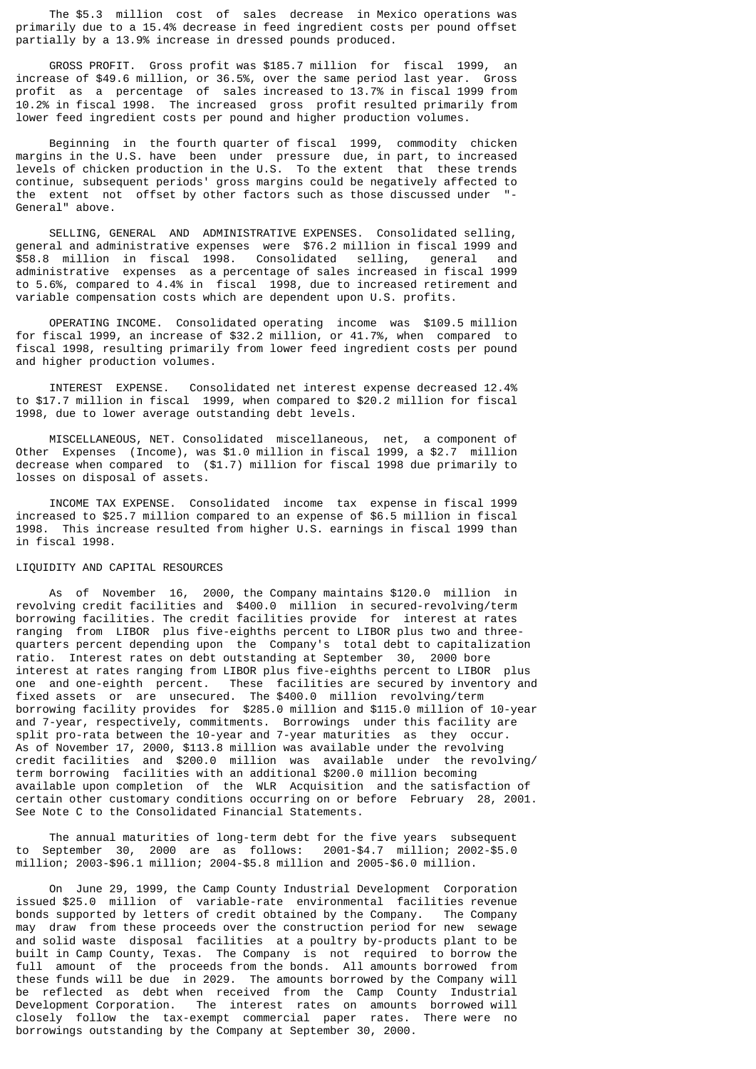The $5.3 million cost of sales decrease in Mexico operations was primarily due to a 15.4% decrease in feed ingredient costs per pound offset partially by a 13.9% increase in dressed pounds produced.

GROSS PROFIT. Gross profit was $185.7 million for fiscal 1999, an increase of $49.6 million, or 36.5%, over the same period last year. Gross profit as a percentage of sales increased to 13.7% in fiscal 1999 from 10.2% in fiscal 1998. The increased gross profit resulted primarily from lower feed ingredient costs per pound and higher production volumes.

Beginning in the fourth quarter of fiscal 1999, commodity chicken margins in the U.S. have been under pressure due, in part, to increased levels of chicken production in the U.S. To the extent that these trends continue, subsequent periods' gross margins could be negatively affected to the extent not offset by other factors such as those discussed under "-General" above.

SELLING, GENERAL AND ADMINISTRATIVE EXPENSES. Consolidated selling, general and administrative expenses were $76.2 million in fiscal 1999 and $58.8 million in fiscal 1998. Consolidated selling, general and administrative expenses as a percentage of sales increased in fiscal 1999 to 5.6%, compared to 4.4% in fiscal 1998, due to increased retirement and variable compensation costs which are dependent upon U.S. profits.

OPERATING INCOME. Consolidated operating income was $109.5 million for fiscal 1999, an increase of $32.2 million, or 41.7%, when compared to fiscal 1998, resulting primarily from lower feed ingredient costs per pound and higher production volumes.

INTEREST EXPENSE. Consolidated net interest expense decreased 12.4% to $17.7 million in fiscal 1999, when compared to $20.2 million for fiscal 1998, due to lower average outstanding debt levels.

MISCELLANEOUS, NET. Consolidated miscellaneous, net, a component of Other Expenses (Income), was $1.0 million in fiscal 1999, a $2.7 million decrease when compared to ($1.7) million for fiscal 1998 due primarily to losses on disposal of assets.

INCOME TAX EXPENSE. Consolidated income tax expense in fiscal 1999 increased to $25.7 million compared to an expense of $6.5 million in fiscal 1998. This increase resulted from higher U.S. earnings in fiscal 1999 than in fiscal 1998.

## LIQUIDITY AND CAPITAL RESOURCES

As of November 16, 2000, the Company maintains $120.0 million in revolving credit facilities and $400.0 million in secured-revolving/term borrowing facilities. The credit facilities provide for interest at rates ranging from LIBOR plus five-eighths percent to LIBOR plus two and three-quarters percent depending upon the Company's total debt to capitalization ratio. Interest rates on debt outstanding at September 30, 2000 bore interest at rates ranging from LIBOR plus five-eighths percent to LIBOR plus one and one-eighth percent. These facilities are secured by inventory and fixed assets or are unsecured. The $400.0 million revolving/term borrowing facility provides for $285.0 million and $115.0 million of 10-year and 7-year, respectively, commitments. Borrowings under this facility are split pro-rata between the 10-year and 7-year maturities as they occur. As of November 17, 2000, $113.8 million was available under the revolving credit facilities and $200.0 million was available under the revolving/ term borrowing facilities with an additional $200.0 million becoming available upon completion of the WLR Acquisition and the satisfaction of certain other customary conditions occurring on or before February 28, 2001. See Note C to the Consolidated Financial Statements.

The annual maturities of long-term debt for the five years subsequent to September 30, 2000 are as follows: 2001-$4.7 million; 2002-$5.0 million; 2003-$96.1 million; 2004-$5.8 million and 2005-$6.0 million.

On June 29, 1999, the Camp County Industrial Development Corporation issued $25.0 million of variable-rate environmental facilities revenue bonds supported by letters of credit obtained by the Company. The Company may draw from these proceeds over the construction period for new sewage and solid waste disposal facilities at a poultry by-products plant to be built in Camp County, Texas. The Company is not required to borrow the full amount of the proceeds from the bonds. All amounts borrowed from these funds will be due in 2029. The amounts borrowed by the Company will be reflected as debt when received from the Camp County Industrial Development Corporation. The interest rates on amounts borrowed will closely follow the tax-exempt commercial paper rates. There were no borrowings outstanding by the Company at September 30, 2000.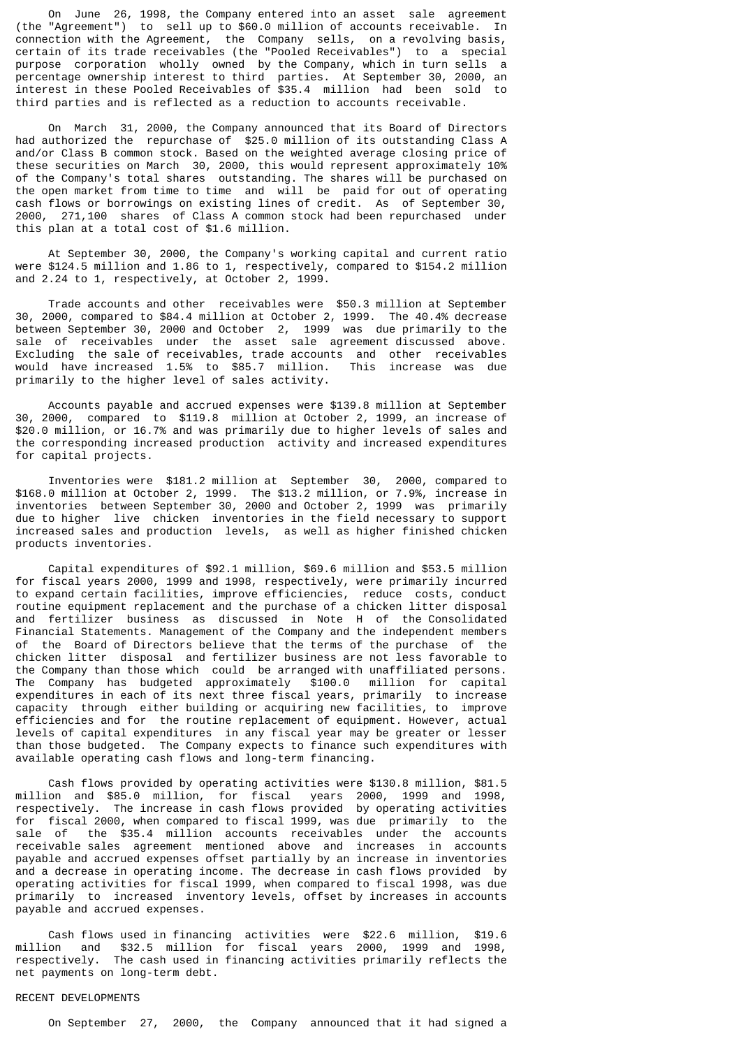On June 26, 1998, the Company entered into an asset sale agreement (the "Agreement") to sell up to $60.0 million of accounts receivable. In connection with the Agreement, the Company sells, on a revolving basis, certain of its trade receivables (the "Pooled Receivables") to a special purpose corporation wholly owned by the Company, which in turn sells a percentage ownership interest to third parties. At September 30, 2000, an interest in these Pooled Receivables of $35.4 million had been sold to third parties and is reflected as a reduction to accounts receivable.

On March 31, 2000, the Company announced that its Board of Directors had authorized the repurchase of $25.0 million of its outstanding Class A and/or Class B common stock. Based on the weighted average closing price of these securities on March 30, 2000, this would represent approximately 10% of the Company's total shares outstanding. The shares will be purchased on the open market from time to time and will be paid for out of operating cash flows or borrowings on existing lines of credit. As of September 30, 2000, 271,100 shares of Class A common stock had been repurchased under this plan at a total cost of $1.6 million.

At September 30, 2000, the Company's working capital and current ratio were $124.5 million and 1.86 to 1, respectively, compared to $154.2 million and 2.24 to 1, respectively, at October 2, 1999.

Trade accounts and other receivables were $50.3 million at September 30, 2000, compared to $84.4 million at October 2, 1999. The 40.4% decrease between September 30, 2000 and October 2, 1999 was due primarily to the sale of receivables under the asset sale agreement discussed above. Excluding the sale of receivables, trade accounts and other receivables would have increased 1.5% to $85.7 million. This increase was due primarily to the higher level of sales activity.

Accounts payable and accrued expenses were $139.8 million at September 30, 2000, compared to $119.8 million at October 2, 1999, an increase of $20.0 million, or 16.7% and was primarily due to higher levels of sales and the corresponding increased production activity and increased expenditures for capital projects.

Inventories were $181.2 million at September 30, 2000, compared to $168.0 million at October 2, 1999. The $13.2 million, or 7.9%, increase in inventories between September 30, 2000 and October 2, 1999 was primarily due to higher live chicken inventories in the field necessary to support increased sales and production levels, as well as higher finished chicken products inventories.

Capital expenditures of $92.1 million, $69.6 million and $53.5 million for fiscal years 2000, 1999 and 1998, respectively, were primarily incurred to expand certain facilities, improve efficiencies, reduce costs, conduct routine equipment replacement and the purchase of a chicken litter disposal and fertilizer business as discussed in Note H of the Consolidated Financial Statements. Management of the Company and the independent members of the Board of Directors believe that the terms of the purchase of the chicken litter disposal and fertilizer business are not less favorable to the Company than those which could be arranged with unaffiliated persons. The Company has budgeted approximately $100.0 million for capital expenditures in each of its next three fiscal years, primarily to increase capacity through either building or acquiring new facilities, to improve efficiencies and for the routine replacement of equipment. However, actual levels of capital expenditures in any fiscal year may be greater or lesser than those budgeted. The Company expects to finance such expenditures with available operating cash flows and long-term financing.

Cash flows provided by operating activities were $130.8 million, $81.5 million and $85.0 million, for fiscal years 2000, 1999 and 1998, respectively. The increase in cash flows provided by operating activities for fiscal 2000, when compared to fiscal 1999, was due primarily to the sale of the $35.4 million accounts receivables under the accounts receivable sales agreement mentioned above and increases in accounts payable and accrued expenses offset partially by an increase in inventories and a decrease in operating income. The decrease in cash flows provided by operating activities for fiscal 1999, when compared to fiscal 1998, was due primarily to increased inventory levels, offset by increases in accounts payable and accrued expenses.

Cash flows used in financing activities were $22.6 million, $19.6 million and $32.5 million for fiscal years 2000, 1999 and 1998, respectively. The cash used in financing activities primarily reflects the net payments on long-term debt.

## RECENT DEVELOPMENTS

On September 27, 2000, the Company announced that it had signed a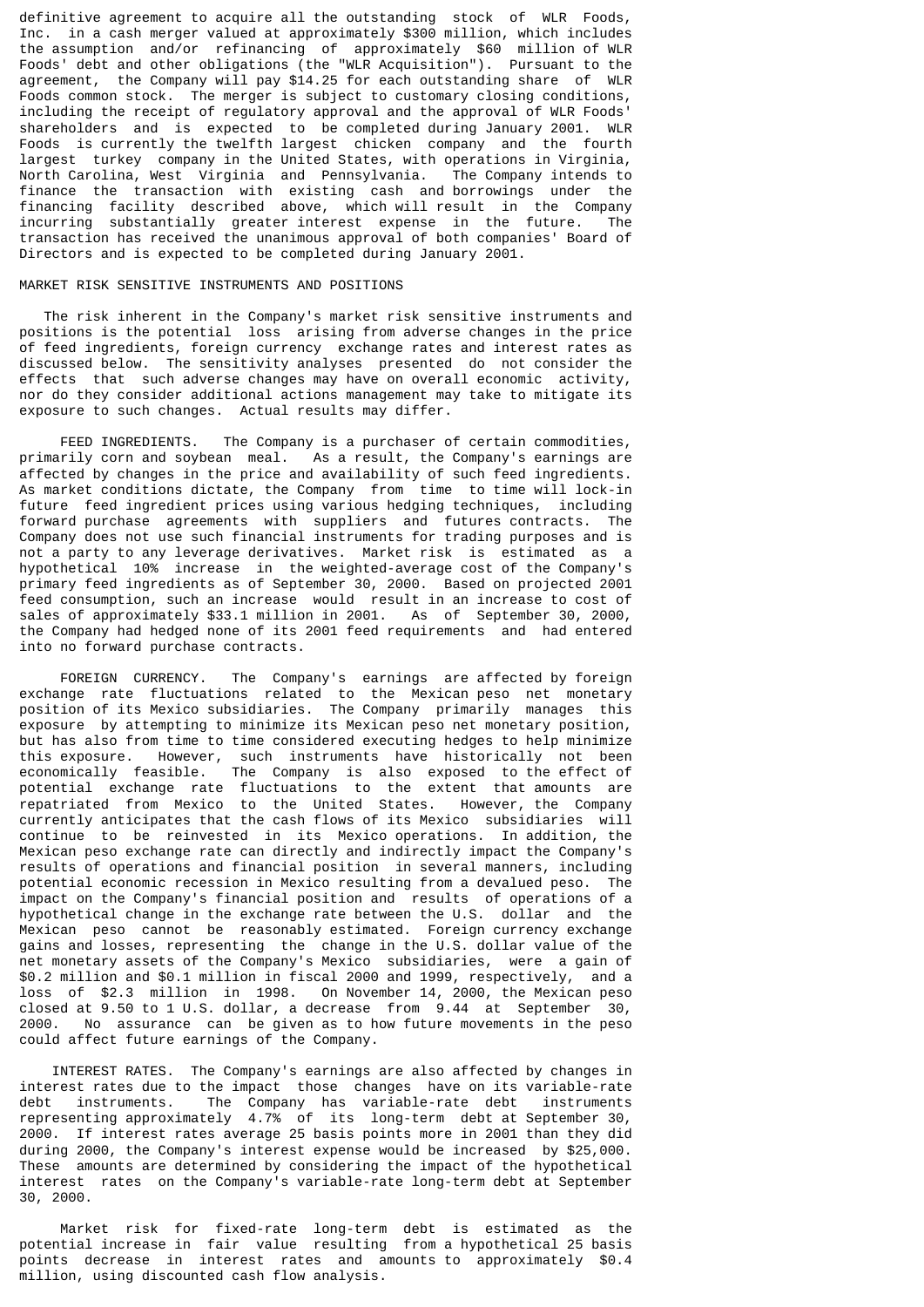definitive agreement to acquire all the outstanding stock of WLR Foods, Inc. in a cash merger valued at approximately $300 million, which includes the assumption and/or refinancing of approximately $60 million of WLR Foods' debt and other obligations (the "WLR Acquisition"). Pursuant to the agreement, the Company will pay $14.25 for each outstanding share of WLR Foods common stock. The merger is subject to customary closing conditions, including the receipt of regulatory approval and the approval of WLR Foods' shareholders and is expected to be completed during January 2001. WLR Foods is currently the twelfth largest chicken company and the fourth largest turkey company in the United States, with operations in Virginia, North Carolina, West Virginia and Pennsylvania. The Company intends to finance the transaction with existing cash and borrowings under the financing facility described above, which will result in the Company incurring substantially greater interest expense in the future. The transaction has received the unanimous approval of both companies' Board of Directors and is expected to be completed during January 2001.

## MARKET RISK SENSITIVE INSTRUMENTS AND POSITIONS

The risk inherent in the Company's market risk sensitive instruments and positions is the potential loss arising from adverse changes in the price of feed ingredients, foreign currency exchange rates and interest rates as discussed below. The sensitivity analyses presented do not consider the effects that such adverse changes may have on overall economic activity, nor do they consider additional actions management may take to mitigate its exposure to such changes. Actual results may differ.

FEED INGREDIENTS. The Company is a purchaser of certain commodities, primarily corn and soybean meal. As a result, the Company's earnings are affected by changes in the price and availability of such feed ingredients. As market conditions dictate, the Company from time to time will lock-in future feed ingredient prices using various hedging techniques, including forward purchase agreements with suppliers and futures contracts. The Company does not use such financial instruments for trading purposes and is not a party to any leverage derivatives. Market risk is estimated as a hypothetical 10% increase in the weighted-average cost of the Company's primary feed ingredients as of September 30, 2000. Based on projected 2001 feed consumption, such an increase would result in an increase to cost of sales of approximately $33.1 million in 2001. As of September 30, 2000, the Company had hedged none of its 2001 feed requirements and had entered into no forward purchase contracts.

FOREIGN CURRENCY. The Company's earnings are affected by foreign exchange rate fluctuations related to the Mexican peso net monetary position of its Mexico subsidiaries. The Company primarily manages this exposure by attempting to minimize its Mexican peso net monetary position, but has also from time to time considered executing hedges to help minimize this exposure. However, such instruments have historically not been economically feasible. The Company is also exposed to the effect of potential exchange rate fluctuations to the extent that amounts are repatriated from Mexico to the United States. However, the Company currently anticipates that the cash flows of its Mexico subsidiaries will continue to be reinvested in its Mexico operations. In addition, the Mexican peso exchange rate can directly and indirectly impact the Company's results of operations and financial position in several manners, including potential economic recession in Mexico resulting from a devalued peso. The impact on the Company's financial position and results of operations of a hypothetical change in the exchange rate between the U.S. dollar and the Mexican peso cannot be reasonably estimated. Foreign currency exchange gains and losses, representing the change in the U.S. dollar value of the net monetary assets of the Company's Mexico subsidiaries, were a gain of $0.2 million and $0.1 million in fiscal 2000 and 1999, respectively, and a loss of $2.3 million in 1998. On November 14, 2000, the Mexican peso closed at 9.50 to 1 U.S. dollar, a decrease from 9.44 at September 30, 2000. No assurance can be given as to how future movements in the peso could affect future earnings of the Company.

INTEREST RATES. The Company's earnings are also affected by changes in interest rates due to the impact those changes have on its variable-rate debt instruments. The Company has variable-rate debt instruments representing approximately 4.7% of its long-term debt at September 30, 2000. If interest rates average 25 basis points more in 2001 than they did during 2000, the Company's interest expense would be increased by $25,000. These amounts are determined by considering the impact of the hypothetical interest rates on the Company's variable-rate long-term debt at September 30, 2000.

Market risk for fixed-rate long-term debt is estimated as the potential increase in fair value resulting from a hypothetical 25 basis points decrease in interest rates and amounts to approximately $0.4 million, using discounted cash flow analysis.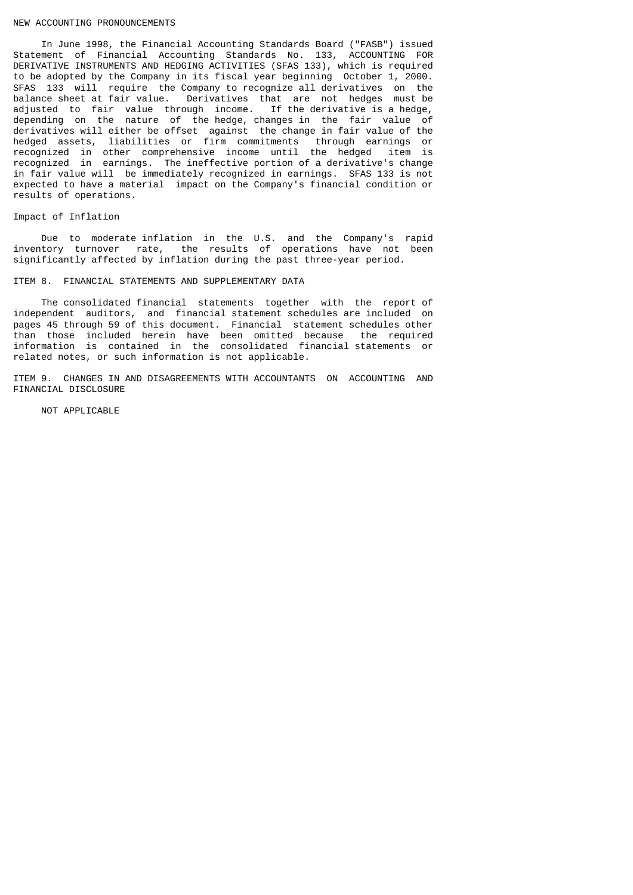## NEW ACCOUNTING PRONOUNCEMENTS

In June 1998, the Financial Accounting Standards Board ("FASB") issued Statement of Financial Accounting Standards No. 133, ACCOUNTING FOR DERIVATIVE INSTRUMENTS AND HEDGING ACTIVITIES (SFAS 133), which is required to be adopted by the Company in its fiscal year beginning October 1, 2000. SFAS 133 will require the Company to recognize all derivatives on the balance sheet at fair value. Derivatives that are not hedges must be adjusted to fair value through income. If the derivative is a hedge, depending on the nature of the hedge, changes in the fair value of derivatives will either be offset against the change in fair value of the hedged assets, liabilities or firm commitments through earnings or recognized in other comprehensive income until the hedged item is recognized in earnings. The ineffective portion of a derivative's change in fair value will be immediately recognized in earnings. SFAS 133 is not expected to have a material impact on the Company's financial condition or results of operations.

## Impact of Inflation

Due to moderate inflation in the U.S. and the Company's rapid inventory turnover rate, the results of operations have not been significantly affected by inflation during the past three-year period.

## ITEM 8. FINANCIAL STATEMENTS AND SUPPLEMENTARY DATA

The consolidated financial statements together with the report of independent auditors, and financial statement schedules are included on pages 45 through 59 of this document. Financial statement schedules other than those included herein have been omitted because the required information is contained in the consolidated financial statements or related notes, or such information is not applicable.

## ITEM 9. CHANGES IN AND DISAGREEMENTS WITH ACCOUNTANTS ON ACCOUNTING AND FINANCIAL DISCLOSURE

NOT APPLICABLE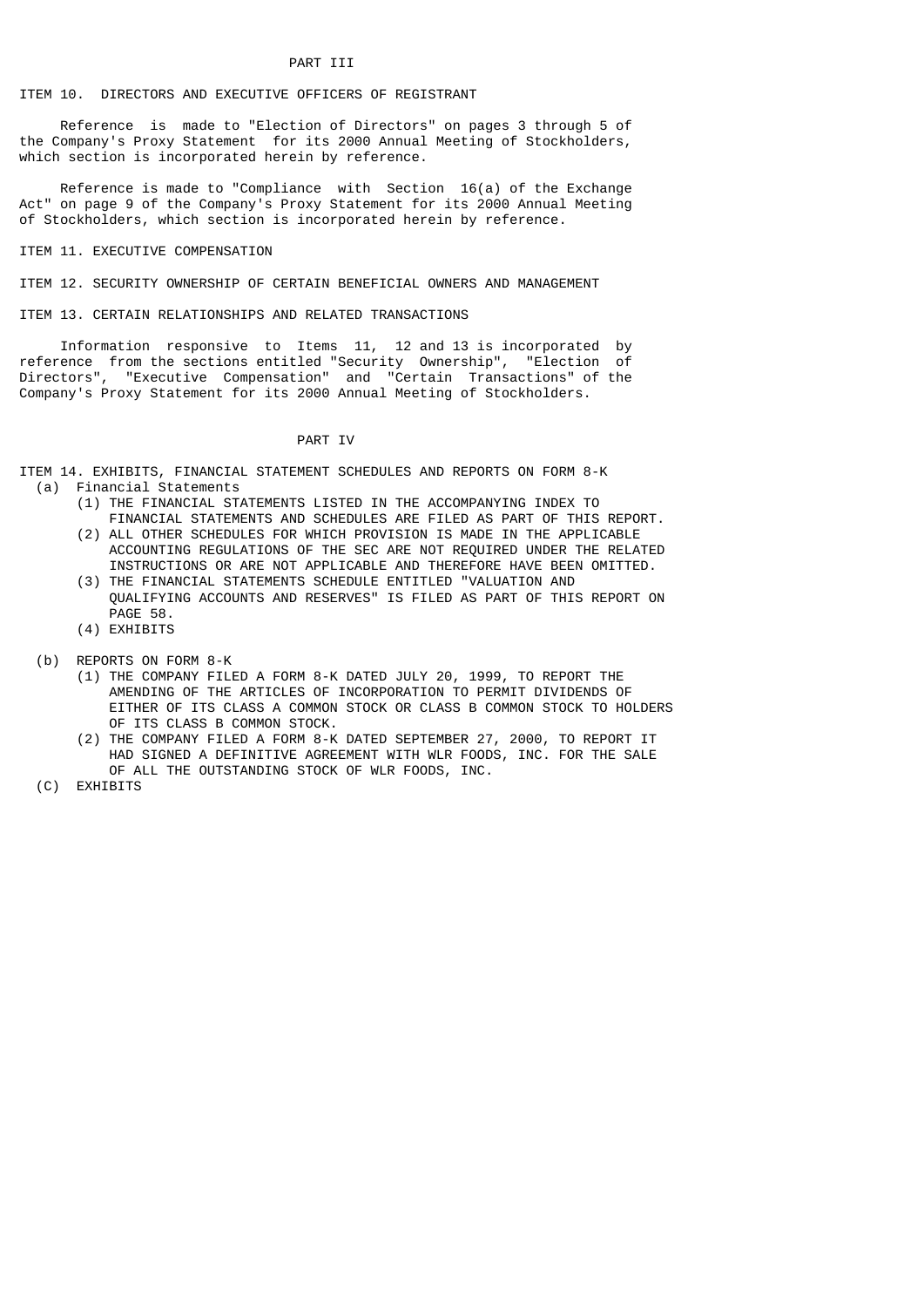# PART III

## ITEM 10. DIRECTORS AND EXECUTIVE OFFICERS OF REGISTRANT

Reference is made to "Election of Directors" on pages 3 through 5 of the Company's Proxy Statement for its 2000 Annual Meeting of Stockholders, which section is incorporated herein by reference.

Reference is made to "Compliance with Section 16(a) of the Exchange Act" on page 9 of the Company's Proxy Statement for its 2000 Annual Meeting of Stockholders, which section is incorporated herein by reference.

## ITEM 11. EXECUTIVE COMPENSATION

## ITEM 12. SECURITY OWNERSHIP OF CERTAIN BENEFICIAL OWNERS AND MANAGEMENT

## ITEM 13. CERTAIN RELATIONSHIPS AND RELATED TRANSACTIONS

Information responsive to Items 11, 12 and 13 is incorporated by reference from the sections entitled "Security Ownership", "Election of Directors", "Executive Compensation" and "Certain Transactions" of the Company's Proxy Statement for its 2000 Annual Meeting of Stockholders.

# PART IV

## ITEM 14. EXHIBITS, FINANCIAL STATEMENT SCHEDULES AND REPORTS ON FORM 8-K

(a) Financial Statements

(1) THE FINANCIAL STATEMENTS LISTED IN THE ACCOMPANYING INDEX TO FINANCIAL STATEMENTS AND SCHEDULES ARE FILED AS PART OF THIS REPORT.

(2) ALL OTHER SCHEDULES FOR WHICH PROVISION IS MADE IN THE APPLICABLE ACCOUNTING REGULATIONS OF THE SEC ARE NOT REQUIRED UNDER THE RELATED INSTRUCTIONS OR ARE NOT APPLICABLE AND THEREFORE HAVE BEEN OMITTED.

(3) THE FINANCIAL STATEMENTS SCHEDULE ENTITLED "VALUATION AND QUALIFYING ACCOUNTS AND RESERVES" IS FILED AS PART OF THIS REPORT ON PAGE 58.

(4) EXHIBITS

(b) REPORTS ON FORM 8-K

(1) THE COMPANY FILED A FORM 8-K DATED JULY 20, 1999, TO REPORT THE AMENDING OF THE ARTICLES OF INCORPORATION TO PERMIT DIVIDENDS OF EITHER OF ITS CLASS A COMMON STOCK OR CLASS B COMMON STOCK TO HOLDERS OF ITS CLASS B COMMON STOCK.

(2) THE COMPANY FILED A FORM 8-K DATED SEPTEMBER 27, 2000, TO REPORT IT HAD SIGNED A DEFINITIVE AGREEMENT WITH WLR FOODS, INC. FOR THE SALE OF ALL THE OUTSTANDING STOCK OF WLR FOODS, INC.

(C) EXHIBITS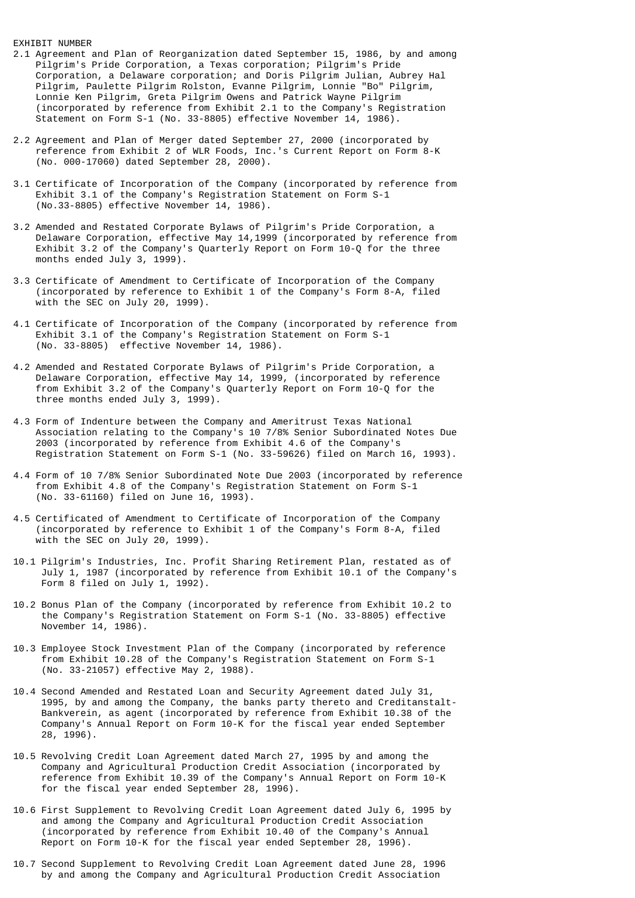EXHIBIT NUMBER

2.1 Agreement and Plan of Reorganization dated September 15, 1986, by and among Pilgrim's Pride Corporation, a Texas corporation; Pilgrim's Pride Corporation, a Delaware corporation; and Doris Pilgrim Julian, Aubrey Hal Pilgrim, Paulette Pilgrim Rolston, Evanne Pilgrim, Lonnie "Bo" Pilgrim, Lonnie Ken Pilgrim, Greta Pilgrim Owens and Patrick Wayne Pilgrim (incorporated by reference from Exhibit 2.1 to the Company's Registration Statement on Form S-1 (No. 33-8805) effective November 14, 1986).

2.2 Agreement and Plan of Merger dated September 27, 2000 (incorporated by reference from Exhibit 2 of WLR Foods, Inc.'s Current Report on Form 8-K (No. 000-17060) dated September 28, 2000).

3.1 Certificate of Incorporation of the Company (incorporated by reference from Exhibit 3.1 of the Company's Registration Statement on Form S-1 (No.33-8805) effective November 14, 1986).

3.2 Amended and Restated Corporate Bylaws of Pilgrim's Pride Corporation, a Delaware Corporation, effective May 14,1999 (incorporated by reference from Exhibit 3.2 of the Company's Quarterly Report on Form 10-Q for the three months ended July 3, 1999).

3.3 Certificate of Amendment to Certificate of Incorporation of the Company (incorporated by reference to Exhibit 1 of the Company's Form 8-A, filed with the SEC on July 20, 1999).

4.1 Certificate of Incorporation of the Company (incorporated by reference from Exhibit 3.1 of the Company's Registration Statement on Form S-1 (No. 33-8805) effective November 14, 1986).

4.2 Amended and Restated Corporate Bylaws of Pilgrim's Pride Corporation, a Delaware Corporation, effective May 14, 1999, (incorporated by reference from Exhibit 3.2 of the Company's Quarterly Report on Form 10-Q for the three months ended July 3, 1999).

4.3 Form of Indenture between the Company and Ameritrust Texas National Association relating to the Company's 10 7/8% Senior Subordinated Notes Due 2003 (incorporated by reference from Exhibit 4.6 of the Company's Registration Statement on Form S-1 (No. 33-59626) filed on March 16, 1993).

4.4 Form of 10 7/8% Senior Subordinated Note Due 2003 (incorporated by reference from Exhibit 4.8 of the Company's Registration Statement on Form S-1 (No. 33-61160) filed on June 16, 1993).

4.5 Certificated of Amendment to Certificate of Incorporation of the Company (incorporated by reference to Exhibit 1 of the Company's Form 8-A, filed with the SEC on July 20, 1999).

10.1 Pilgrim's Industries, Inc. Profit Sharing Retirement Plan, restated as of July 1, 1987 (incorporated by reference from Exhibit 10.1 of the Company's Form 8 filed on July 1, 1992).

10.2 Bonus Plan of the Company (incorporated by reference from Exhibit 10.2 to the Company's Registration Statement on Form S-1 (No. 33-8805) effective November 14, 1986).

10.3 Employee Stock Investment Plan of the Company (incorporated by reference from Exhibit 10.28 of the Company's Registration Statement on Form S-1 (No. 33-21057) effective May 2, 1988).

10.4 Second Amended and Restated Loan and Security Agreement dated July 31, 1995, by and among the Company, the banks party thereto and Creditanstalt-Bankverein, as agent (incorporated by reference from Exhibit 10.38 of the Company's Annual Report on Form 10-K for the fiscal year ended September 28, 1996).

10.5 Revolving Credit Loan Agreement dated March 27, 1995 by and among the Company and Agricultural Production Credit Association (incorporated by reference from Exhibit 10.39 of the Company's Annual Report on Form 10-K for the fiscal year ended September 28, 1996).

10.6 First Supplement to Revolving Credit Loan Agreement dated July 6, 1995 by and among the Company and Agricultural Production Credit Association (incorporated by reference from Exhibit 10.40 of the Company's Annual Report on Form 10-K for the fiscal year ended September 28, 1996).

10.7 Second Supplement to Revolving Credit Loan Agreement dated June 28, 1996 by and among the Company and Agricultural Production Credit Association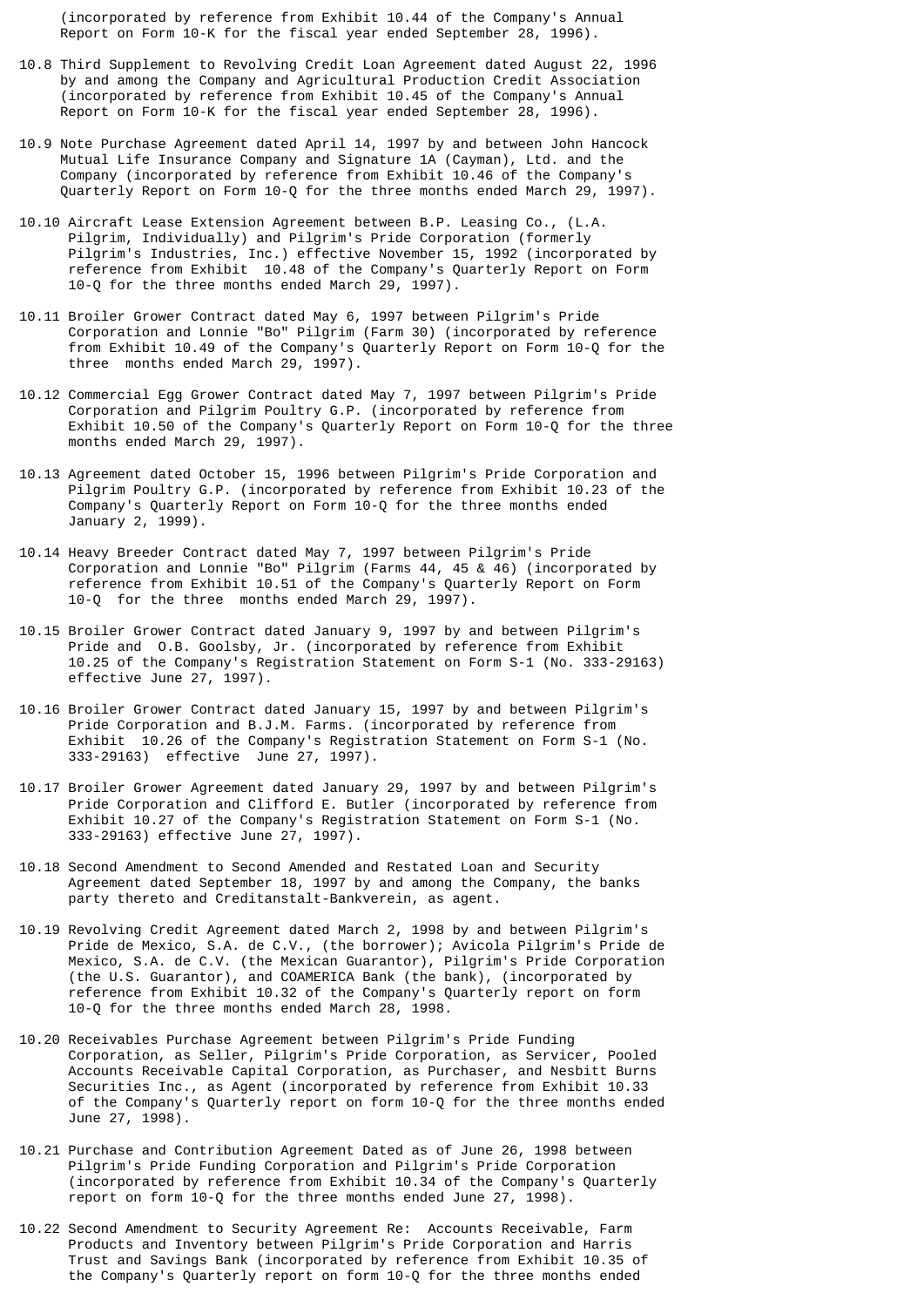(incorporated by reference from Exhibit 10.44 of the Company's Annual Report on Form 10-K for the fiscal year ended September 28, 1996).

10.8 Third Supplement to Revolving Credit Loan Agreement dated August 22, 1996 by and among the Company and Agricultural Production Credit Association (incorporated by reference from Exhibit 10.45 of the Company's Annual Report on Form 10-K for the fiscal year ended September 28, 1996).

10.9 Note Purchase Agreement dated April 14, 1997 by and between John Hancock Mutual Life Insurance Company and Signature 1A (Cayman), Ltd. and the Company (incorporated by reference from Exhibit 10.46 of the Company's Quarterly Report on Form 10-Q for the three months ended March 29, 1997).

10.10 Aircraft Lease Extension Agreement between B.P. Leasing Co., (L.A. Pilgrim, Individually) and Pilgrim's Pride Corporation (formerly Pilgrim's Industries, Inc.) effective November 15, 1992 (incorporated by reference from Exhibit 10.48 of the Company's Quarterly Report on Form 10-Q for the three months ended March 29, 1997).

10.11 Broiler Grower Contract dated May 6, 1997 between Pilgrim's Pride Corporation and Lonnie "Bo" Pilgrim (Farm 30) (incorporated by reference from Exhibit 10.49 of the Company's Quarterly Report on Form 10-Q for the three months ended March 29, 1997).

10.12 Commercial Egg Grower Contract dated May 7, 1997 between Pilgrim's Pride Corporation and Pilgrim Poultry G.P. (incorporated by reference from Exhibit 10.50 of the Company's Quarterly Report on Form 10-Q for the three months ended March 29, 1997).

10.13 Agreement dated October 15, 1996 between Pilgrim's Pride Corporation and Pilgrim Poultry G.P. (incorporated by reference from Exhibit 10.23 of the Company's Quarterly Report on Form 10-Q for the three months ended January 2, 1999).

10.14 Heavy Breeder Contract dated May 7, 1997 between Pilgrim's Pride Corporation and Lonnie "Bo" Pilgrim (Farms 44, 45 & 46) (incorporated by reference from Exhibit 10.51 of the Company's Quarterly Report on Form 10-Q for the three months ended March 29, 1997).

10.15 Broiler Grower Contract dated January 9, 1997 by and between Pilgrim's Pride and O.B. Goolsby, Jr. (incorporated by reference from Exhibit 10.25 of the Company's Registration Statement on Form S-1 (No. 333-29163) effective June 27, 1997).

10.16 Broiler Grower Contract dated January 15, 1997 by and between Pilgrim's Pride Corporation and B.J.M. Farms. (incorporated by reference from Exhibit 10.26 of the Company's Registration Statement on Form S-1 (No. 333-29163) effective June 27, 1997).

10.17 Broiler Grower Agreement dated January 29, 1997 by and between Pilgrim's Pride Corporation and Clifford E. Butler (incorporated by reference from Exhibit 10.27 of the Company's Registration Statement on Form S-1 (No. 333-29163) effective June 27, 1997).

10.18 Second Amendment to Second Amended and Restated Loan and Security Agreement dated September 18, 1997 by and among the Company, the banks party thereto and Creditanstalt-Bankverein, as agent.

10.19 Revolving Credit Agreement dated March 2, 1998 by and between Pilgrim's Pride de Mexico, S.A. de C.V., (the borrower); Avicola Pilgrim's Pride de Mexico, S.A. de C.V. (the Mexican Guarantor), Pilgrim's Pride Corporation (the U.S. Guarantor), and COAMERICA Bank (the bank), (incorporated by reference from Exhibit 10.32 of the Company's Quarterly report on form 10-Q for the three months ended March 28, 1998.

10.20 Receivables Purchase Agreement between Pilgrim's Pride Funding Corporation, as Seller, Pilgrim's Pride Corporation, as Servicer, Pooled Accounts Receivable Capital Corporation, as Purchaser, and Nesbitt Burns Securities Inc., as Agent (incorporated by reference from Exhibit 10.33 of the Company's Quarterly report on form 10-Q for the three months ended June 27, 1998).

10.21 Purchase and Contribution Agreement Dated as of June 26, 1998 between Pilgrim's Pride Funding Corporation and Pilgrim's Pride Corporation (incorporated by reference from Exhibit 10.34 of the Company's Quarterly report on form 10-Q for the three months ended June 27, 1998).

10.22 Second Amendment to Security Agreement Re: Accounts Receivable, Farm Products and Inventory between Pilgrim's Pride Corporation and Harris Trust and Savings Bank (incorporated by reference from Exhibit 10.35 of the Company's Quarterly report on form 10-Q for the three months ended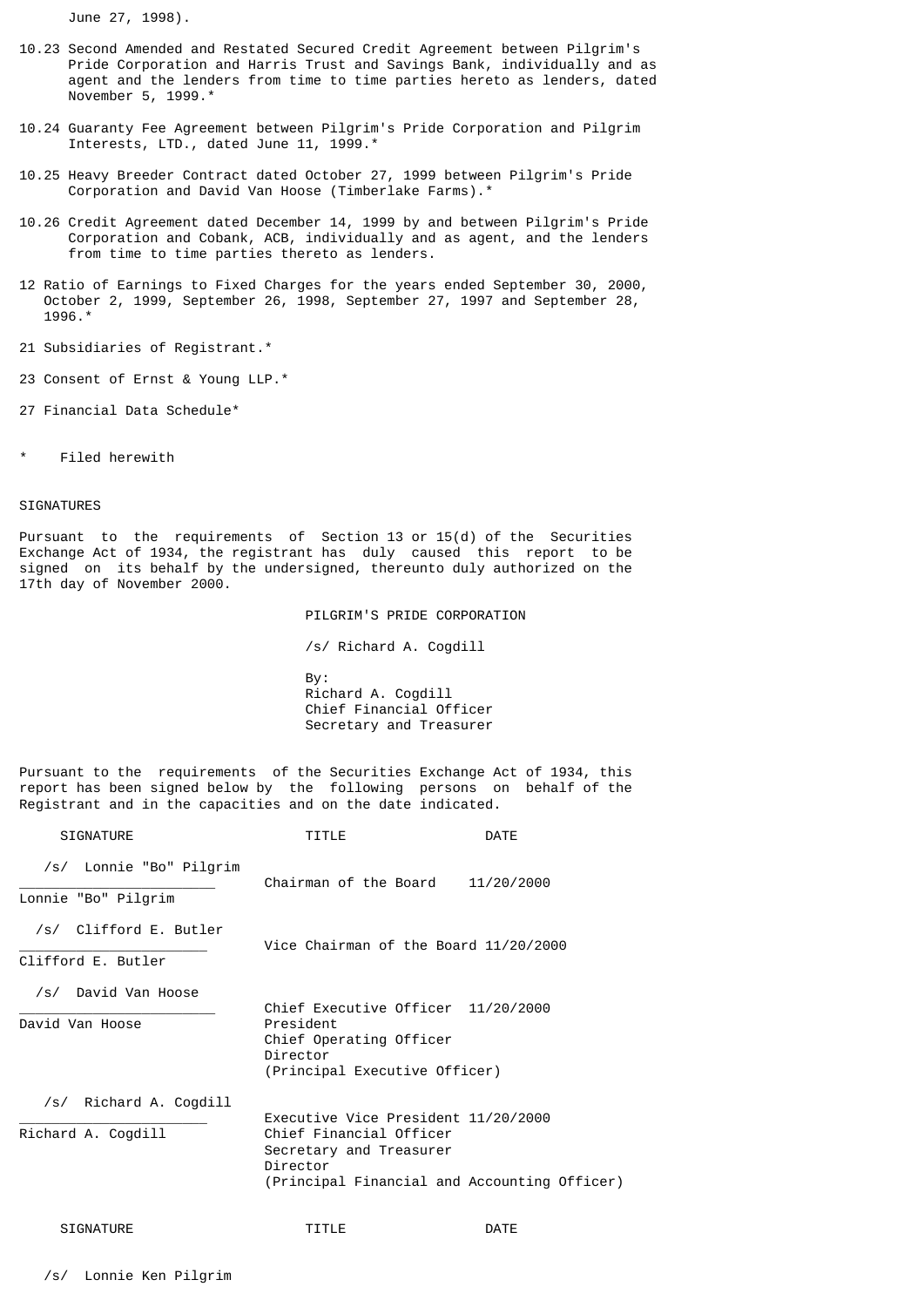June 27, 1998).

10.23 Second Amended and Restated Secured Credit Agreement between Pilgrim's Pride Corporation and Harris Trust and Savings Bank, individually and as agent and the lenders from time to time parties hereto as lenders, dated November 5, 1999.*

10.24 Guaranty Fee Agreement between Pilgrim's Pride Corporation and Pilgrim Interests, LTD., dated June 11, 1999.*

10.25 Heavy Breeder Contract dated October 27, 1999 between Pilgrim's Pride Corporation and David Van Hoose (Timberlake Farms).*

10.26 Credit Agreement dated December 14, 1999 by and between Pilgrim's Pride Corporation and Cobank, ACB, individually and as agent, and the lenders from time to time parties thereto as lenders.

12 Ratio of Earnings to Fixed Charges for the years ended September 30, 2000, October 2, 1999, September 26, 1998, September 27, 1997 and September 28, 1996.*

21 Subsidiaries of Registrant.*

23 Consent of Ernst & Young LLP.*

27 Financial Data Schedule*

\* Filed herewith

SIGNATURES

Pursuant to the requirements of Section 13 or 15(d) of the Securities Exchange Act of 1934, the registrant has duly caused this report to be signed on its behalf by the undersigned, thereunto duly authorized on the 17th day of November 2000.

PILGRIM'S PRIDE CORPORATION

/s/ Richard A. Cogdill

By:
Richard A. Cogdill
Chief Financial Officer
Secretary and Treasurer

Pursuant to the requirements of the Securities Exchange Act of 1934, this report has been signed below by the following persons on behalf of the Registrant and in the capacities and on the date indicated.

| SIGNATURE | TITLE | DATE |
|---|---|---|
| /s/ Lonnie "Bo" Pilgrim<br>Lonnie "Bo" Pilgrim | Chairman of the Board | 11/20/2000 |
| /s/ Clifford E. Butler<br>Clifford E. Butler | Vice Chairman of the Board | 11/20/2000 |
| /s/ David Van Hoose<br>David Van Hoose | Chief Executive Officer<br>President<br>Chief Operating Officer<br>Director<br>(Principal Executive Officer) | 11/20/2000 |
| /s/ Richard A. Cogdill<br>Richard A. Cogdill | Executive Vice President<br>Chief Financial Officer<br>Secretary and Treasurer<br>Director<br>(Principal Financial and Accounting Officer) | 11/20/2000 |

| SIGNATURE | TITLE | DATE |
|---|---|---|
| /s/ Lonnie Ken Pilgrim | | |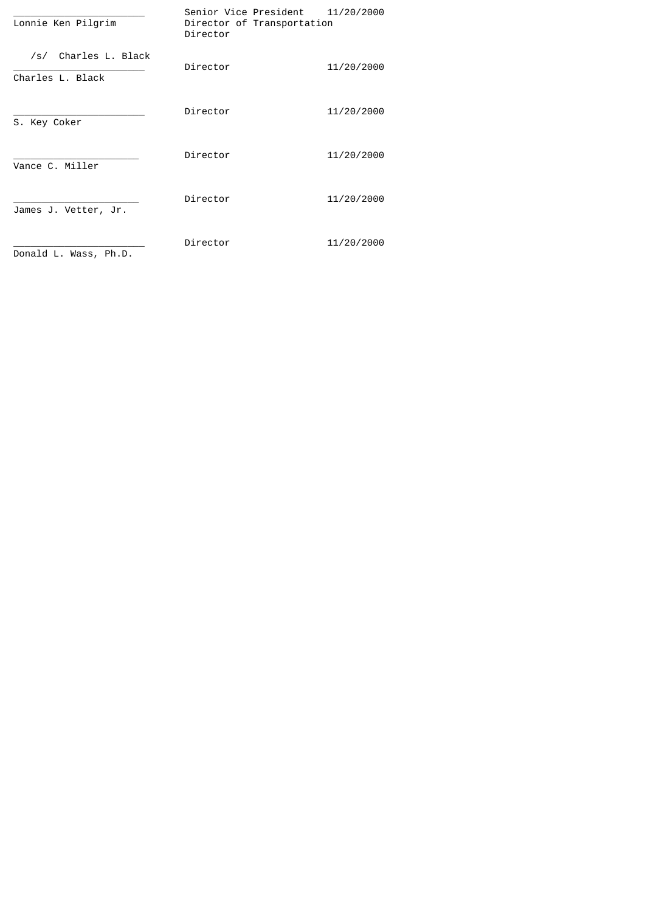| Signature | Title | Date |
|---|---|---|
| ______________________<br>Lonnie Ken Pilgrim | Senior Vice President<br>Director of Transportation<br>Director | 11/20/2000 |
| /s/ Charles L. Black<br>______________________<br>Charles L. Black | Director | 11/20/2000 |
| ______________________<br>S. Key Coker | Director | 11/20/2000 |
| ______________________<br>Vance C. Miller | Director | 11/20/2000 |
| ______________________<br>James J. Vetter, Jr. | Director | 11/20/2000 |
| ______________________<br>Donald L. Wass, Ph.D. | Director | 11/20/2000 |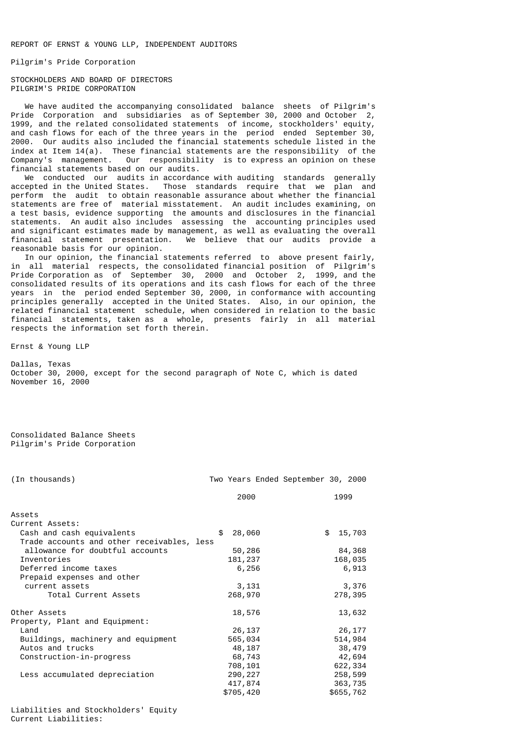REPORT OF ERNST & YOUNG LLP, INDEPENDENT AUDITORS

Pilgrim's Pride Corporation

STOCKHOLDERS AND BOARD OF DIRECTORS
PILGRIM'S PRIDE CORPORATION

We have audited the accompanying consolidated balance sheets of Pilgrim's Pride Corporation and subsidiaries as of September 30, 2000 and October 2, 1999, and the related consolidated statements of income, stockholders' equity, and cash flows for each of the three years in the period ended September 30, 2000. Our audits also included the financial statements schedule listed in the index at Item 14(a). These financial statements are the responsibility of the Company's management. Our responsibility is to express an opinion on these financial statements based on our audits.

We conducted our audits in accordance with auditing standards generally accepted in the United States. Those standards require that we plan and perform the audit to obtain reasonable assurance about whether the financial statements are free of material misstatement. An audit includes examining, on a test basis, evidence supporting the amounts and disclosures in the financial statements. An audit also includes assessing the accounting principles used and significant estimates made by management, as well as evaluating the overall financial statement presentation. We believe that our audits provide a reasonable basis for our opinion.

In our opinion, the financial statements referred to above present fairly, in all material respects, the consolidated financial position of Pilgrim's Pride Corporation as of September 30, 2000 and October 2, 1999, and the consolidated results of its operations and its cash flows for each of the three years in the period ended September 30, 2000, in conformance with accounting principles generally accepted in the United States. Also, in our opinion, the related financial statement schedule, when considered in relation to the basic financial statements, taken as a whole, presents fairly in all material respects the information set forth therein.

Ernst & Young LLP

Dallas, Texas
October 30, 2000, except for the second paragraph of Note C, which is dated November 16, 2000

Consolidated Balance Sheets
Pilgrim's Pride Corporation

| (In thousands) | Two Years Ended September 30, 2000 | |
|---|---|---|
| | 2000 | 1999 |
| Assets | | |
| Current Assets: | | |
| Cash and cash equivalents | $ 28,060 | $ 15,703 |
| Trade accounts and other receivables, less allowance for doubtful accounts | 50,286 | 84,368 |
| Inventories | 181,237 | 168,035 |
| Deferred income taxes | 6,256 | 6,913 |
| Prepaid expenses and other current assets | 3,131 | 3,376 |
| Total Current Assets | 268,970 | 278,395 |
| Other Assets | 18,576 | 13,632 |
| Property, Plant and Equipment: | | |
| Land | 26,137 | 26,177 |
| Buildings, machinery and equipment | 565,034 | 514,984 |
| Autos and trucks | 48,187 | 38,479 |
| Construction-in-progress | 68,743 | 42,694 |
| | 708,101 | 622,334 |
| Less accumulated depreciation | 290,227 | 258,599 |
| | 417,874 | 363,735 |
| | $705,420 | $655,762 |

Liabilities and Stockholders' Equity
Current Liabilities: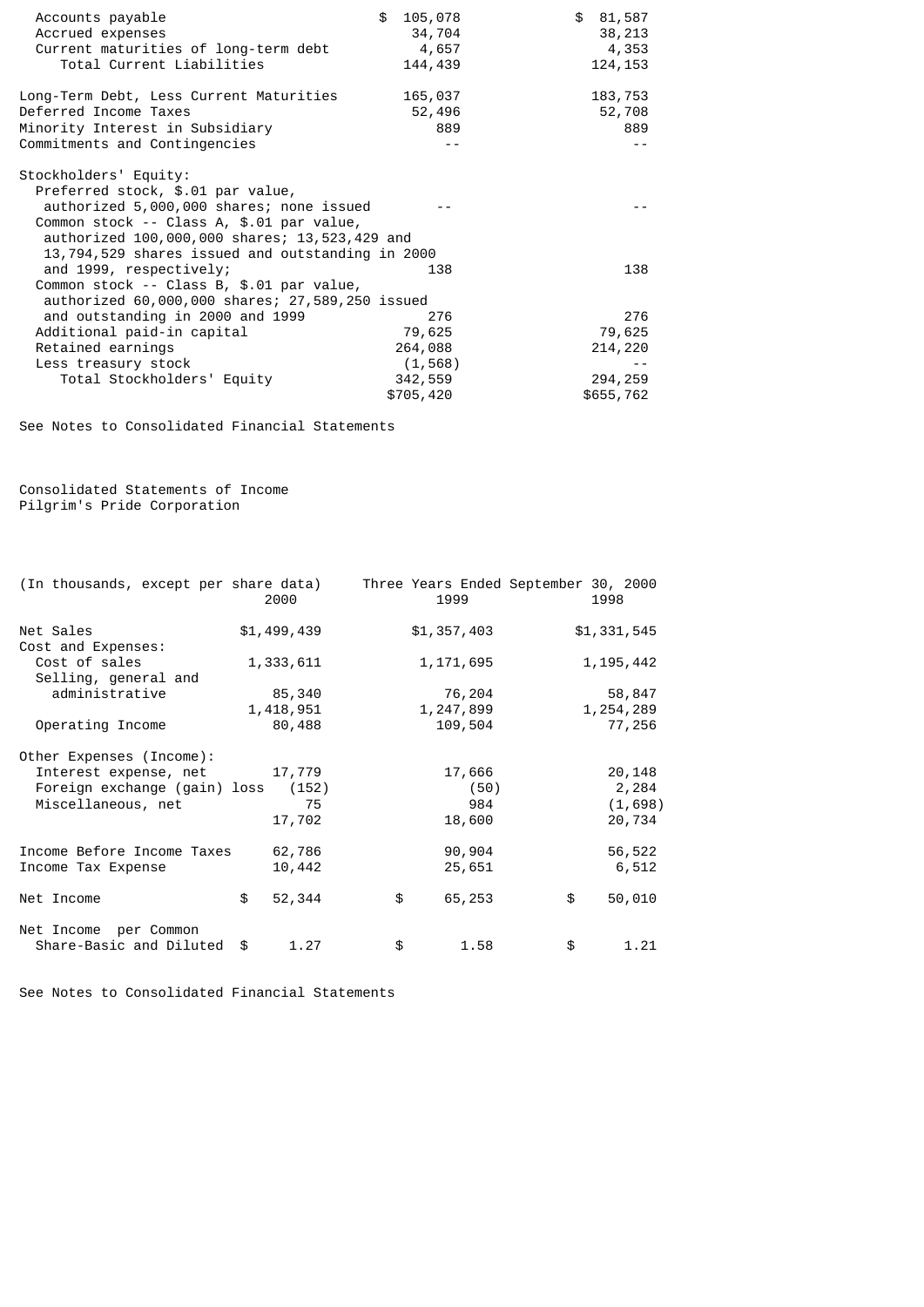|  | 2000 | 1999 |
|---|---|---|
| Accounts payable | $ 105,078 | $ 81,587 |
| Accrued expenses | 34,704 | 38,213 |
| Current maturities of long-term debt | 4,657 | 4,353 |
| Total Current Liabilities | 144,439 | 124,153 |
| Long-Term Debt, Less Current Maturities | 165,037 | 183,753 |
| Deferred Income Taxes | 52,496 | 52,708 |
| Minority Interest in Subsidiary | 889 | 889 |
| Commitments and Contingencies | -- | -- |
| Stockholders' Equity: | | |
| Preferred stock, $.01 par value, authorized 5,000,000 shares; none issued | -- | -- |
| Common stock -- Class A, $.01 par value, authorized 100,000,000 shares; 13,523,429 and 13,794,529 shares issued and outstanding in 2000 and 1999, respectively; | 138 | 138 |
| Common stock -- Class B, $.01 par value, authorized 60,000,000 shares; 27,589,250 issued and outstanding in 2000 and 1999 | 276 | 276 |
| Additional paid-in capital | 79,625 | 79,625 |
| Retained earnings | 264,088 | 214,220 |
| Less treasury stock | (1,568) | -- |
| Total Stockholders' Equity | 342,559 | 294,259 |
|  | $705,420 | $655,762 |

See Notes to Consolidated Financial Statements

Consolidated Statements of Income
Pilgrim's Pride Corporation

| (In thousands, except per share data) | Three Years Ended September 30, 2000 | | |
|---|---|---|---|
|  | 2000 | 1999 | 1998 |
| Net Sales | $1,499,439 | $1,357,403 | $1,331,545 |
| Cost and Expenses: | | | |
| Cost of sales | 1,333,611 | 1,171,695 | 1,195,442 |
| Selling, general and administrative | 85,340 | 76,204 | 58,847 |
|  | 1,418,951 | 1,247,899 | 1,254,289 |
| Operating Income | 80,488 | 109,504 | 77,256 |
| Other Expenses (Income): | | | |
| Interest expense, net | 17,779 | 17,666 | 20,148 |
| Foreign exchange (gain) loss | (152) | (50) | 2,284 |
| Miscellaneous, net | 75 | 984 | (1,698) |
|  | 17,702 | 18,600 | 20,734 |
| Income Before Income Taxes | 62,786 | 90,904 | 56,522 |
| Income Tax Expense | 10,442 | 25,651 | 6,512 |
| Net Income | $ 52,344 | $ 65,253 | $ 50,010 |
| Net Income per Common Share-Basic and Diluted | $ 1.27 | $ 1.58 | $ 1.21 |

See Notes to Consolidated Financial Statements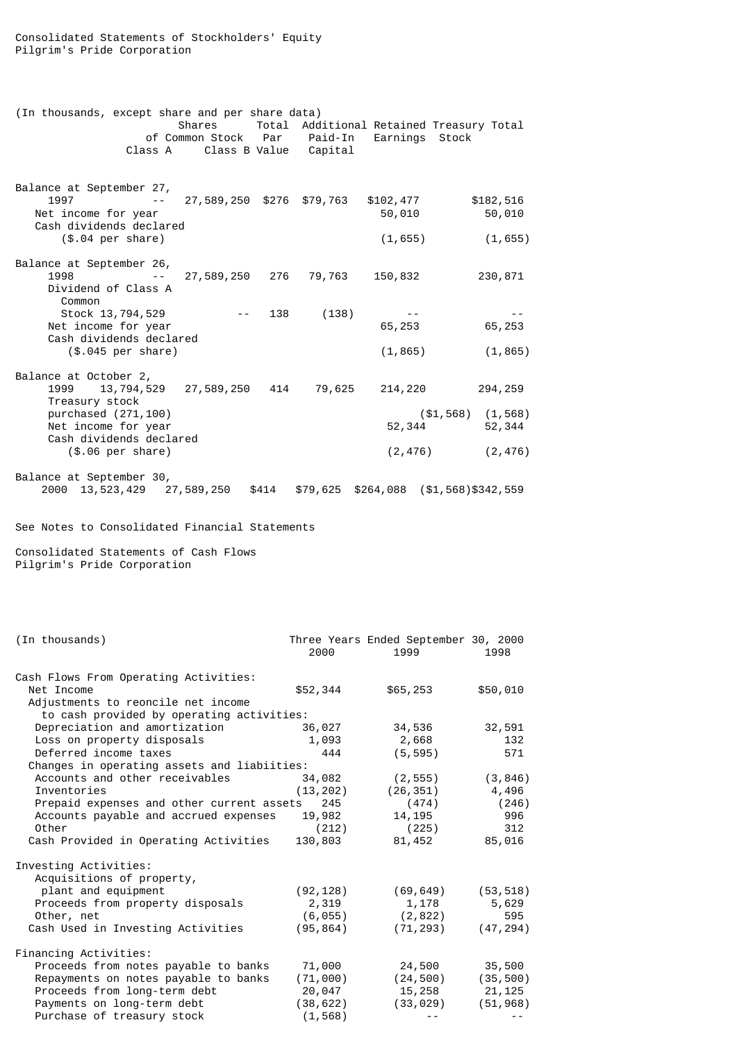Consolidated Statements of Stockholders' Equity
Pilgrim's Pride Corporation

(In thousands, except share and per share data)

| | Shares of Common Stock Class A | Shares of Common Stock Class B | Total Par Value | Additional Paid-In Capital | Retained Earnings | Treasury Stock | Total |
|---|---|---|---|---|---|---|---|
| Balance at September 27, 1997 | -- | 27,589,250 | $276 | $79,763 | $102,477 | | $182,516 |
| Net income for year | | | | | 50,010 | | 50,010 |
| Cash dividends declared ($.04 per share) | | | | | (1,655) | | (1,655) |
| Balance at September 26, 1998 | -- | 27,589,250 | 276 | 79,763 | 150,832 | | 230,871 |
| Dividend of Class A Common Stock | 13,794,529 | -- | 138 | (138) | -- | | -- |
| Net income for year | | | | | 65,253 | | 65,253 |
| Cash dividends declared ($.045 per share) | | | | | (1,865) | | (1,865) |
| Balance at October 2, 1999 | 13,794,529 | 27,589,250 | 414 | 79,625 | 214,220 | | 294,259 |
| Treasury stock purchased (271,100) | | | | | | ($1,568) | (1,568) |
| Net income for year | | | | | 52,344 | | 52,344 |
| Cash dividends declared ($.06 per share) | | | | | (2,476) | | (2,476) |
| Balance at September 30, 2000 | 13,523,429 | 27,589,250 | $414 | $79,625 | $264,088 | ($1,568) | $342,559 |

See Notes to Consolidated Financial Statements

Consolidated Statements of Cash Flows
Pilgrim's Pride Corporation

(In thousands) — Three Years Ended September 30, 2000

| | 2000 | 1999 | 1998 |
|---|---|---|---|
| **Cash Flows From Operating Activities:** | | | |
| Net Income | $52,344 | $65,253 | $50,010 |
| Adjustments to reconcile net income to cash provided by operating activities: | | | |
| Depreciation and amortization | 36,027 | 34,536 | 32,591 |
| Loss on property disposals | 1,093 | 2,668 | 132 |
| Deferred income taxes | 444 | (5,595) | 571 |
| Changes in operating assets and liabiities: | | | |
| Accounts and other receivables | 34,082 | (2,555) | (3,846) |
| Inventories | (13,202) | (26,351) | 4,496 |
| Prepaid expenses and other current assets | 245 | (474) | (246) |
| Accounts payable and accrued expenses | 19,982 | 14,195 | 996 |
| Other | (212) | (225) | 312 |
| Cash Provided in Operating Activities | 130,803 | 81,452 | 85,016 |
| **Investing Activities:** | | | |
| Acquisitions of property, plant and equipment | (92,128) | (69,649) | (53,518) |
| Proceeds from property disposals | 2,319 | 1,178 | 5,629 |
| Other, net | (6,055) | (2,822) | 595 |
| Cash Used in Investing Activities | (95,864) | (71,293) | (47,294) |
| **Financing Activities:** | | | |
| Proceeds from notes payable to banks | 71,000 | 24,500 | 35,500 |
| Repayments on notes payable to banks | (71,000) | (24,500) | (35,500) |
| Proceeds from long-term debt | 20,047 | 15,258 | 21,125 |
| Payments on long-term debt | (38,622) | (33,029) | (51,968) |
| Purchase of treasury stock | (1,568) | -- | -- |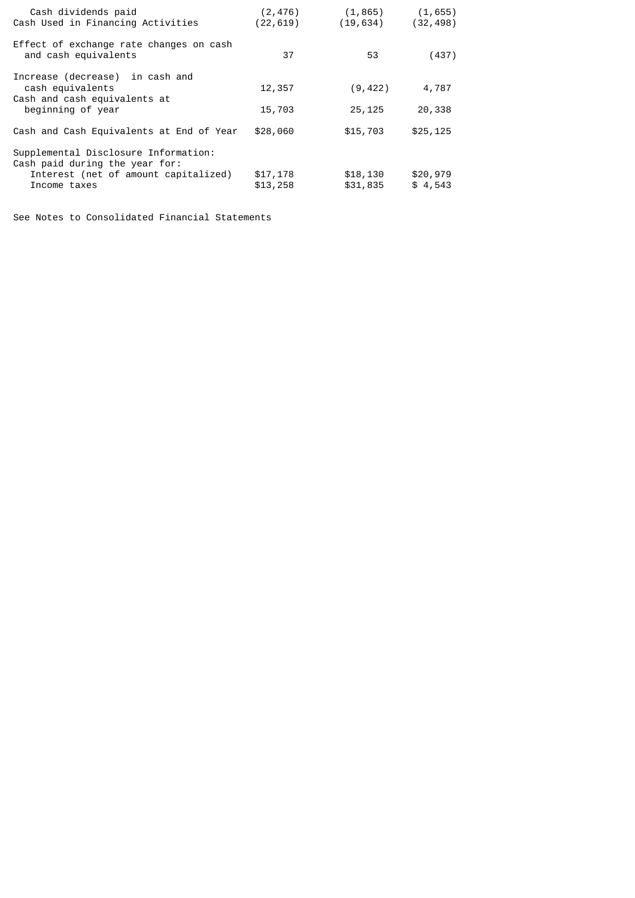| | | | |
|---|---|---|---|
| Cash dividends paid | (2,476) | (1,865) | (1,655) |
| Cash Used in Financing Activities | (22,619) | (19,634) | (32,498) |
| | | | |
| Effect of exchange rate changes on cash and cash equivalents | 37 | 53 | (437) |
| | | | |
| Increase (decrease) in cash and cash equivalents | 12,357 | (9,422) | 4,787 |
| Cash and cash equivalents at beginning of year | 15,703 | 25,125 | 20,338 |
| | | | |
| Cash and Cash Equivalents at End of Year | $28,060 | $15,703 | $25,125 |
| | | | |
| Supplemental Disclosure Information: | | | |
| Cash paid during the year for: | | | |
| Interest (net of amount capitalized) | $17,178 | $18,130 | $20,979 |
| Income taxes | $13,258 | $31,835 | $ 4,543 |

See Notes to Consolidated Financial Statements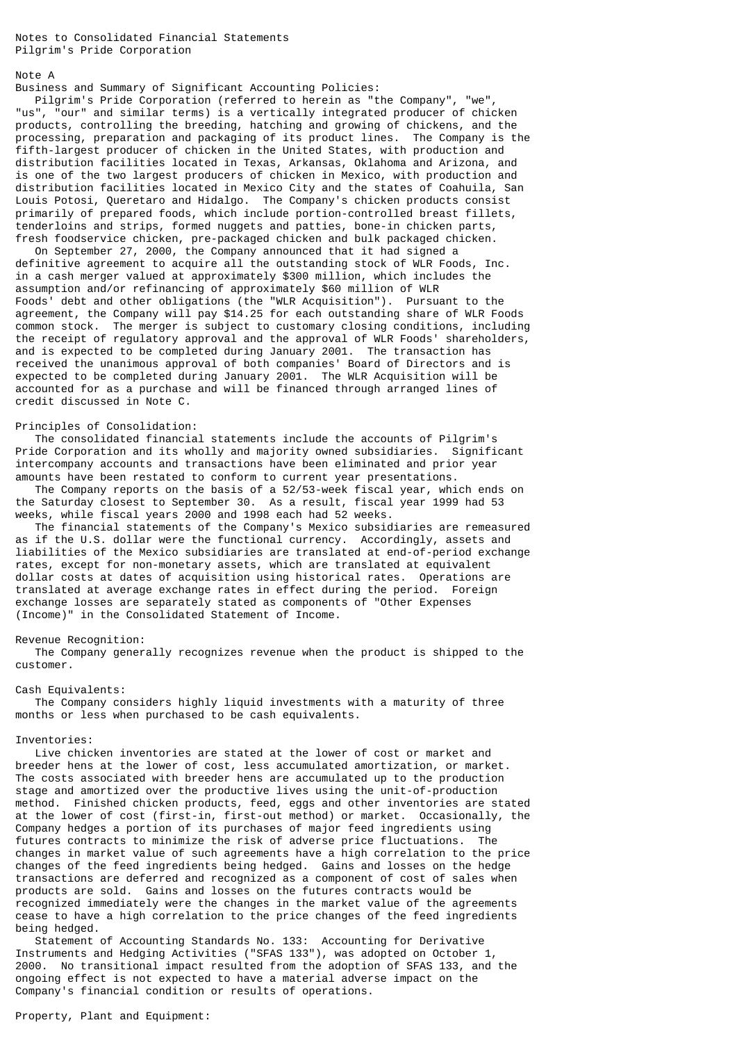# Notes to Consolidated Financial Statements

## Pilgrim's Pride Corporation

### Note A

#### Business and Summary of Significant Accounting Policies:

Pilgrim's Pride Corporation (referred to herein as "the Company", "we", "us", "our" and similar terms) is a vertically integrated producer of chicken products, controlling the breeding, hatching and growing of chickens, and the processing, preparation and packaging of its product lines. The Company is the fifth-largest producer of chicken in the United States, with production and distribution facilities located in Texas, Arkansas, Oklahoma and Arizona, and is one of the two largest producers of chicken in Mexico, with production and distribution facilities located in Mexico City and the states of Coahuila, San Louis Potosi, Queretaro and Hidalgo. The Company's chicken products consist primarily of prepared foods, which include portion-controlled breast fillets, tenderloins and strips, formed nuggets and patties, bone-in chicken parts, fresh foodservice chicken, pre-packaged chicken and bulk packaged chicken.

On September 27, 2000, the Company announced that it had signed a definitive agreement to acquire all the outstanding stock of WLR Foods, Inc. in a cash merger valued at approximately $300 million, which includes the assumption and/or refinancing of approximately $60 million of WLR Foods' debt and other obligations (the "WLR Acquisition"). Pursuant to the agreement, the Company will pay $14.25 for each outstanding share of WLR Foods common stock. The merger is subject to customary closing conditions, including the receipt of regulatory approval and the approval of WLR Foods' shareholders, and is expected to be completed during January 2001. The transaction has received the unanimous approval of both companies' Board of Directors and is expected to be completed during January 2001. The WLR Acquisition will be accounted for as a purchase and will be financed through arranged lines of credit discussed in Note C.

#### Principles of Consolidation:

The consolidated financial statements include the accounts of Pilgrim's Pride Corporation and its wholly and majority owned subsidiaries. Significant intercompany accounts and transactions have been eliminated and prior year amounts have been restated to conform to current year presentations.

The Company reports on the basis of a 52/53-week fiscal year, which ends on the Saturday closest to September 30. As a result, fiscal year 1999 had 53 weeks, while fiscal years 2000 and 1998 each had 52 weeks.

The financial statements of the Company's Mexico subsidiaries are remeasured as if the U.S. dollar were the functional currency. Accordingly, assets and liabilities of the Mexico subsidiaries are translated at end-of-period exchange rates, except for non-monetary assets, which are translated at equivalent dollar costs at dates of acquisition using historical rates. Operations are translated at average exchange rates in effect during the period. Foreign exchange losses are separately stated as components of "Other Expenses (Income)" in the Consolidated Statement of Income.

#### Revenue Recognition:

The Company generally recognizes revenue when the product is shipped to the customer.

#### Cash Equivalents:

The Company considers highly liquid investments with a maturity of three months or less when purchased to be cash equivalents.

#### Inventories:

Live chicken inventories are stated at the lower of cost or market and breeder hens at the lower of cost, less accumulated amortization, or market. The costs associated with breeder hens are accumulated up to the production stage and amortized over the productive lives using the unit-of-production method. Finished chicken products, feed, eggs and other inventories are stated at the lower of cost (first-in, first-out method) or market. Occasionally, the Company hedges a portion of its purchases of major feed ingredients using futures contracts to minimize the risk of adverse price fluctuations. The changes in market value of such agreements have a high correlation to the price changes of the feed ingredients being hedged. Gains and losses on the hedge transactions are deferred and recognized as a component of cost of sales when products are sold. Gains and losses on the futures contracts would be recognized immediately were the changes in the market value of the agreements cease to have a high correlation to the price changes of the feed ingredients being hedged.

Statement of Accounting Standards No. 133: Accounting for Derivative Instruments and Hedging Activities ("SFAS 133"), was adopted on October 1, 2000. No transitional impact resulted from the adoption of SFAS 133, and the ongoing effect is not expected to have a material adverse impact on the Company's financial condition or results of operations.

#### Property, Plant and Equipment: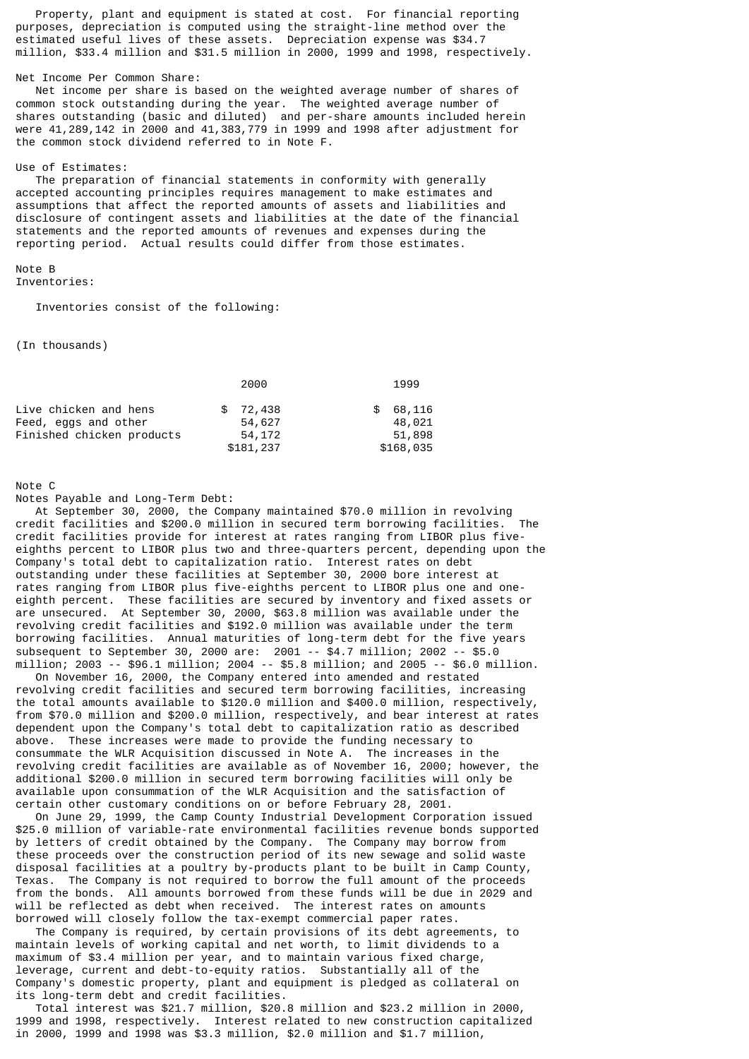Property, plant and equipment is stated at cost. For financial reporting purposes, depreciation is computed using the straight-line method over the estimated useful lives of these assets. Depreciation expense was $34.7 million, $33.4 million and $31.5 million in 2000, 1999 and 1998, respectively.

Net Income Per Common Share:

Net income per share is based on the weighted average number of shares of common stock outstanding during the year. The weighted average number of shares outstanding (basic and diluted) and per-share amounts included herein were 41,289,142 in 2000 and 41,383,779 in 1999 and 1998 after adjustment for the common stock dividend referred to in Note F.

Use of Estimates:

The preparation of financial statements in conformity with generally accepted accounting principles requires management to make estimates and assumptions that affect the reported amounts of assets and liabilities and disclosure of contingent assets and liabilities at the date of the financial statements and the reported amounts of revenues and expenses during the reporting period. Actual results could differ from those estimates.

Note B

Inventories:

Inventories consist of the following:

(In thousands)

| | 2000 | 1999 |
|---|---|---|
| Live chicken and hens | $ 72,438 | $ 68,116 |
| Feed, eggs and other | 54,627 | 48,021 |
| Finished chicken products | 54,172 | 51,898 |
| | $181,237 | $168,035 |

Note C

Notes Payable and Long-Term Debt:

At September 30, 2000, the Company maintained $70.0 million in revolving credit facilities and $200.0 million in secured term borrowing facilities. The credit facilities provide for interest at rates ranging from LIBOR plus five-eighths percent to LIBOR plus two and three-quarters percent, depending upon the Company's total debt to capitalization ratio. Interest rates on debt outstanding under these facilities at September 30, 2000 bore interest at rates ranging from LIBOR plus five-eighths percent to LIBOR plus one and one-eighth percent. These facilities are secured by inventory and fixed assets or are unsecured. At September 30, 2000, $63.8 million was available under the revolving credit facilities and $192.0 million was available under the term borrowing facilities. Annual maturities of long-term debt for the five years subsequent to September 30, 2000 are: 2001 -- $4.7 million; 2002 -- $5.0 million; 2003 -- $96.1 million; 2004 -- $5.8 million; and 2005 -- $6.0 million.

On November 16, 2000, the Company entered into amended and restated revolving credit facilities and secured term borrowing facilities, increasing the total amounts available to $120.0 million and $400.0 million, respectively, from $70.0 million and $200.0 million, respectively, and bear interest at rates dependent upon the Company's total debt to capitalization ratio as described above. These increases were made to provide the funding necessary to consummate the WLR Acquisition discussed in Note A. The increases in the revolving credit facilities are available as of November 16, 2000; however, the additional $200.0 million in secured term borrowing facilities will only be available upon consummation of the WLR Acquisition and the satisfaction of certain other customary conditions on or before February 28, 2001.

On June 29, 1999, the Camp County Industrial Development Corporation issued $25.0 million of variable-rate environmental facilities revenue bonds supported by letters of credit obtained by the Company. The Company may borrow from these proceeds over the construction period of its new sewage and solid waste disposal facilities at a poultry by-products plant to be built in Camp County, Texas. The Company is not required to borrow the full amount of the proceeds from the bonds. All amounts borrowed from these funds will be due in 2029 and will be reflected as debt when received. The interest rates on amounts borrowed will closely follow the tax-exempt commercial paper rates.

The Company is required, by certain provisions of its debt agreements, to maintain levels of working capital and net worth, to limit dividends to a maximum of $3.4 million per year, and to maintain various fixed charge, leverage, current and debt-to-equity ratios. Substantially all of the Company's domestic property, plant and equipment is pledged as collateral on its long-term debt and credit facilities.

Total interest was $21.7 million, $20.8 million and $23.2 million in 2000, 1999 and 1998, respectively. Interest related to new construction capitalized in 2000, 1999 and 1998 was $3.3 million, $2.0 million and $1.7 million,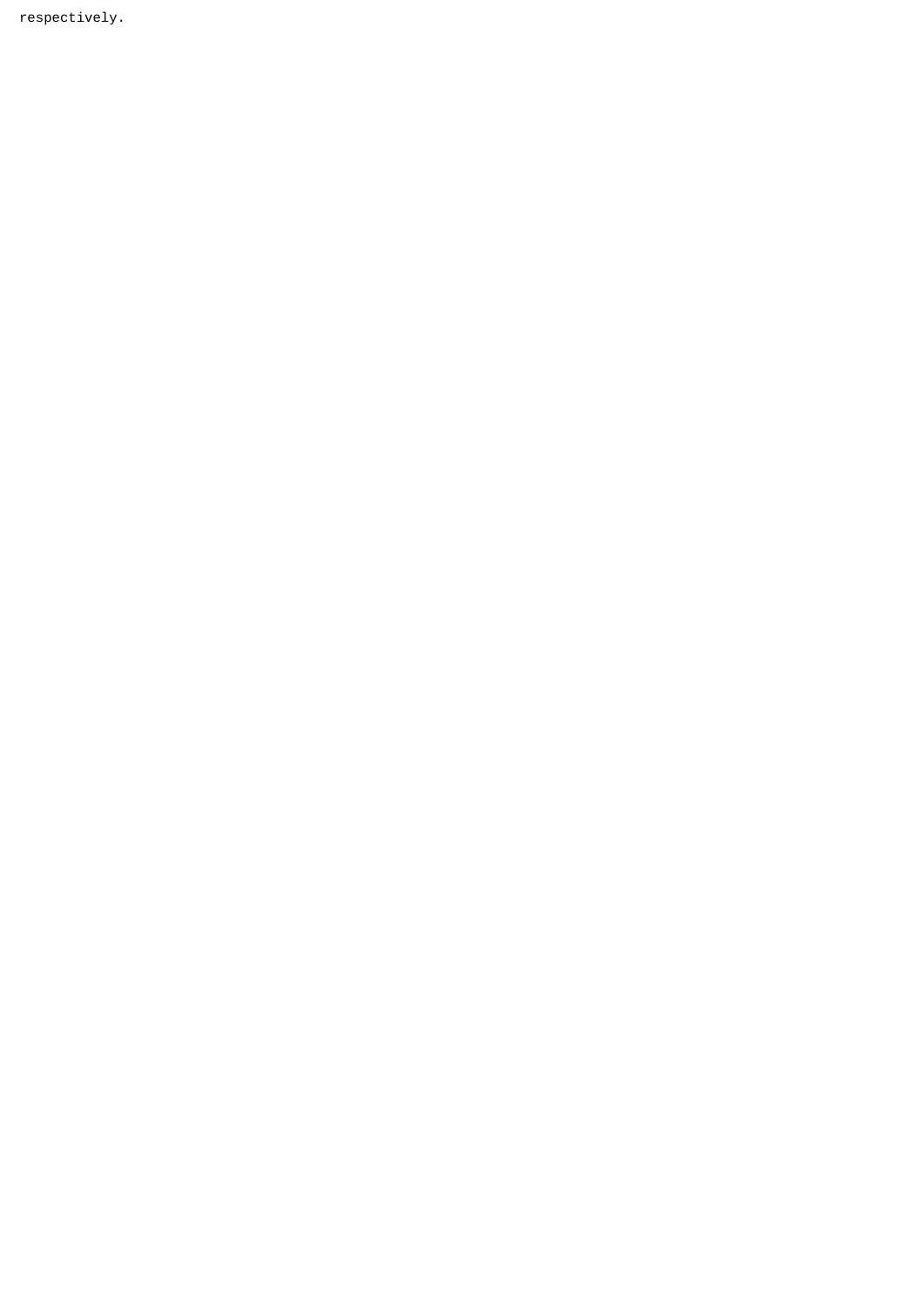respectively.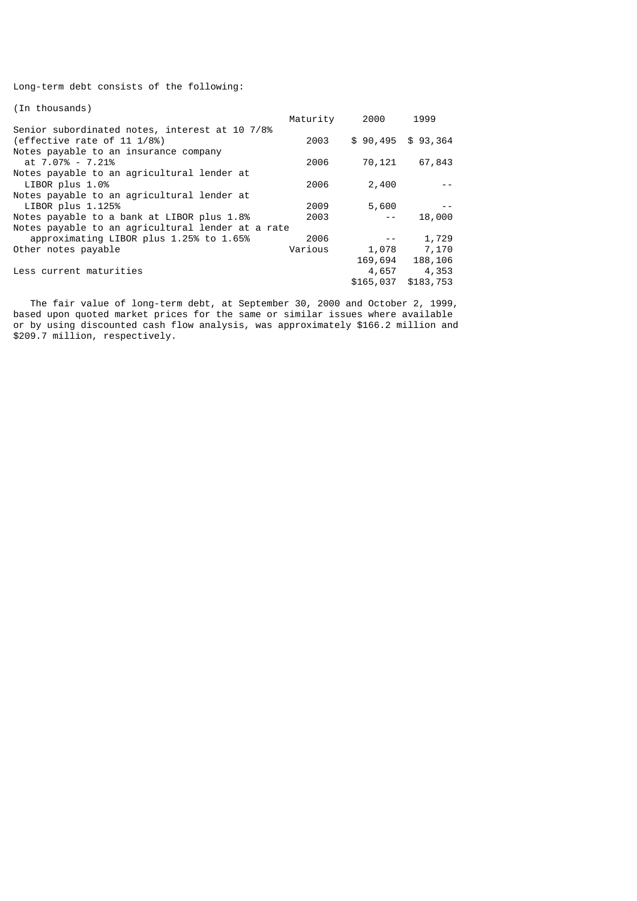Long-term debt consists of the following:

(In thousands)

| | Maturity | 2000 | 1999 |
|---|---|---|---|
| Senior subordinated notes, interest at 10 7/8% (effective rate of 11 1/8%) | 2003 | $ 90,495 | $ 93,364 |
| Notes payable to an insurance company at 7.07% - 7.21% | 2006 | 70,121 | 67,843 |
| Notes payable to an agricultural lender at LIBOR plus 1.0% | 2006 | 2,400 | -- |
| Notes payable to an agricultural lender at LIBOR plus 1.125% | 2009 | 5,600 | -- |
| Notes payable to a bank at LIBOR plus 1.8% | 2003 | -- | 18,000 |
| Notes payable to an agricultural lender at a rate approximating LIBOR plus 1.25% to 1.65% | 2006 | -- | 1,729 |
| Other notes payable | Various | 1,078 | 7,170 |
| | | 169,694 | 188,106 |
| Less current maturities | | 4,657 | 4,353 |
| | | $165,037 | $183,753 |

The fair value of long-term debt, at September 30, 2000 and October 2, 1999, based upon quoted market prices for the same or similar issues where available or by using discounted cash flow analysis, was approximately $166.2 million and $209.7 million, respectively.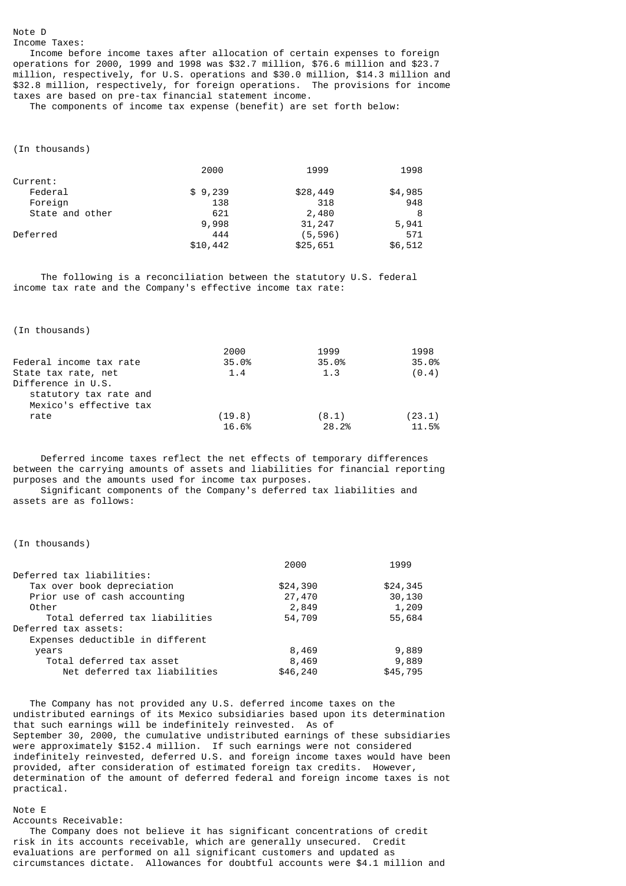Note D

Income Taxes:

Income before income taxes after allocation of certain expenses to foreign operations for 2000, 1999 and 1998 was $32.7 million, $76.6 million and $23.7 million, respectively, for U.S. operations and $30.0 million, $14.3 million and $32.8 million, respectively, for foreign operations. The provisions for income taxes are based on pre-tax financial statement income.

The components of income tax expense (benefit) are set forth below:

(In thousands)

| | 2000 | 1999 | 1998 |
|---|---|---|---|
| Current: | | | |
| Federal | $ 9,239 | $28,449 | $4,985 |
| Foreign | 138 | 318 | 948 |
| State and other | 621 | 2,480 | 8 |
| | 9,998 | 31,247 | 5,941 |
| Deferred | 444 | (5,596) | 571 |
| | $10,442 | $25,651 | $6,512 |

The following is a reconciliation between the statutory U.S. federal income tax rate and the Company's effective income tax rate:

(In thousands)

| | 2000 | 1999 | 1998 |
|---|---|---|---|
| Federal income tax rate | 35.0% | 35.0% | 35.0% |
| State tax rate, net | 1.4 | 1.3 | (0.4) |
| Difference in U.S. statutory tax rate and Mexico's effective tax rate | (19.8) | (8.1) | (23.1) |
| | 16.6% | 28.2% | 11.5% |

Deferred income taxes reflect the net effects of temporary differences between the carrying amounts of assets and liabilities for financial reporting purposes and the amounts used for income tax purposes.

Significant components of the Company's deferred tax liabilities and assets are as follows:

(In thousands)

| | 2000 | 1999 |
|---|---|---|
| Deferred tax liabilities: | | |
| Tax over book depreciation | $24,390 | $24,345 |
| Prior use of cash accounting | 27,470 | 30,130 |
| Other | 2,849 | 1,209 |
| Total deferred tax liabilities | 54,709 | 55,684 |
| Deferred tax assets: | | |
| Expenses deductible in different years | 8,469 | 9,889 |
| Total deferred tax asset | 8,469 | 9,889 |
| Net deferred tax liabilities | $46,240 | $45,795 |

The Company has not provided any U.S. deferred income taxes on the undistributed earnings of its Mexico subsidiaries based upon its determination that such earnings will be indefinitely reinvested. As of September 30, 2000, the cumulative undistributed earnings of these subsidiaries were approximately $152.4 million. If such earnings were not considered indefinitely reinvested, deferred U.S. and foreign income taxes would have been provided, after consideration of estimated foreign tax credits. However, determination of the amount of deferred federal and foreign income taxes is not practical.

Note E

Accounts Receivable:

The Company does not believe it has significant concentrations of credit risk in its accounts receivable, which are generally unsecured. Credit evaluations are performed on all significant customers and updated as circumstances dictate. Allowances for doubtful accounts were $4.1 million and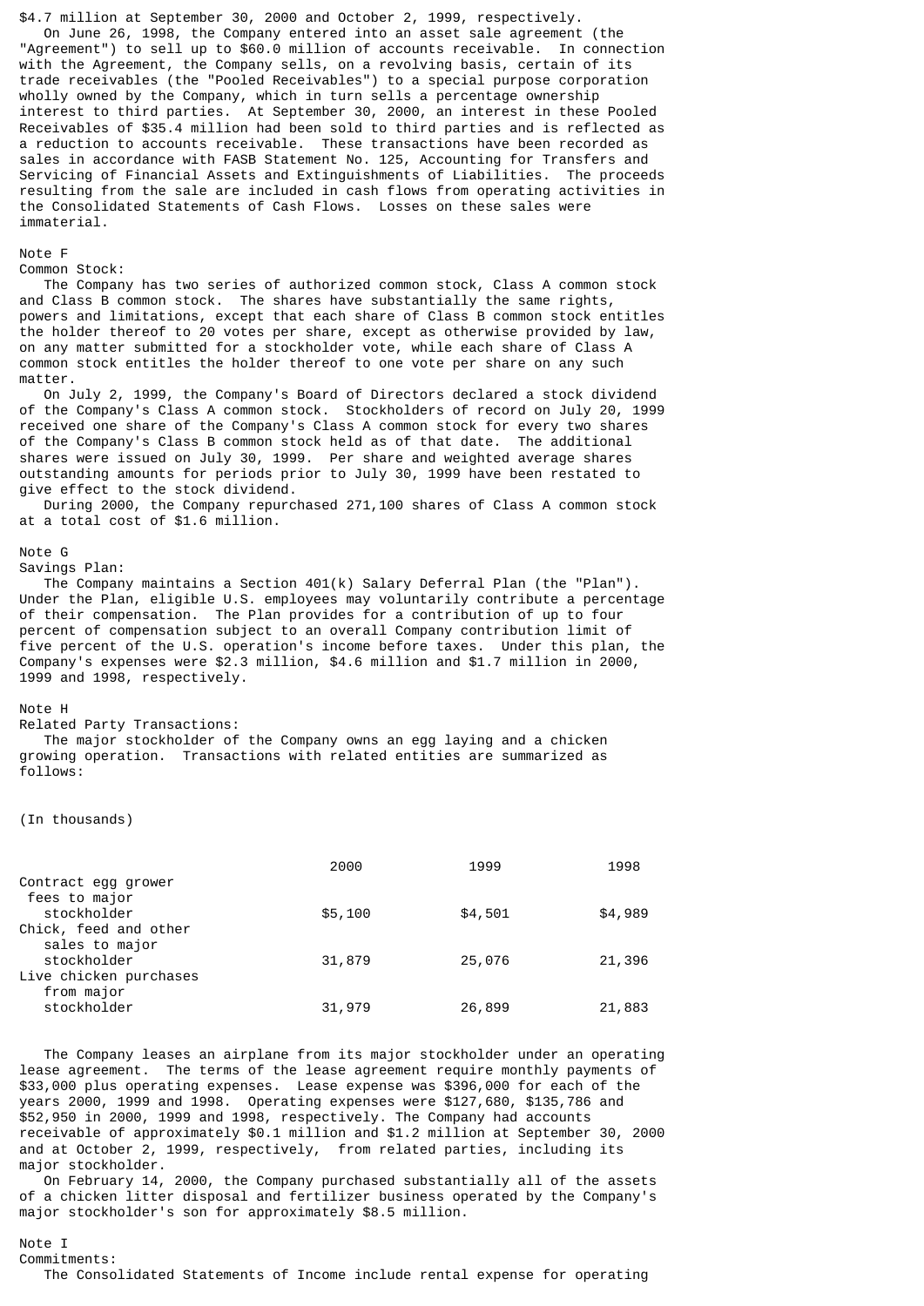$4.7 million at September 30, 2000 and October 2, 1999, respectively.

On June 26, 1998, the Company entered into an asset sale agreement (the "Agreement") to sell up to $60.0 million of accounts receivable. In connection with the Agreement, the Company sells, on a revolving basis, certain of its trade receivables (the "Pooled Receivables") to a special purpose corporation wholly owned by the Company, which in turn sells a percentage ownership interest to third parties. At September 30, 2000, an interest in these Pooled Receivables of $35.4 million had been sold to third parties and is reflected as a reduction to accounts receivable. These transactions have been recorded as sales in accordance with FASB Statement No. 125, Accounting for Transfers and Servicing of Financial Assets and Extinguishments of Liabilities. The proceeds resulting from the sale are included in cash flows from operating activities in the Consolidated Statements of Cash Flows. Losses on these sales were immaterial.

Note F

Common Stock:

The Company has two series of authorized common stock, Class A common stock and Class B common stock. The shares have substantially the same rights, powers and limitations, except that each share of Class B common stock entitles the holder thereof to 20 votes per share, except as otherwise provided by law, on any matter submitted for a stockholder vote, while each share of Class A common stock entitles the holder thereof to one vote per share on any such matter.

On July 2, 1999, the Company's Board of Directors declared a stock dividend of the Company's Class A common stock. Stockholders of record on July 20, 1999 received one share of the Company's Class A common stock for every two shares of the Company's Class B common stock held as of that date. The additional shares were issued on July 30, 1999. Per share and weighted average shares outstanding amounts for periods prior to July 30, 1999 have been restated to give effect to the stock dividend.

During 2000, the Company repurchased 271,100 shares of Class A common stock at a total cost of $1.6 million.

Note G

Savings Plan:

The Company maintains a Section 401(k) Salary Deferral Plan (the "Plan"). Under the Plan, eligible U.S. employees may voluntarily contribute a percentage of their compensation. The Plan provides for a contribution of up to four percent of compensation subject to an overall Company contribution limit of five percent of the U.S. operation's income before taxes. Under this plan, the Company's expenses were $2.3 million, $4.6 million and $1.7 million in 2000, 1999 and 1998, respectively.

Note H

Related Party Transactions:

The major stockholder of the Company owns an egg laying and a chicken growing operation. Transactions with related entities are summarized as follows:

(In thousands)

| | 2000 | 1999 | 1998 |
|---|---|---|---|
| Contract egg grower fees to major stockholder | $5,100 | $4,501 | $4,989 |
| Chick, feed and other sales to major stockholder | 31,879 | 25,076 | 21,396 |
| Live chicken purchases from major stockholder | 31,979 | 26,899 | 21,883 |

The Company leases an airplane from its major stockholder under an operating lease agreement. The terms of the lease agreement require monthly payments of $33,000 plus operating expenses. Lease expense was $396,000 for each of the years 2000, 1999 and 1998. Operating expenses were $127,680, $135,786 and $52,950 in 2000, 1999 and 1998, respectively. The Company had accounts receivable of approximately $0.1 million and $1.2 million at September 30, 2000 and at October 2, 1999, respectively, from related parties, including its major stockholder.

On February 14, 2000, the Company purchased substantially all of the assets of a chicken litter disposal and fertilizer business operated by the Company's major stockholder's son for approximately $8.5 million.

Note I

Commitments:

The Consolidated Statements of Income include rental expense for operating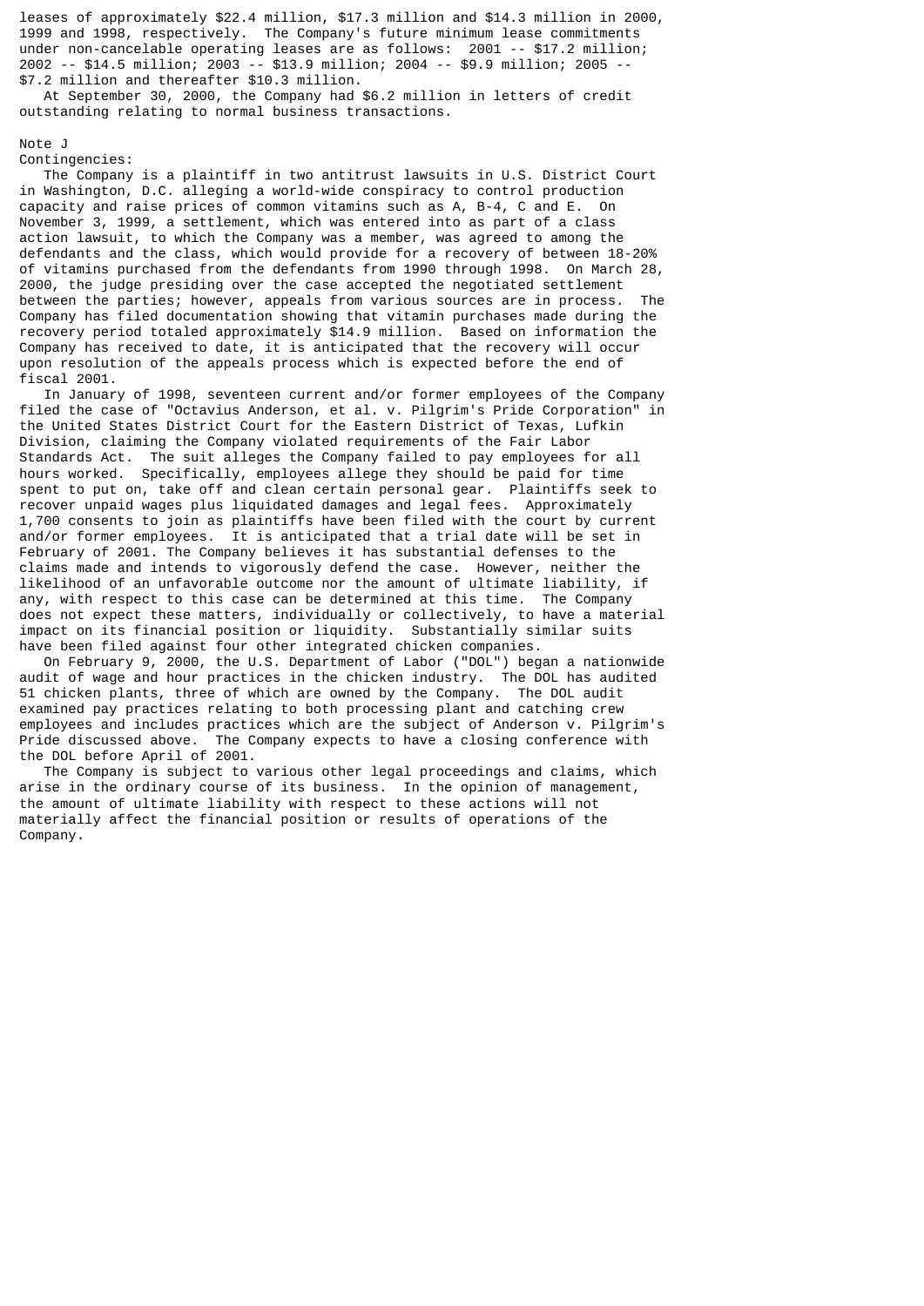leases of approximately $22.4 million, $17.3 million and $14.3 million in 2000, 1999 and 1998, respectively. The Company's future minimum lease commitments under non-cancelable operating leases are as follows: 2001 -- $17.2 million; 2002 -- $14.5 million; 2003 -- $13.9 million; 2004 -- $9.9 million; 2005 -- $7.2 million and thereafter $10.3 million.

At September 30, 2000, the Company had $6.2 million in letters of credit outstanding relating to normal business transactions.

## Note J

### Contingencies:

The Company is a plaintiff in two antitrust lawsuits in U.S. District Court in Washington, D.C. alleging a world-wide conspiracy to control production capacity and raise prices of common vitamins such as A, B-4, C and E. On November 3, 1999, a settlement, which was entered into as part of a class action lawsuit, to which the Company was a member, was agreed to among the defendants and the class, which would provide for a recovery of between 18-20% of vitamins purchased from the defendants from 1990 through 1998. On March 28, 2000, the judge presiding over the case accepted the negotiated settlement between the parties; however, appeals from various sources are in process. The Company has filed documentation showing that vitamin purchases made during the recovery period totaled approximately $14.9 million. Based on information the Company has received to date, it is anticipated that the recovery will occur upon resolution of the appeals process which is expected before the end of fiscal 2001.

In January of 1998, seventeen current and/or former employees of the Company filed the case of "Octavius Anderson, et al. v. Pilgrim's Pride Corporation" in the United States District Court for the Eastern District of Texas, Lufkin Division, claiming the Company violated requirements of the Fair Labor Standards Act. The suit alleges the Company failed to pay employees for all hours worked. Specifically, employees allege they should be paid for time spent to put on, take off and clean certain personal gear. Plaintiffs seek to recover unpaid wages plus liquidated damages and legal fees. Approximately 1,700 consents to join as plaintiffs have been filed with the court by current and/or former employees. It is anticipated that a trial date will be set in February of 2001. The Company believes it has substantial defenses to the claims made and intends to vigorously defend the case. However, neither the likelihood of an unfavorable outcome nor the amount of ultimate liability, if any, with respect to this case can be determined at this time. The Company does not expect these matters, individually or collectively, to have a material impact on its financial position or liquidity. Substantially similar suits have been filed against four other integrated chicken companies.

On February 9, 2000, the U.S. Department of Labor ("DOL") began a nationwide audit of wage and hour practices in the chicken industry. The DOL has audited 51 chicken plants, three of which are owned by the Company. The DOL audit examined pay practices relating to both processing plant and catching crew employees and includes practices which are the subject of Anderson v. Pilgrim's Pride discussed above. The Company expects to have a closing conference with the DOL before April of 2001.

The Company is subject to various other legal proceedings and claims, which arise in the ordinary course of its business. In the opinion of management, the amount of ultimate liability with respect to these actions will not materially affect the financial position or results of operations of the Company.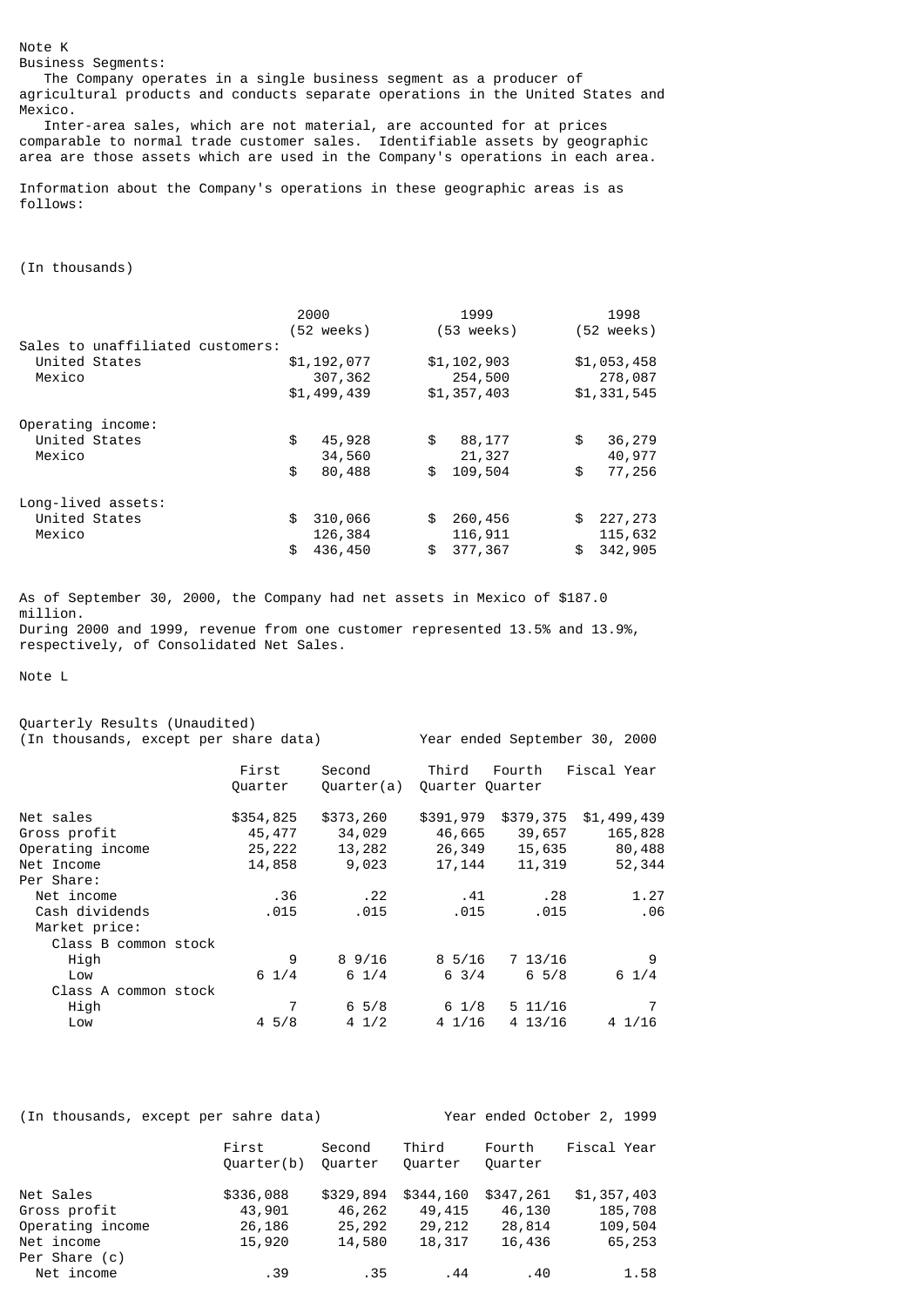Note K

Business Segments:

The Company operates in a single business segment as a producer of agricultural products and conducts separate operations in the United States and Mexico.

Inter-area sales, which are not material, are accounted for at prices comparable to normal trade customer sales. Identifiable assets by geographic area are those assets which are used in the Company's operations in each area.

Information about the Company's operations in these geographic areas is as follows:

(In thousands)

| | 2000 (52 weeks) | 1999 (53 weeks) | 1998 (52 weeks) |
|---|---|---|---|
| Sales to unaffiliated customers: | | | |
| United States | $1,192,077 | $1,102,903 | $1,053,458 |
| Mexico | 307,362 | 254,500 | 278,087 |
| | $1,499,439 | $1,357,403 | $1,331,545 |
| Operating income: | | | |
| United States | $ 45,928 | $ 88,177 | $ 36,279 |
| Mexico | 34,560 | 21,327 | 40,977 |
| | $ 80,488 | $ 109,504 | $ 77,256 |
| Long-lived assets: | | | |
| United States | $ 310,066 | $ 260,456 | $ 227,273 |
| Mexico | 126,384 | 116,911 | 115,632 |
| | $ 436,450 | $ 377,367 | $ 342,905 |

As of September 30, 2000, the Company had net assets in Mexico of $187.0 million.

During 2000 and 1999, revenue from one customer represented 13.5% and 13.9%, respectively, of Consolidated Net Sales.

Note L

Quarterly Results (Unaudited)

(In thousands, except per share data) Year ended September 30, 2000

| | First Quarter | Second Quarter(a) | Third Quarter | Fourth Quarter | Fiscal Year |
|---|---|---|---|---|---|
| Net sales | $354,825 | $373,260 | $391,979 | $379,375 | $1,499,439 |
| Gross profit | 45,477 | 34,029 | 46,665 | 39,657 | 165,828 |
| Operating income | 25,222 | 13,282 | 26,349 | 15,635 | 80,488 |
| Net Income | 14,858 | 9,023 | 17,144 | 11,319 | 52,344 |
| Per Share: | | | | | |
| Net income | .36 | .22 | .41 | .28 | 1.27 |
| Cash dividends | .015 | .015 | .015 | .015 | .06 |
| Market price: | | | | | |
| Class B common stock | | | | | |
| High | 9 | 8 9/16 | 8 5/16 | 7 13/16 | 9 |
| Low | 6 1/4 | 6 1/4 | 6 3/4 | 6 5/8 | 6 1/4 |
| Class A common stock | | | | | |
| High | 7 | 6 5/8 | 6 1/8 | 5 11/16 | 7 |
| Low | 4 5/8 | 4 1/2 | 4 1/16 | 4 13/16 | 4 1/16 |

(In thousands, except per sahre data) Year ended October 2, 1999

| | First Quarter(b) | Second Quarter | Third Quarter | Fourth Quarter | Fiscal Year |
|---|---|---|---|---|---|
| Net Sales | $336,088 | $329,894 | $344,160 | $347,261 | $1,357,403 |
| Gross profit | 43,901 | 46,262 | 49,415 | 46,130 | 185,708 |
| Operating income | 26,186 | 25,292 | 29,212 | 28,814 | 109,504 |
| Net income | 15,920 | 14,580 | 18,317 | 16,436 | 65,253 |
| Per Share (c) | | | | | |
| Net income | .39 | .35 | .44 | .40 | 1.58 |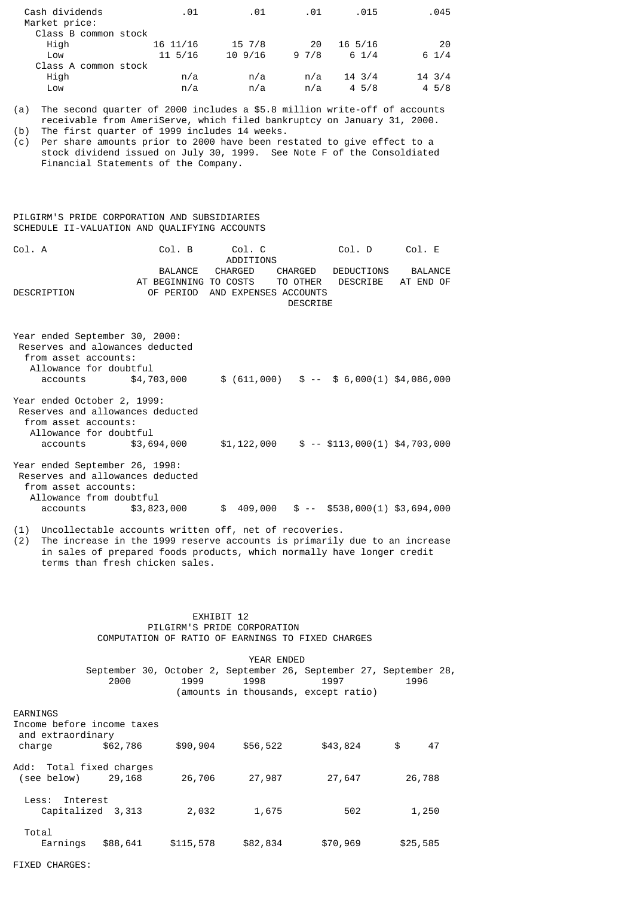| | | | | | |
|---|---|---|---|---|---|
| Cash dividends | .01 | .01 | .01 | .015 | .045 |
| Market price: | | | | | |
| Class B common stock | | | | | |
| High | 16 11/16 | 15 7/8 | 20 | 16 5/16 | 20 |
| Low | 11 5/16 | 10 9/16 | 9 7/8 | 6 1/4 | 6 1/4 |
| Class A common stock | | | | | |
| High | n/a | n/a | n/a | 14 3/4 | 14 3/4 |
| Low | n/a | n/a | n/a | 4 5/8 | 4 5/8 |

(a) The second quarter of 2000 includes a $5.8 million write-off of accounts receivable from AmeriServe, which filed bankruptcy on January 31, 2000.
(b) The first quarter of 1999 includes 14 weeks.
(c) Per share amounts prior to 2000 have been restated to give effect to a stock dividend issued on July 30, 1999. See Note F of the Consoldiated Financial Statements of the Company.

PILGRIM'S PRIDE CORPORATION AND SUBSIDIARIES
SCHEDULE II-VALUATION AND QUALIFYING ACCOUNTS

| Col. A | Col. B | Col. C | | Col. D | Col. E |
|---|---|---|---|---|---|
| | | ADDITIONS | | | |
| DESCRIPTION | BALANCE AT BEGINNING OF PERIOD | CHARGED TO COSTS AND EXPENSES | CHARGED TO OTHER ACCOUNTS DESCRIBE | DEDUCTIONS DESCRIBE | BALANCE AT END OF |
| Year ended September 30, 2000: | | | | | |
| Reserves and alowances deducted from asset accounts: | | | | | |
| Allowance for doubtful accounts | $4,703,000 | $ (611,000) | $ -- | $ 6,000(1) | $4,086,000 |
| Year ended October 2, 1999: | | | | | |
| Reserves and allowances deducted from asset accounts: | | | | | |
| Allowance for doubtful accounts | $3,694,000 | $1,122,000 | $ -- | $113,000(1) | $4,703,000 |
| Year ended September 26, 1998: | | | | | |
| Reserves and allowances deducted from asset accounts: | | | | | |
| Allowance from doubtful accounts | $3,823,000 | $ 409,000 | $ -- | $538,000(1) | $3,694,000 |

(1) Uncollectable accounts written off, net of recoveries.
(2) The increase in the 1999 reserve accounts is primarily due to an increase in sales of prepared foods products, which normally have longer credit terms than fresh chicken sales.

EXHIBIT 12
PILGIRM'S PRIDE CORPORATION
COMPUTATION OF RATIO OF EARNINGS TO FIXED CHARGES

| | YEAR ENDED | | | | |
|---|---|---|---|---|---|
| | September 30, 2000 | October 2, 1999 | September 26, 1998 | September 27, 1997 | September 28, 1996 |
| | (amounts in thousands, except ratio) | | | | |
| EARNINGS | | | | | |
| Income before income taxes and extraordinary charge | $62,786 | $90,904 | $56,522 | $43,824 | $ 47 |
| Add: Total fixed charges (see below) | 29,168 | 26,706 | 27,987 | 27,647 | 26,788 |
| Less: Interest Capitalized | 3,313 | 2,032 | 1,675 | 502 | 1,250 |
| Total Earnings | $88,641 | $115,578 | $82,834 | $70,969 | $25,585 |

FIXED CHARGES: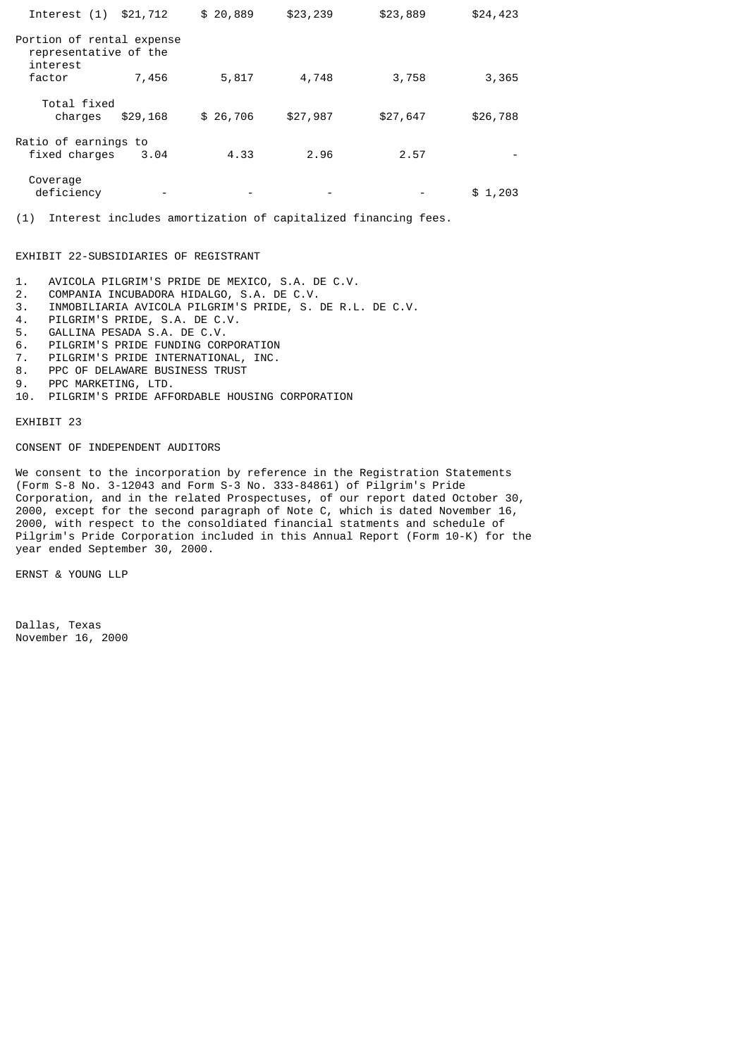| | | | | | |
|---|---|---|---|---|---|
| Interest (1) | $21,712 | $ 20,889 | $23,239 | $23,889 | $24,423 |
| Portion of rental expense representative of the interest factor | 7,456 | 5,817 | 4,748 | 3,758 | 3,365 |
| Total fixed charges | $29,168 | $ 26,706 | $27,987 | $27,647 | $26,788 |
| Ratio of earnings to fixed charges | 3.04 | 4.33 | 2.96 | 2.57 | - |
| Coverage deficiency | - | - | - | - | $ 1,203 |

(1) Interest includes amortization of capitalized financing fees.

EXHIBIT 22-SUBSIDIARIES OF REGISTRANT

1. AVICOLA PILGRIM'S PRIDE DE MEXICO, S.A. DE C.V.
2. COMPANIA INCUBADORA HIDALGO, S.A. DE C.V.
3. INMOBILIARIA AVICOLA PILGRIM'S PRIDE, S. DE R.L. DE C.V.
4. PILGRIM'S PRIDE, S.A. DE C.V.
5. GALLINA PESADA S.A. DE C.V.
6. PILGRIM'S PRIDE FUNDING CORPORATION
7. PILGRIM'S PRIDE INTERNATIONAL, INC.
8. PPC OF DELAWARE BUSINESS TRUST
9. PPC MARKETING, LTD.
10. PILGRIM'S PRIDE AFFORDABLE HOUSING CORPORATION

EXHIBIT 23

CONSENT OF INDEPENDENT AUDITORS

We consent to the incorporation by reference in the Registration Statements (Form S-8 No. 3-12043 and Form S-3 No. 333-84861) of Pilgrim's Pride Corporation, and in the related Prospectuses, of our report dated October 30, 2000, except for the second paragraph of Note C, which is dated November 16, 2000, with respect to the consoldiated financial statments and schedule of Pilgrim's Pride Corporation included in this Annual Report (Form 10-K) for the year ended September 30, 2000.

ERNST & YOUNG LLP

Dallas, Texas
November 16, 2000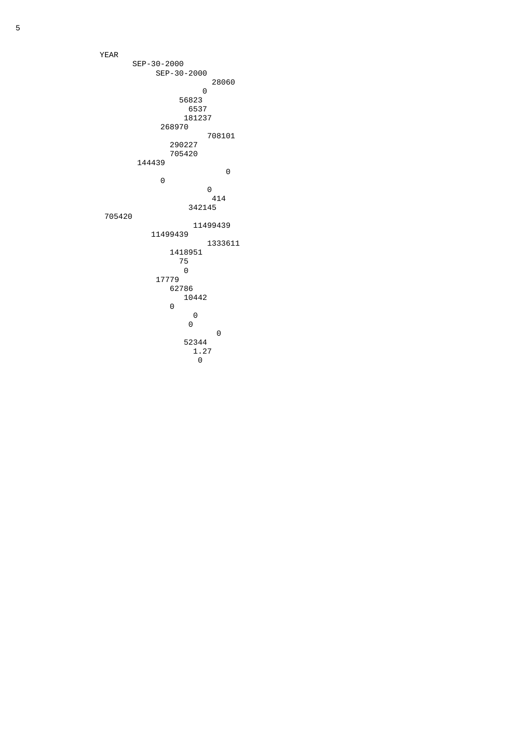YEAR
SEP-30-2000
SEP-30-2000
28060
0
56823
6537
181237
268970
708101
290227
705420
144439
0
0
0
414
342145
705420
11499439
11499439
1333611
1418951
75
0
17779
62786
10442
0
0
0
0
52344
1.27
0